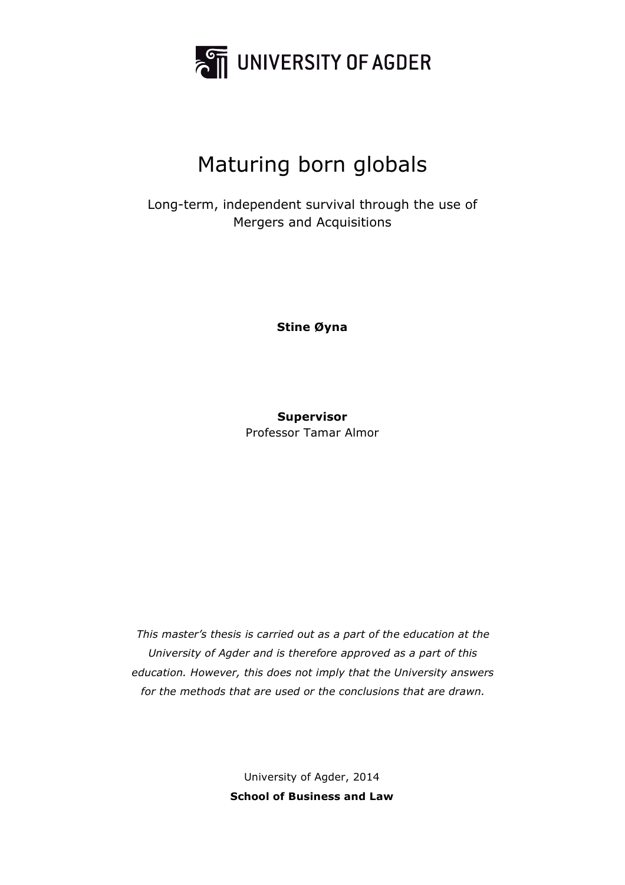UNIVERSITY OF AGDER

# Maturing born globals

Long-term, independent survival through the use of Mergers and Acquisitions

**Stine Øyna**

**Supervisor**
Professor Tamar Almor

*This master's thesis is carried out as a part of the education at the University of Agder and is therefore approved as a part of this education. However, this does not imply that the University answers for the methods that are used or the conclusions that are drawn.*

University of Agder, 2014
**School of Business and Law**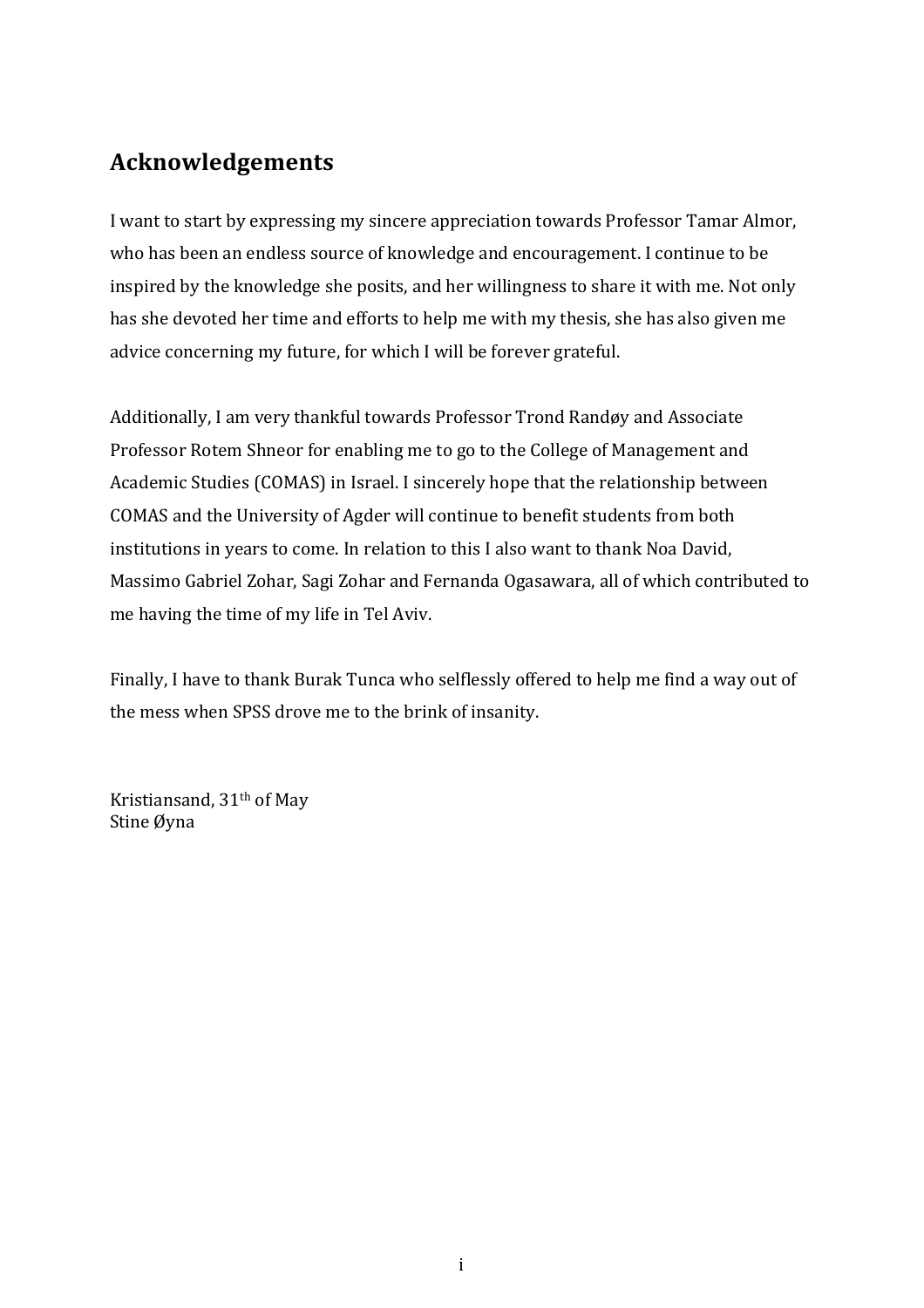## Acknowledgements

I want to start by expressing my sincere appreciation towards Professor Tamar Almor, who has been an endless source of knowledge and encouragement. I continue to be inspired by the knowledge she posits, and her willingness to share it with me. Not only has she devoted her time and efforts to help me with my thesis, she has also given me advice concerning my future, for which I will be forever grateful.

Additionally, I am very thankful towards Professor Trond Randøy and Associate Professor Rotem Shneor for enabling me to go to the College of Management and Academic Studies (COMAS) in Israel. I sincerely hope that the relationship between COMAS and the University of Agder will continue to benefit students from both institutions in years to come. In relation to this I also want to thank Noa David, Massimo Gabriel Zohar, Sagi Zohar and Fernanda Ogasawara, all of which contributed to me having the time of my life in Tel Aviv.

Finally, I have to thank Burak Tunca who selflessly offered to help me find a way out of the mess when SPSS drove me to the brink of insanity.

Kristiansand, 31th of May
Stine Øyna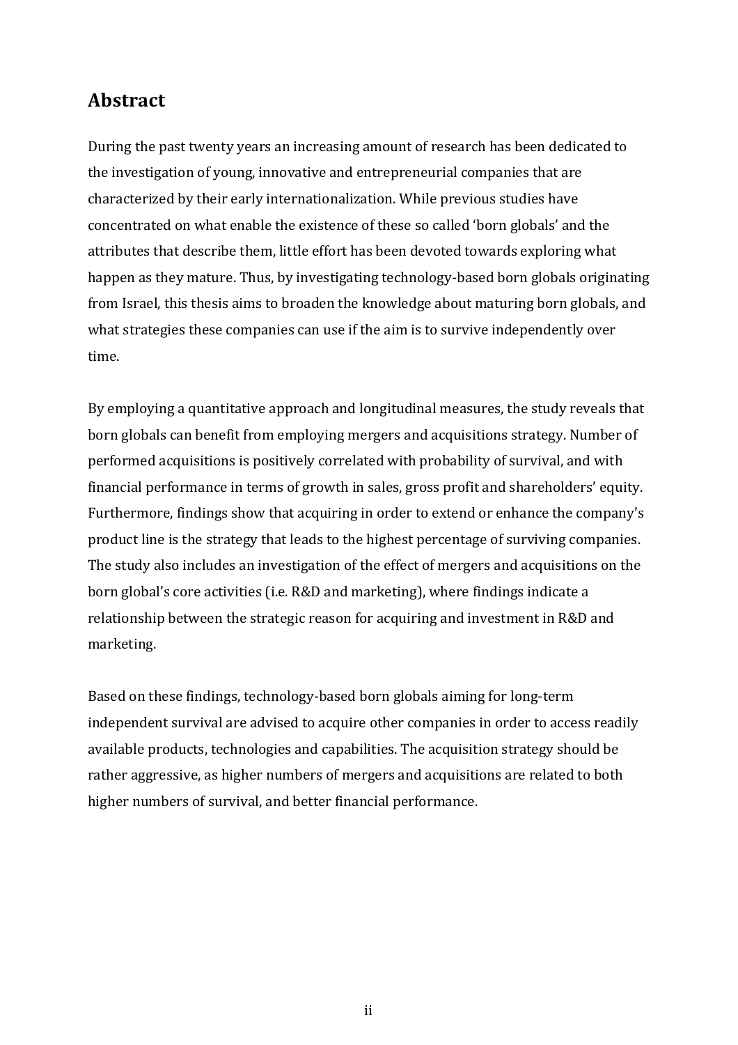## Abstract

During the past twenty years an increasing amount of research has been dedicated to the investigation of young, innovative and entrepreneurial companies that are characterized by their early internationalization. While previous studies have concentrated on what enable the existence of these so called 'born globals' and the attributes that describe them, little effort has been devoted towards exploring what happen as they mature. Thus, by investigating technology-based born globals originating from Israel, this thesis aims to broaden the knowledge about maturing born globals, and what strategies these companies can use if the aim is to survive independently over time.

By employing a quantitative approach and longitudinal measures, the study reveals that born globals can benefit from employing mergers and acquisitions strategy. Number of performed acquisitions is positively correlated with probability of survival, and with financial performance in terms of growth in sales, gross profit and shareholders' equity. Furthermore, findings show that acquiring in order to extend or enhance the company's product line is the strategy that leads to the highest percentage of surviving companies. The study also includes an investigation of the effect of mergers and acquisitions on the born global's core activities (i.e. R&D and marketing), where findings indicate a relationship between the strategic reason for acquiring and investment in R&D and marketing.

Based on these findings, technology-based born globals aiming for long-term independent survival are advised to acquire other companies in order to access readily available products, technologies and capabilities. The acquisition strategy should be rather aggressive, as higher numbers of mergers and acquisitions are related to both higher numbers of survival, and better financial performance.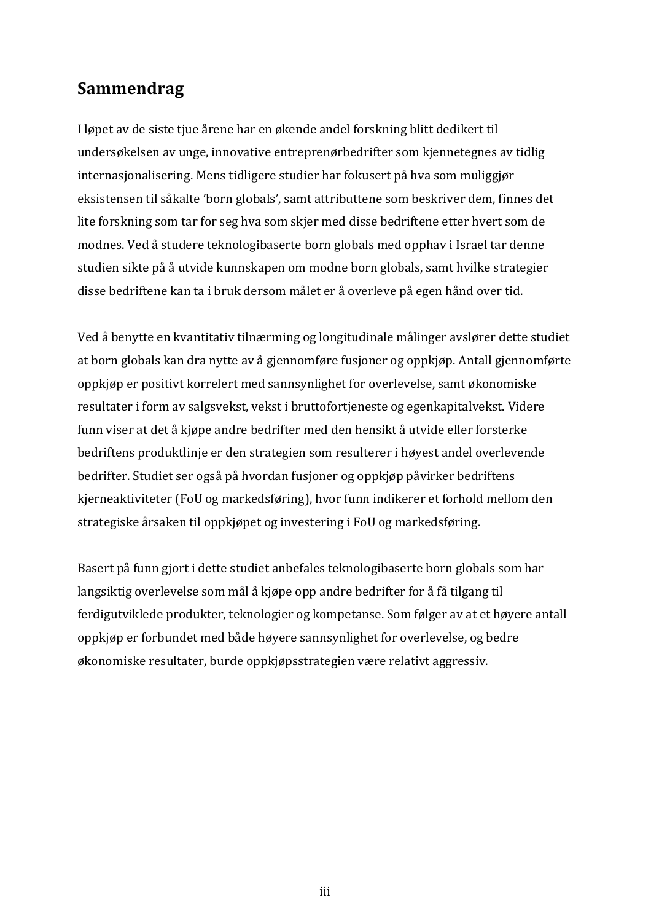## Sammendrag

I løpet av de siste tjue årene har en økende andel forskning blitt dedikert til undersøkelsen av unge, innovative entreprenørbedrifter som kjennetegnes av tidlig internasjonalisering. Mens tidligere studier har fokusert på hva som muliggjør eksistensen til såkalte 'born globals', samt attributtene som beskriver dem, finnes det lite forskning som tar for seg hva som skjer med disse bedriftene etter hvert som de modnes. Ved å studere teknologibaserte born globals med opphav i Israel tar denne studien sikte på å utvide kunnskapen om modne born globals, samt hvilke strategier disse bedriftene kan ta i bruk dersom målet er å overleve på egen hånd over tid.

Ved å benytte en kvantitativ tilnærming og longitudinale målinger avslører dette studiet at born globals kan dra nytte av å gjennomføre fusjoner og oppkjøp. Antall gjennomførte oppkjøp er positivt korrelert med sannsynlighet for overlevelse, samt økonomiske resultater i form av salgsvekst, vekst i bruttofortjeneste og egenkapitalvekst. Videre funn viser at det å kjøpe andre bedrifter med den hensikt å utvide eller forsterke bedriftens produktlinje er den strategien som resulterer i høyest andel overlevende bedrifter. Studiet ser også på hvordan fusjoner og oppkjøp påvirker bedriftens kjerneaktiviteter (FoU og markedsføring), hvor funn indikerer et forhold mellom den strategiske årsaken til oppkjøpet og investering i FoU og markedsføring.

Basert på funn gjort i dette studiet anbefales teknologibaserte born globals som har langsiktig overlevelse som mål å kjøpe opp andre bedrifter for å få tilgang til ferdigutviklede produkter, teknologier og kompetanse. Som følger av at et høyere antall oppkjøp er forbundet med både høyere sannsynlighet for overlevelse, og bedre økonomiske resultater, burde oppkjøpsstrategien være relativt aggressiv.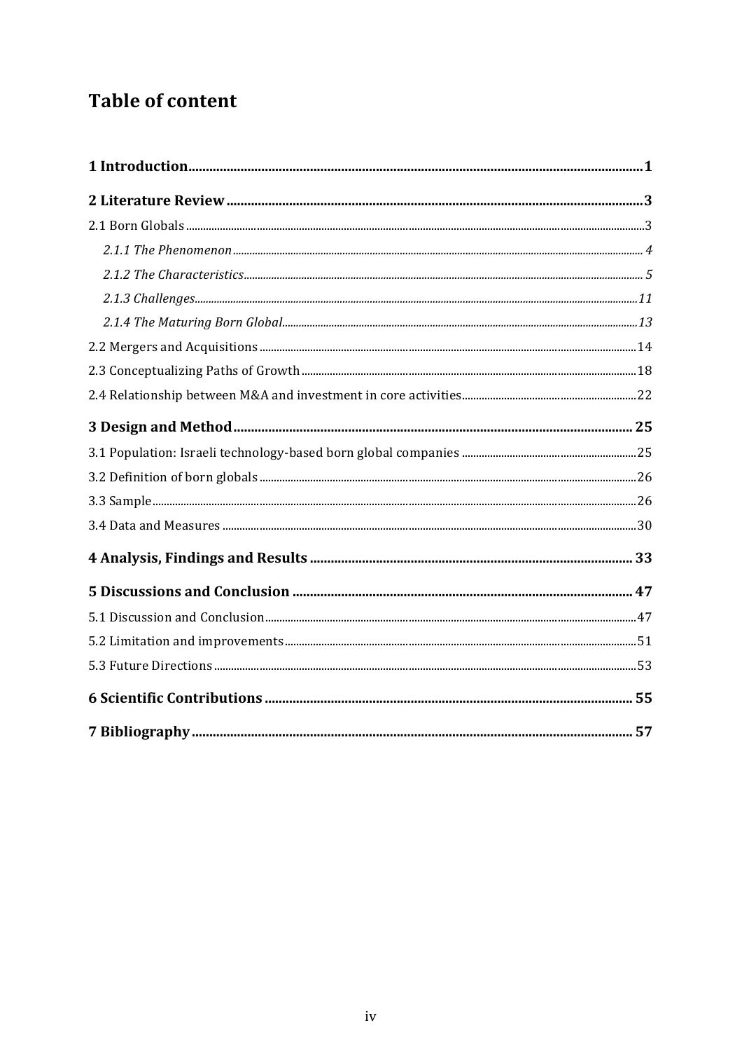# Table of content

**1 Introduction** ........................................ **1**

**2 Literature Review** ........................................ **3**

2.1 Born Globals ........................................ 3

*2.1.1 The Phenomenon* ........................................ *4*

*2.1.2 The Characteristics* ........................................ *5*

*2.1.3 Challenges* ........................................ *11*

*2.1.4 The Maturing Born Global* ........................................ *13*

2.2 Mergers and Acquisitions ........................................ 14

2.3 Conceptualizing Paths of Growth ........................................ 18

2.4 Relationship between M&A and investment in core activities ........................................ 22

**3 Design and Method** ........................................ **25**

3.1 Population: Israeli technology-based born global companies ........................................ 25

3.2 Definition of born globals ........................................ 26

3.3 Sample ........................................ 26

3.4 Data and Measures ........................................ 30

**4 Analysis, Findings and Results** ........................................ **33**

**5 Discussions and Conclusion** ........................................ **47**

5.1 Discussion and Conclusion ........................................ 47

5.2 Limitation and improvements ........................................ 51

5.3 Future Directions ........................................ 53

**6 Scientific Contributions** ........................................ **55**

**7 Bibliography** ........................................ **57**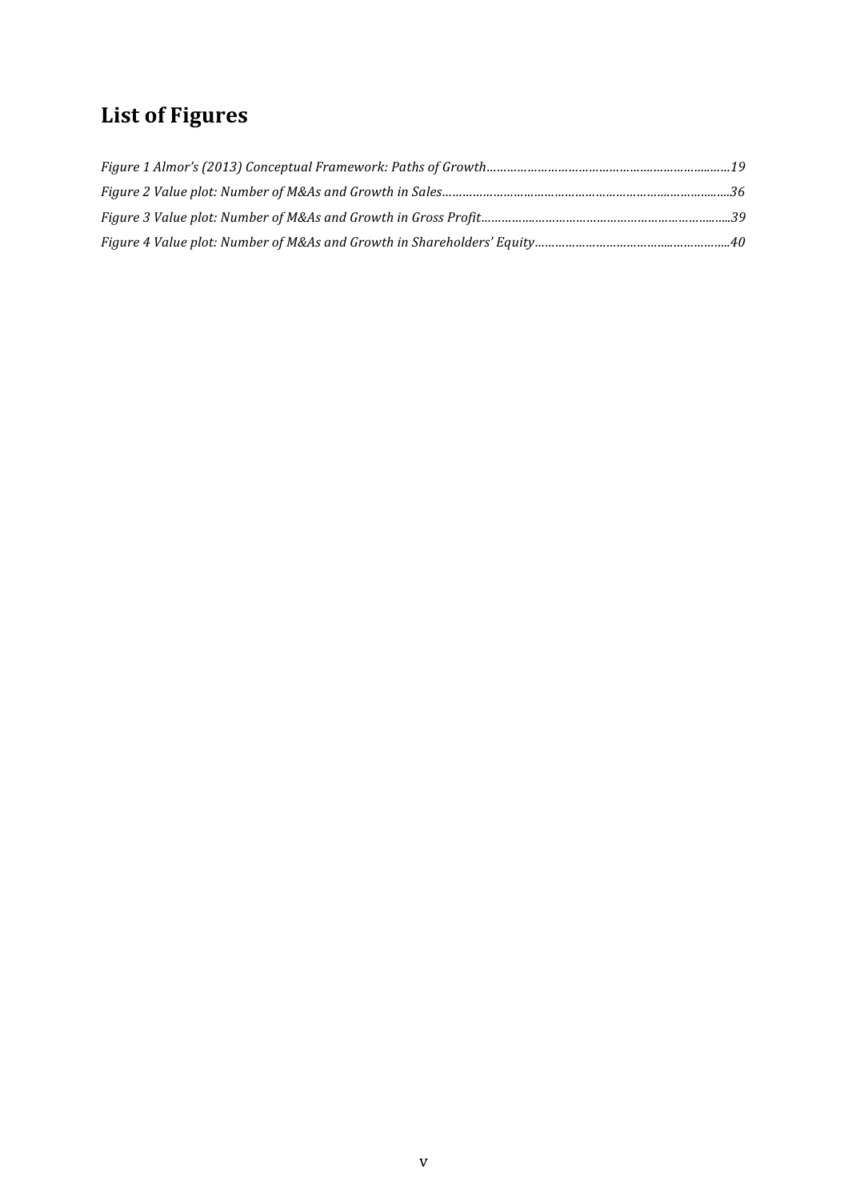# List of Figures

*Figure 1 Almor's (2013) Conceptual Framework: Paths of Growth……………………………………………………………19*

*Figure 2 Value plot: Number of M&As and Growth in Sales…………………………………………………………………….36*

*Figure 3 Value plot: Number of M&As and Growth in Gross Profit……………………………………………………………39*

*Figure 4 Value plot: Number of M&As and Growth in Shareholders' Equity…………………………………………………40*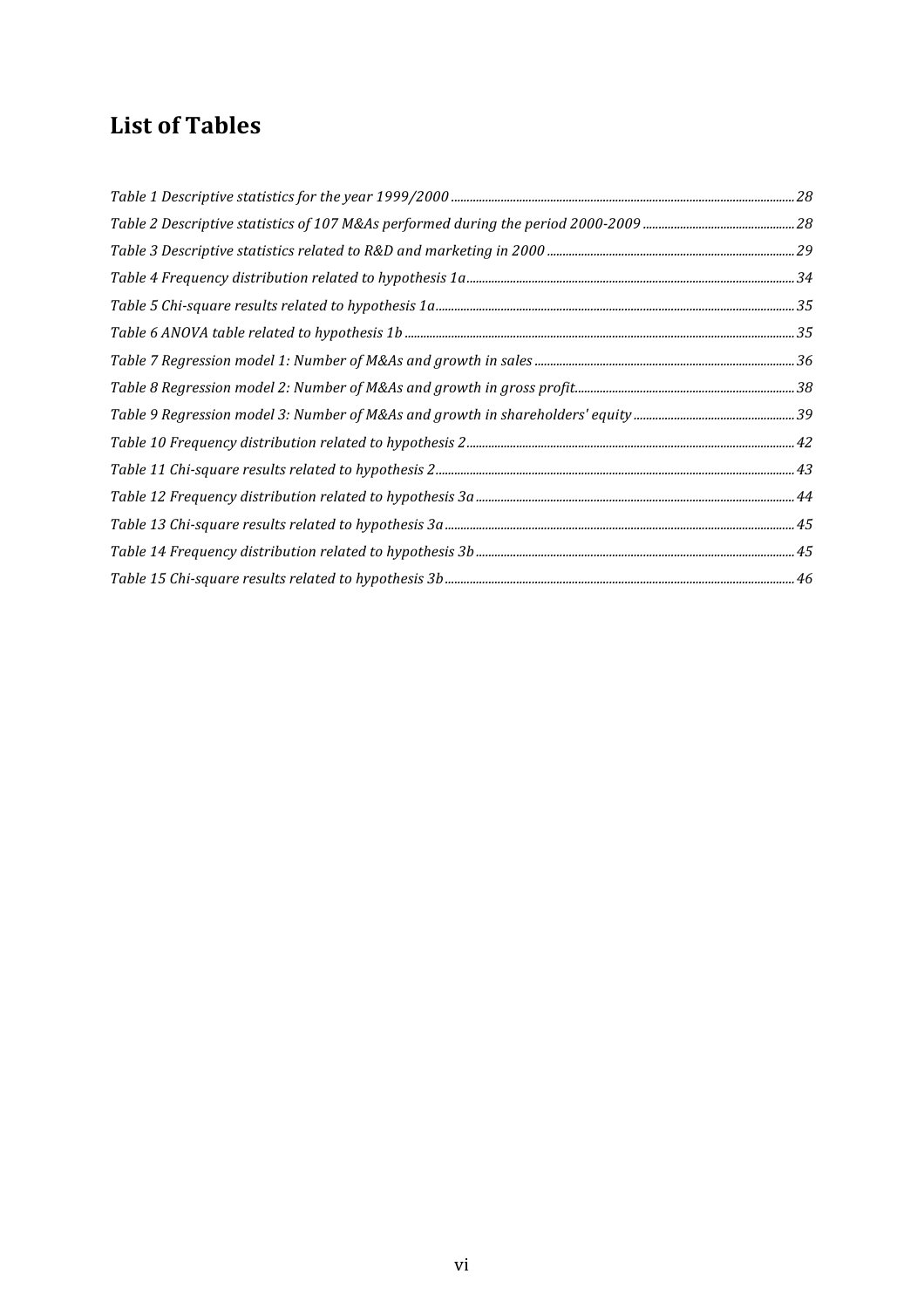# List of Tables

*Table 1 Descriptive statistics for the year 1999/2000* ... 28

*Table 2 Descriptive statistics of 107 M&As performed during the period 2000-2009* ... 28

*Table 3 Descriptive statistics related to R&D and marketing in 2000* ... 29

*Table 4 Frequency distribution related to hypothesis 1a* ... 34

*Table 5 Chi-square results related to hypothesis 1a* ... 35

*Table 6 ANOVA table related to hypothesis 1b* ... 35

*Table 7 Regression model 1: Number of M&As and growth in sales* ... 36

*Table 8 Regression model 2: Number of M&As and growth in gross profit* ... 38

*Table 9 Regression model 3: Number of M&As and growth in shareholders' equity* ... 39

*Table 10 Frequency distribution related to hypothesis 2* ... 42

*Table 11 Chi-square results related to hypothesis 2* ... 43

*Table 12 Frequency distribution related to hypothesis 3a* ... 44

*Table 13 Chi-square results related to hypothesis 3a* ... 45

*Table 14 Frequency distribution related to hypothesis 3b* ... 45

*Table 15 Chi-square results related to hypothesis 3b* ... 46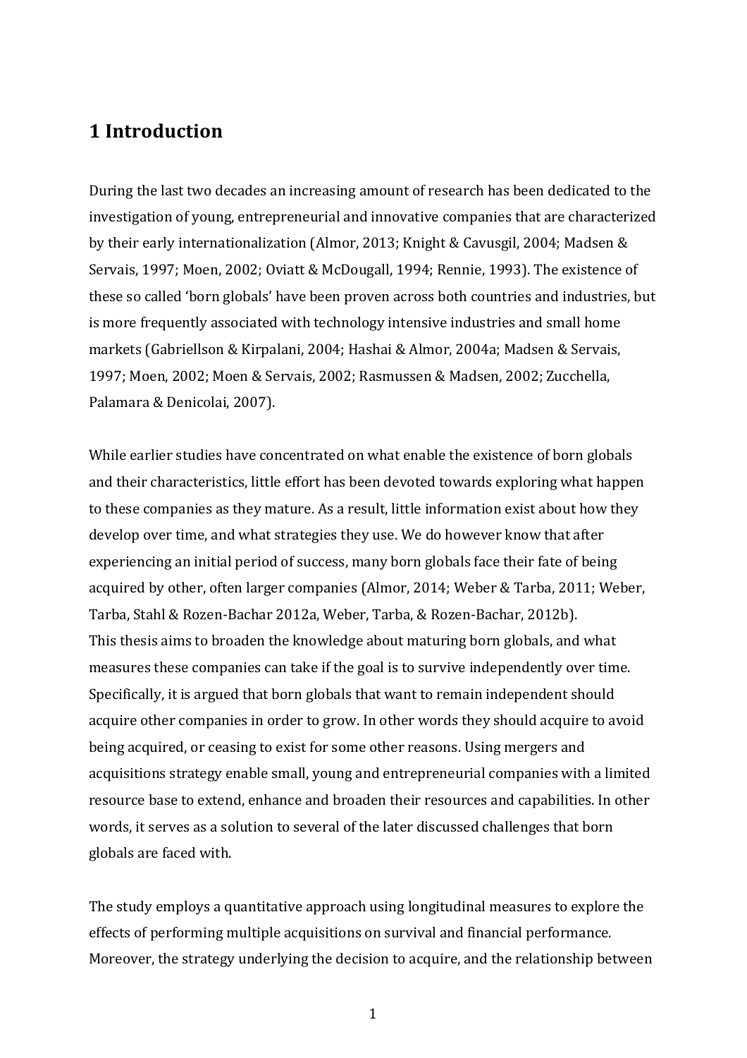# 1 Introduction

During the last two decades an increasing amount of research has been dedicated to the investigation of young, entrepreneurial and innovative companies that are characterized by their early internationalization (Almor, 2013; Knight & Cavusgil, 2004; Madsen & Servais, 1997; Moen, 2002; Oviatt & McDougall, 1994; Rennie, 1993). The existence of these so called 'born globals' have been proven across both countries and industries, but is more frequently associated with technology intensive industries and small home markets (Gabriellson & Kirpalani, 2004; Hashai & Almor, 2004a; Madsen & Servais, 1997; Moen, 2002; Moen & Servais, 2002; Rasmussen & Madsen, 2002; Zucchella, Palamara & Denicolai, 2007).

While earlier studies have concentrated on what enable the existence of born globals and their characteristics, little effort has been devoted towards exploring what happen to these companies as they mature. As a result, little information exist about how they develop over time, and what strategies they use. We do however know that after experiencing an initial period of success, many born globals face their fate of being acquired by other, often larger companies (Almor, 2014; Weber & Tarba, 2011; Weber, Tarba, Stahl & Rozen-Bachar 2012a, Weber, Tarba, & Rozen-Bachar, 2012b).
This thesis aims to broaden the knowledge about maturing born globals, and what measures these companies can take if the goal is to survive independently over time. Specifically, it is argued that born globals that want to remain independent should acquire other companies in order to grow. In other words they should acquire to avoid being acquired, or ceasing to exist for some other reasons. Using mergers and acquisitions strategy enable small, young and entrepreneurial companies with a limited resource base to extend, enhance and broaden their resources and capabilities. In other words, it serves as a solution to several of the later discussed challenges that born globals are faced with.

The study employs a quantitative approach using longitudinal measures to explore the effects of performing multiple acquisitions on survival and financial performance. Moreover, the strategy underlying the decision to acquire, and the relationship between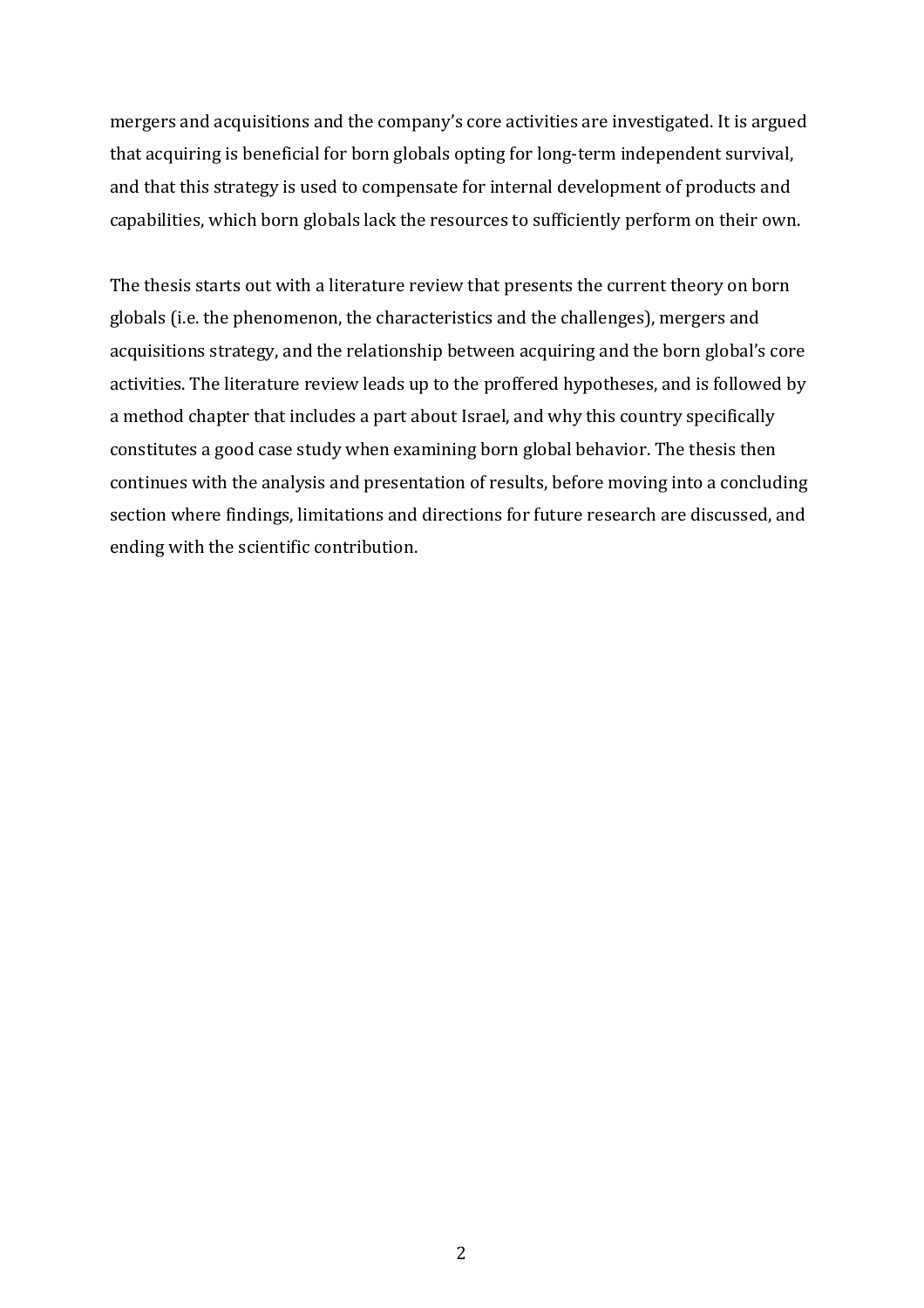mergers and acquisitions and the company's core activities are investigated. It is argued that acquiring is beneficial for born globals opting for long-term independent survival, and that this strategy is used to compensate for internal development of products and capabilities, which born globals lack the resources to sufficiently perform on their own.

The thesis starts out with a literature review that presents the current theory on born globals (i.e. the phenomenon, the characteristics and the challenges), mergers and acquisitions strategy, and the relationship between acquiring and the born global's core activities. The literature review leads up to the proffered hypotheses, and is followed by a method chapter that includes a part about Israel, and why this country specifically constitutes a good case study when examining born global behavior. The thesis then continues with the analysis and presentation of results, before moving into a concluding section where findings, limitations and directions for future research are discussed, and ending with the scientific contribution.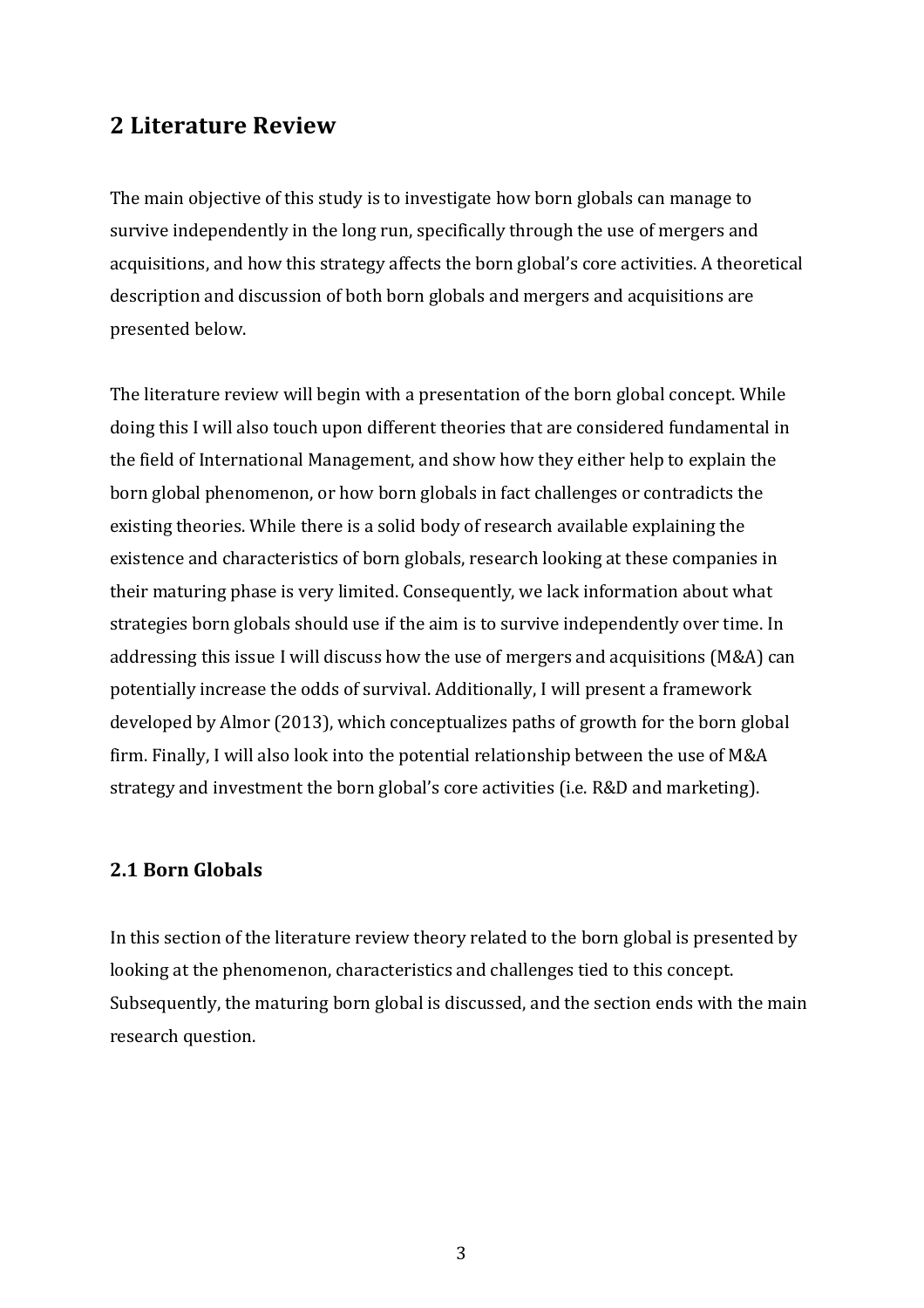## 2 Literature Review

The main objective of this study is to investigate how born globals can manage to survive independently in the long run, specifically through the use of mergers and acquisitions, and how this strategy affects the born global's core activities. A theoretical description and discussion of both born globals and mergers and acquisitions are presented below.

The literature review will begin with a presentation of the born global concept. While doing this I will also touch upon different theories that are considered fundamental in the field of International Management, and show how they either help to explain the born global phenomenon, or how born globals in fact challenges or contradicts the existing theories. While there is a solid body of research available explaining the existence and characteristics of born globals, research looking at these companies in their maturing phase is very limited. Consequently, we lack information about what strategies born globals should use if the aim is to survive independently over time. In addressing this issue I will discuss how the use of mergers and acquisitions (M&A) can potentially increase the odds of survival. Additionally, I will present a framework developed by Almor (2013), which conceptualizes paths of growth for the born global firm. Finally, I will also look into the potential relationship between the use of M&A strategy and investment the born global's core activities (i.e. R&D and marketing).

### 2.1 Born Globals

In this section of the literature review theory related to the born global is presented by looking at the phenomenon, characteristics and challenges tied to this concept. Subsequently, the maturing born global is discussed, and the section ends with the main research question.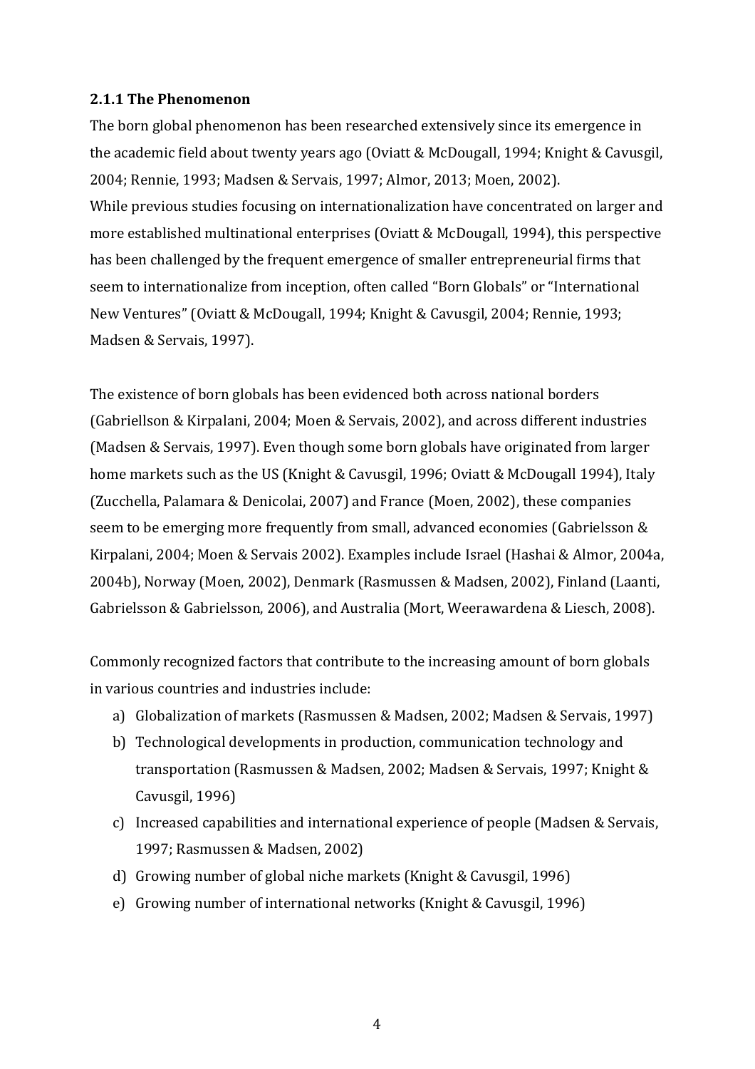### 2.1.1 The Phenomenon

The born global phenomenon has been researched extensively since its emergence in the academic field about twenty years ago (Oviatt & McDougall, 1994; Knight & Cavusgil, 2004; Rennie, 1993; Madsen & Servais, 1997; Almor, 2013; Moen, 2002). While previous studies focusing on internationalization have concentrated on larger and more established multinational enterprises (Oviatt & McDougall, 1994), this perspective has been challenged by the frequent emergence of smaller entrepreneurial firms that seem to internationalize from inception, often called "Born Globals" or "International New Ventures" (Oviatt & McDougall, 1994; Knight & Cavusgil, 2004; Rennie, 1993; Madsen & Servais, 1997).

The existence of born globals has been evidenced both across national borders (Gabriellson & Kirpalani, 2004; Moen & Servais, 2002), and across different industries (Madsen & Servais, 1997). Even though some born globals have originated from larger home markets such as the US (Knight & Cavusgil, 1996; Oviatt & McDougall 1994), Italy (Zucchella, Palamara & Denicolai, 2007) and France (Moen, 2002), these companies seem to be emerging more frequently from small, advanced economies (Gabrielsson & Kirpalani, 2004; Moen & Servais 2002). Examples include Israel (Hashai & Almor, 2004a, 2004b), Norway (Moen, 2002), Denmark (Rasmussen & Madsen, 2002), Finland (Laanti, Gabrielsson & Gabrielsson, 2006), and Australia (Mort, Weerawardena & Liesch, 2008).

Commonly recognized factors that contribute to the increasing amount of born globals in various countries and industries include:

a) Globalization of markets (Rasmussen & Madsen, 2002; Madsen & Servais, 1997)
b) Technological developments in production, communication technology and transportation (Rasmussen & Madsen, 2002; Madsen & Servais, 1997; Knight & Cavusgil, 1996)
c) Increased capabilities and international experience of people (Madsen & Servais, 1997; Rasmussen & Madsen, 2002)
d) Growing number of global niche markets (Knight & Cavusgil, 1996)
e) Growing number of international networks (Knight & Cavusgil, 1996)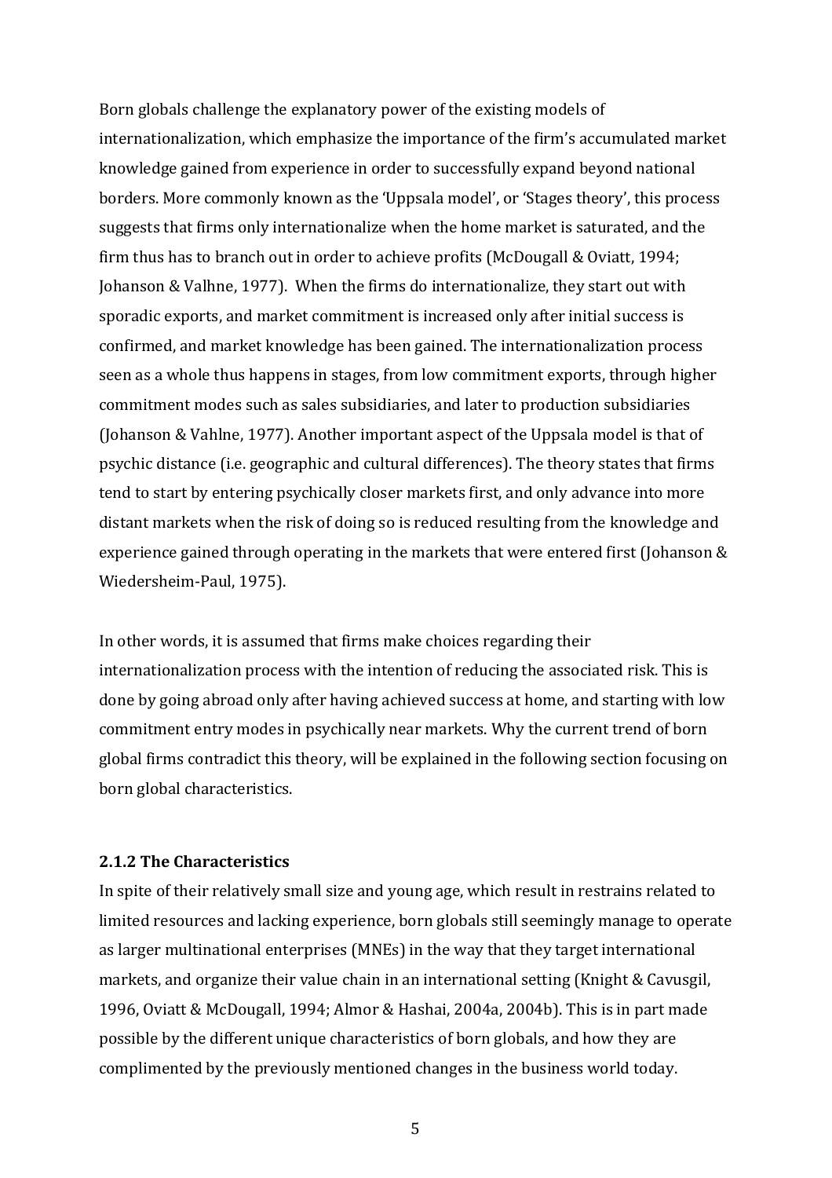Born globals challenge the explanatory power of the existing models of internationalization, which emphasize the importance of the firm's accumulated market knowledge gained from experience in order to successfully expand beyond national borders. More commonly known as the 'Uppsala model', or 'Stages theory', this process suggests that firms only internationalize when the home market is saturated, and the firm thus has to branch out in order to achieve profits (McDougall & Oviatt, 1994; Johanson & Valhne, 1977). When the firms do internationalize, they start out with sporadic exports, and market commitment is increased only after initial success is confirmed, and market knowledge has been gained. The internationalization process seen as a whole thus happens in stages, from low commitment exports, through higher commitment modes such as sales subsidiaries, and later to production subsidiaries (Johanson & Vahlne, 1977). Another important aspect of the Uppsala model is that of psychic distance (i.e. geographic and cultural differences). The theory states that firms tend to start by entering psychically closer markets first, and only advance into more distant markets when the risk of doing so is reduced resulting from the knowledge and experience gained through operating in the markets that were entered first (Johanson & Wiedersheim-Paul, 1975).

In other words, it is assumed that firms make choices regarding their internationalization process with the intention of reducing the associated risk. This is done by going abroad only after having achieved success at home, and starting with low commitment entry modes in psychically near markets. Why the current trend of born global firms contradict this theory, will be explained in the following section focusing on born global characteristics.

### 2.1.2 The Characteristics

In spite of their relatively small size and young age, which result in restrains related to limited resources and lacking experience, born globals still seemingly manage to operate as larger multinational enterprises (MNEs) in the way that they target international markets, and organize their value chain in an international setting (Knight & Cavusgil, 1996, Oviatt & McDougall, 1994; Almor & Hashai, 2004a, 2004b). This is in part made possible by the different unique characteristics of born globals, and how they are complimented by the previously mentioned changes in the business world today.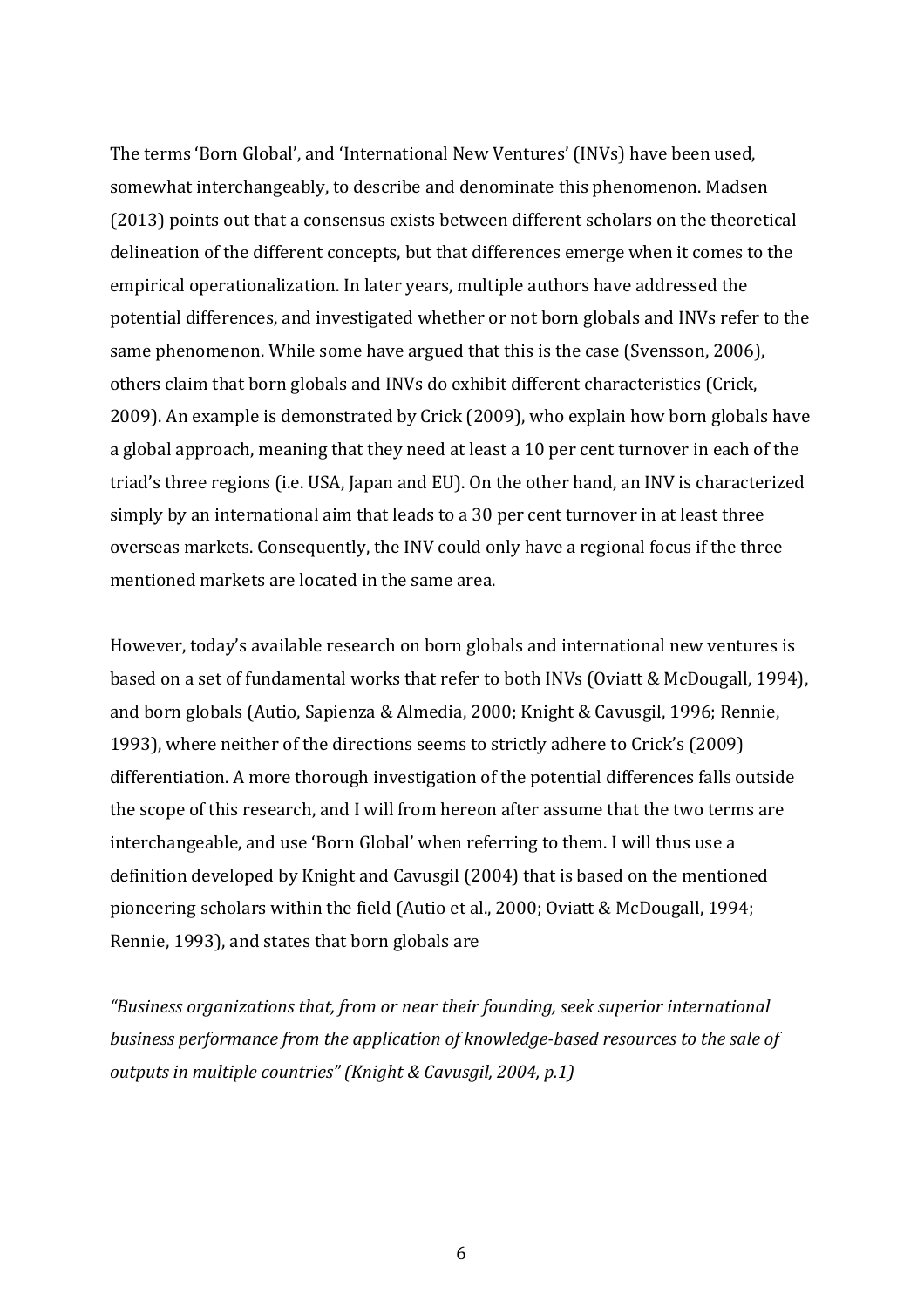The terms 'Born Global', and 'International New Ventures' (INVs) have been used, somewhat interchangeably, to describe and denominate this phenomenon. Madsen (2013) points out that a consensus exists between different scholars on the theoretical delineation of the different concepts, but that differences emerge when it comes to the empirical operationalization. In later years, multiple authors have addressed the potential differences, and investigated whether or not born globals and INVs refer to the same phenomenon. While some have argued that this is the case (Svensson, 2006), others claim that born globals and INVs do exhibit different characteristics (Crick, 2009). An example is demonstrated by Crick (2009), who explain how born globals have a global approach, meaning that they need at least a 10 per cent turnover in each of the triad's three regions (i.e. USA, Japan and EU). On the other hand, an INV is characterized simply by an international aim that leads to a 30 per cent turnover in at least three overseas markets. Consequently, the INV could only have a regional focus if the three mentioned markets are located in the same area.

However, today's available research on born globals and international new ventures is based on a set of fundamental works that refer to both INVs (Oviatt & McDougall, 1994), and born globals (Autio, Sapienza & Almedia, 2000; Knight & Cavusgil, 1996; Rennie, 1993), where neither of the directions seems to strictly adhere to Crick's (2009) differentiation. A more thorough investigation of the potential differences falls outside the scope of this research, and I will from hereon after assume that the two terms are interchangeable, and use 'Born Global' when referring to them. I will thus use a definition developed by Knight and Cavusgil (2004) that is based on the mentioned pioneering scholars within the field (Autio et al., 2000; Oviatt & McDougall, 1994; Rennie, 1993), and states that born globals are

*"Business organizations that, from or near their founding, seek superior international business performance from the application of knowledge-based resources to the sale of outputs in multiple countries" (Knight & Cavusgil, 2004, p.1)*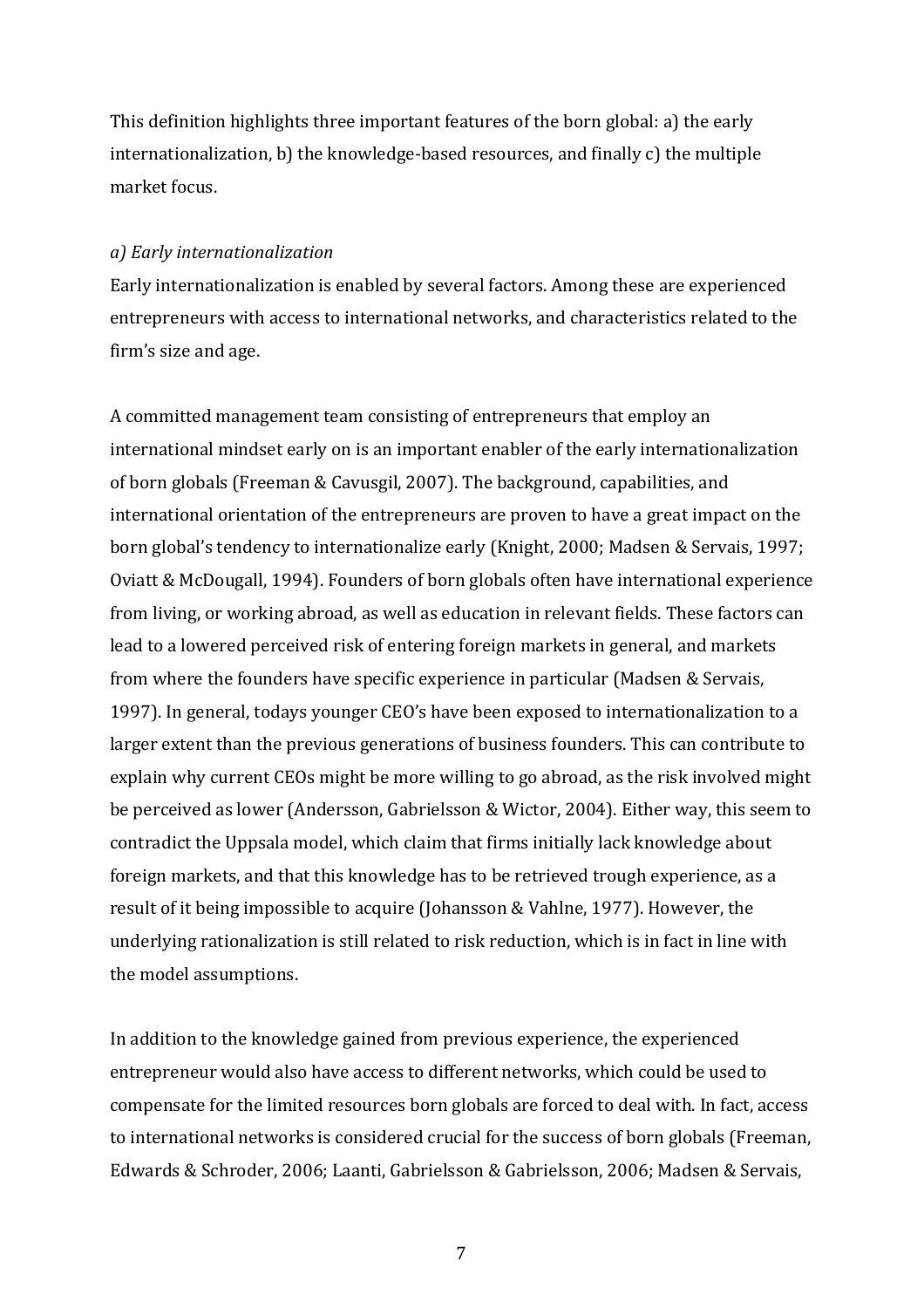This definition highlights three important features of the born global: a) the early internationalization, b) the knowledge-based resources, and finally c) the multiple market focus.

*a) Early internationalization*

Early internationalization is enabled by several factors. Among these are experienced entrepreneurs with access to international networks, and characteristics related to the firm's size and age.

A committed management team consisting of entrepreneurs that employ an international mindset early on is an important enabler of the early internationalization of born globals (Freeman & Cavusgil, 2007). The background, capabilities, and international orientation of the entrepreneurs are proven to have a great impact on the born global's tendency to internationalize early (Knight, 2000; Madsen & Servais, 1997; Oviatt & McDougall, 1994). Founders of born globals often have international experience from living, or working abroad, as well as education in relevant fields. These factors can lead to a lowered perceived risk of entering foreign markets in general, and markets from where the founders have specific experience in particular (Madsen & Servais, 1997). In general, todays younger CEO's have been exposed to internationalization to a larger extent than the previous generations of business founders. This can contribute to explain why current CEOs might be more willing to go abroad, as the risk involved might be perceived as lower (Andersson, Gabrielsson & Wictor, 2004). Either way, this seem to contradict the Uppsala model, which claim that firms initially lack knowledge about foreign markets, and that this knowledge has to be retrieved trough experience, as a result of it being impossible to acquire (Johansson & Vahlne, 1977). However, the underlying rationalization is still related to risk reduction, which is in fact in line with the model assumptions.

In addition to the knowledge gained from previous experience, the experienced entrepreneur would also have access to different networks, which could be used to compensate for the limited resources born globals are forced to deal with. In fact, access to international networks is considered crucial for the success of born globals (Freeman, Edwards & Schroder, 2006; Laanti, Gabrielsson & Gabrielsson, 2006; Madsen & Servais,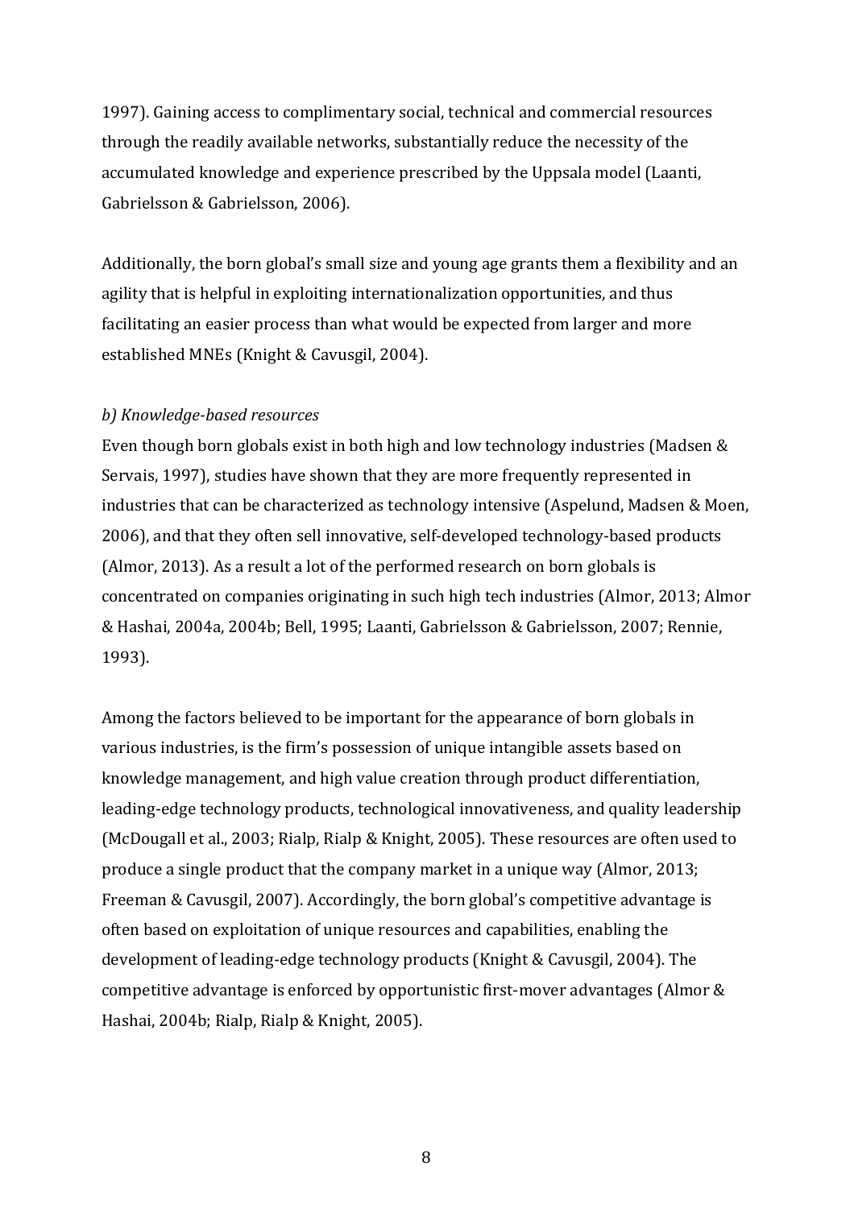1997). Gaining access to complimentary social, technical and commercial resources through the readily available networks, substantially reduce the necessity of the accumulated knowledge and experience prescribed by the Uppsala model (Laanti, Gabrielsson & Gabrielsson, 2006).

Additionally, the born global's small size and young age grants them a flexibility and an agility that is helpful in exploiting internationalization opportunities, and thus facilitating an easier process than what would be expected from larger and more established MNEs (Knight & Cavusgil, 2004).

*b) Knowledge-based resources*

Even though born globals exist in both high and low technology industries (Madsen & Servais, 1997), studies have shown that they are more frequently represented in industries that can be characterized as technology intensive (Aspelund, Madsen & Moen, 2006), and that they often sell innovative, self-developed technology-based products (Almor, 2013). As a result a lot of the performed research on born globals is concentrated on companies originating in such high tech industries (Almor, 2013; Almor & Hashai, 2004a, 2004b; Bell, 1995; Laanti, Gabrielsson & Gabrielsson, 2007; Rennie, 1993).

Among the factors believed to be important for the appearance of born globals in various industries, is the firm's possession of unique intangible assets based on knowledge management, and high value creation through product differentiation, leading-edge technology products, technological innovativeness, and quality leadership (McDougall et al., 2003; Rialp, Rialp & Knight, 2005). These resources are often used to produce a single product that the company market in a unique way (Almor, 2013; Freeman & Cavusgil, 2007). Accordingly, the born global's competitive advantage is often based on exploitation of unique resources and capabilities, enabling the development of leading-edge technology products (Knight & Cavusgil, 2004). The competitive advantage is enforced by opportunistic first-mover advantages (Almor & Hashai, 2004b; Rialp, Rialp & Knight, 2005).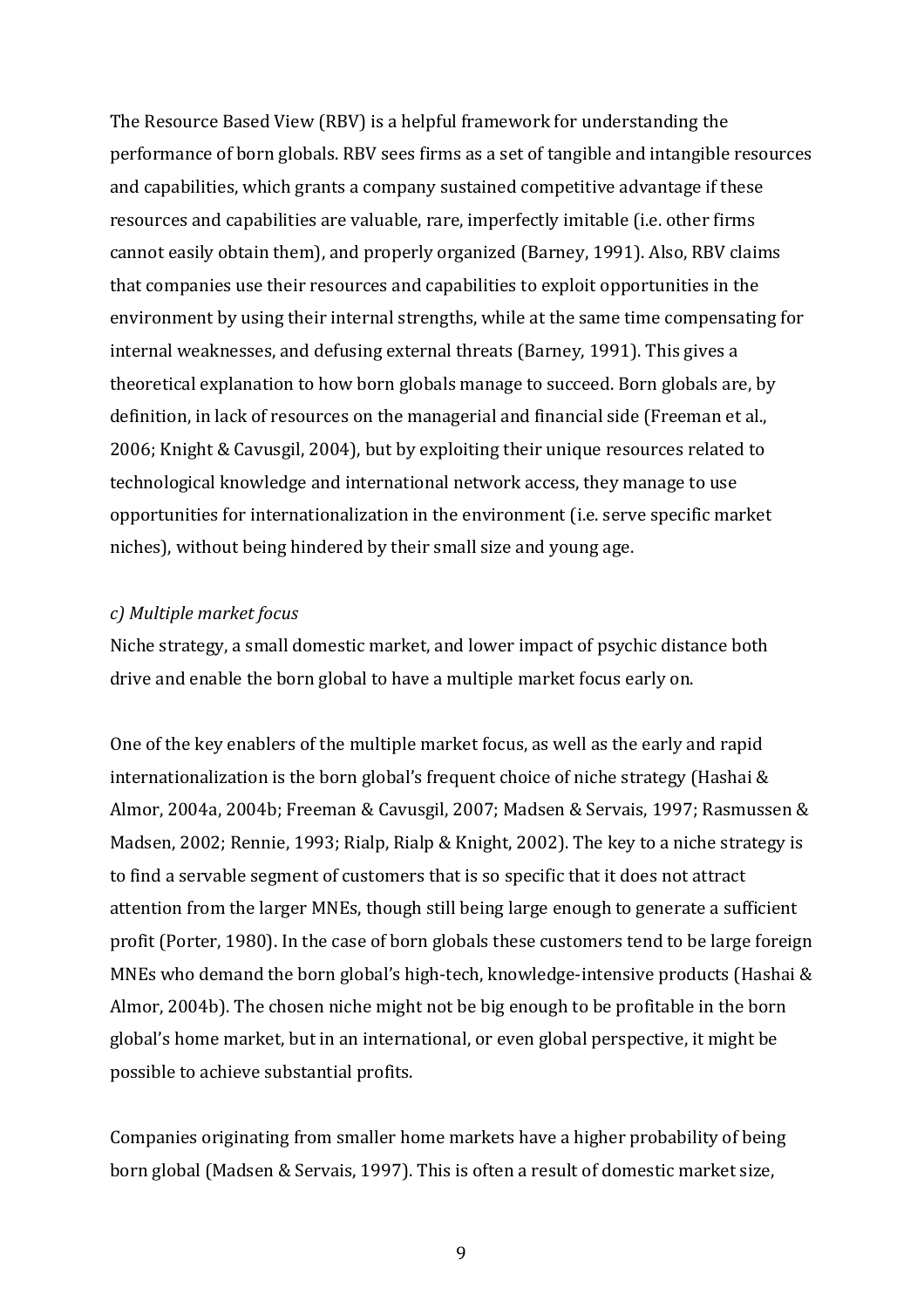The Resource Based View (RBV) is a helpful framework for understanding the performance of born globals. RBV sees firms as a set of tangible and intangible resources and capabilities, which grants a company sustained competitive advantage if these resources and capabilities are valuable, rare, imperfectly imitable (i.e. other firms cannot easily obtain them), and properly organized (Barney, 1991). Also, RBV claims that companies use their resources and capabilities to exploit opportunities in the environment by using their internal strengths, while at the same time compensating for internal weaknesses, and defusing external threats (Barney, 1991). This gives a theoretical explanation to how born globals manage to succeed. Born globals are, by definition, in lack of resources on the managerial and financial side (Freeman et al., 2006; Knight & Cavusgil, 2004), but by exploiting their unique resources related to technological knowledge and international network access, they manage to use opportunities for internationalization in the environment (i.e. serve specific market niches), without being hindered by their small size and young age.

*c) Multiple market focus*

Niche strategy, a small domestic market, and lower impact of psychic distance both drive and enable the born global to have a multiple market focus early on.

One of the key enablers of the multiple market focus, as well as the early and rapid internationalization is the born global's frequent choice of niche strategy (Hashai & Almor, 2004a, 2004b; Freeman & Cavusgil, 2007; Madsen & Servais, 1997; Rasmussen & Madsen, 2002; Rennie, 1993; Rialp, Rialp & Knight, 2002). The key to a niche strategy is to find a servable segment of customers that is so specific that it does not attract attention from the larger MNEs, though still being large enough to generate a sufficient profit (Porter, 1980). In the case of born globals these customers tend to be large foreign MNEs who demand the born global's high-tech, knowledge-intensive products (Hashai & Almor, 2004b). The chosen niche might not be big enough to be profitable in the born global's home market, but in an international, or even global perspective, it might be possible to achieve substantial profits.

Companies originating from smaller home markets have a higher probability of being born global (Madsen & Servais, 1997). This is often a result of domestic market size,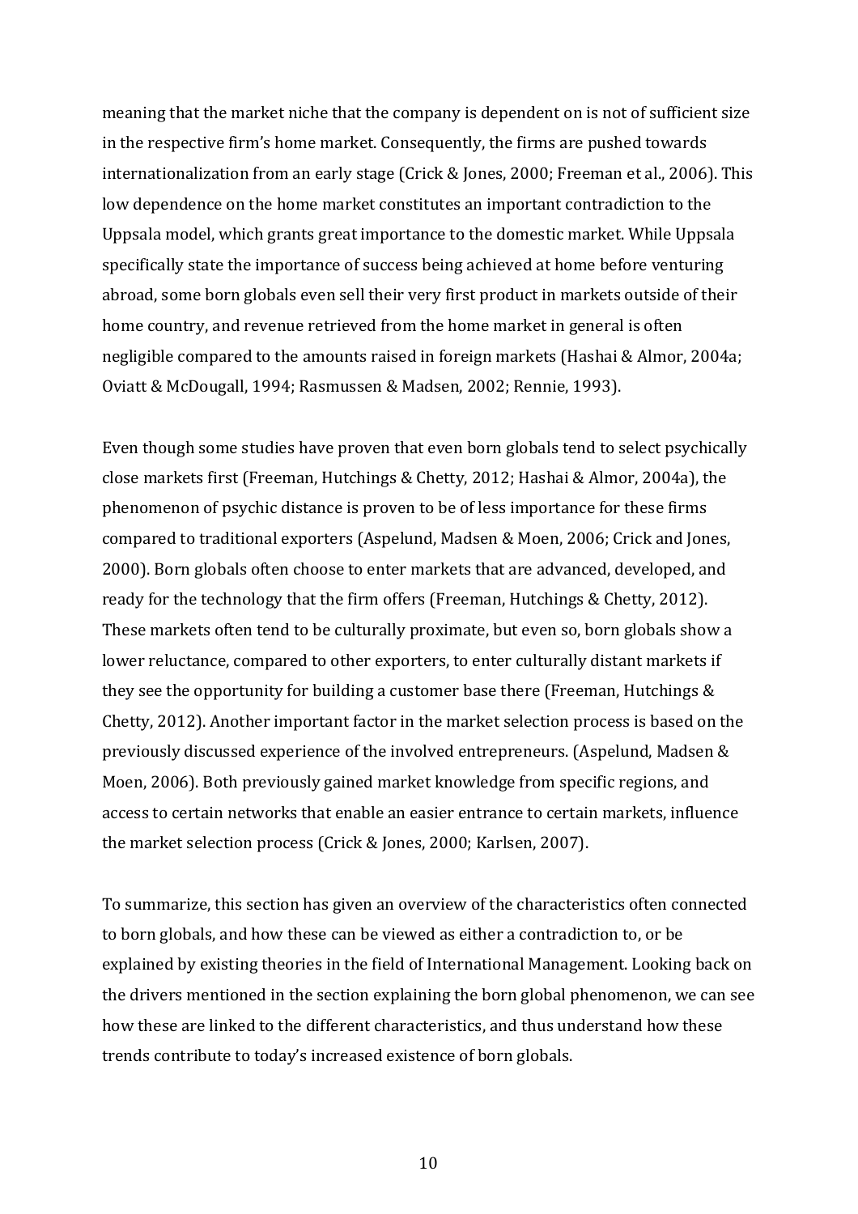meaning that the market niche that the company is dependent on is not of sufficient size in the respective firm's home market. Consequently, the firms are pushed towards internationalization from an early stage (Crick & Jones, 2000; Freeman et al., 2006). This low dependence on the home market constitutes an important contradiction to the Uppsala model, which grants great importance to the domestic market. While Uppsala specifically state the importance of success being achieved at home before venturing abroad, some born globals even sell their very first product in markets outside of their home country, and revenue retrieved from the home market in general is often negligible compared to the amounts raised in foreign markets (Hashai & Almor, 2004a; Oviatt & McDougall, 1994; Rasmussen & Madsen, 2002; Rennie, 1993).

Even though some studies have proven that even born globals tend to select psychically close markets first (Freeman, Hutchings & Chetty, 2012; Hashai & Almor, 2004a), the phenomenon of psychic distance is proven to be of less importance for these firms compared to traditional exporters (Aspelund, Madsen & Moen, 2006; Crick and Jones, 2000). Born globals often choose to enter markets that are advanced, developed, and ready for the technology that the firm offers (Freeman, Hutchings & Chetty, 2012). These markets often tend to be culturally proximate, but even so, born globals show a lower reluctance, compared to other exporters, to enter culturally distant markets if they see the opportunity for building a customer base there (Freeman, Hutchings & Chetty, 2012). Another important factor in the market selection process is based on the previously discussed experience of the involved entrepreneurs. (Aspelund, Madsen & Moen, 2006). Both previously gained market knowledge from specific regions, and access to certain networks that enable an easier entrance to certain markets, influence the market selection process (Crick & Jones, 2000; Karlsen, 2007).

To summarize, this section has given an overview of the characteristics often connected to born globals, and how these can be viewed as either a contradiction to, or be explained by existing theories in the field of International Management. Looking back on the drivers mentioned in the section explaining the born global phenomenon, we can see how these are linked to the different characteristics, and thus understand how these trends contribute to today's increased existence of born globals.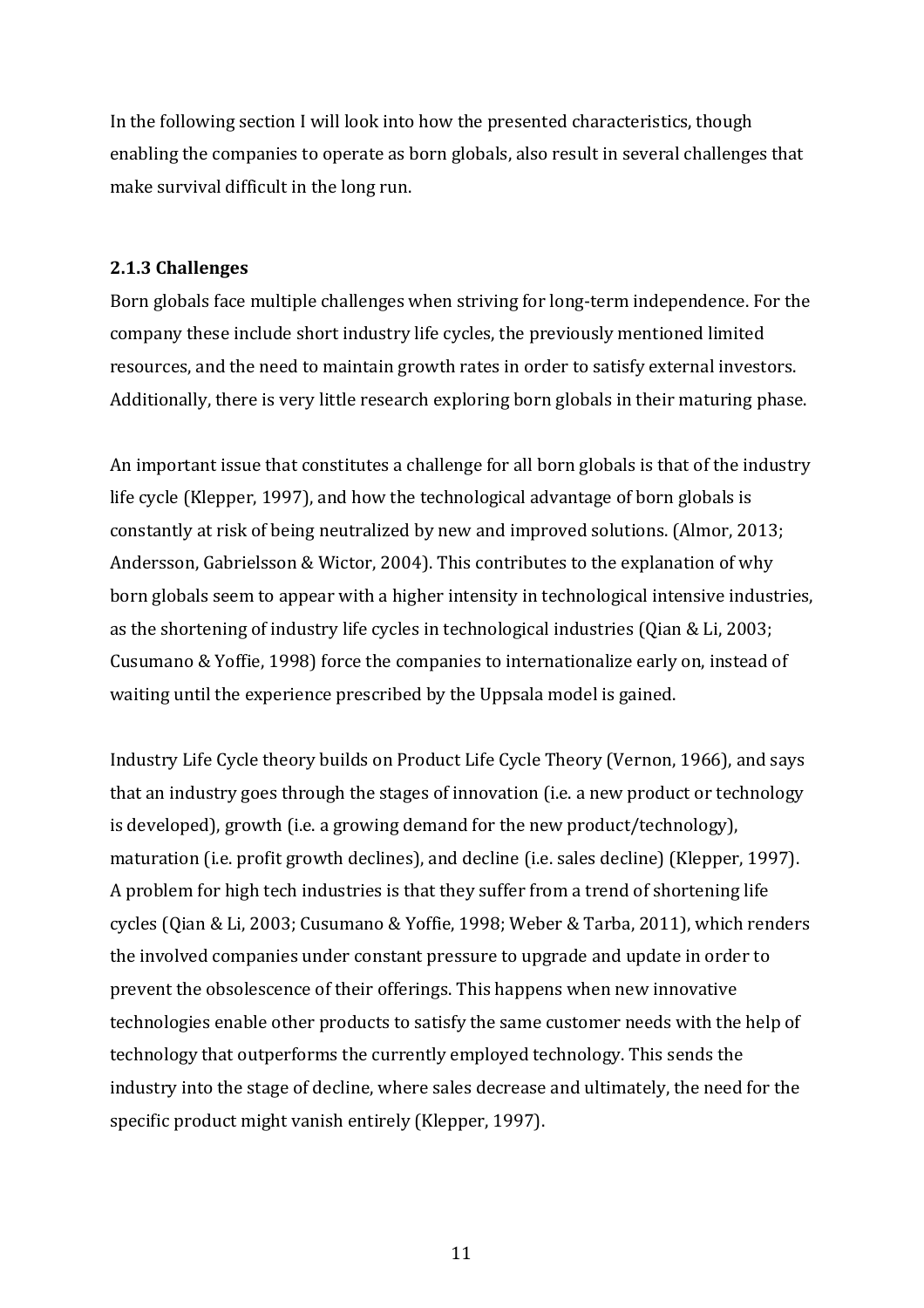In the following section I will look into how the presented characteristics, though enabling the companies to operate as born globals, also result in several challenges that make survival difficult in the long run.

### 2.1.3 Challenges

Born globals face multiple challenges when striving for long-term independence. For the company these include short industry life cycles, the previously mentioned limited resources, and the need to maintain growth rates in order to satisfy external investors. Additionally, there is very little research exploring born globals in their maturing phase.

An important issue that constitutes a challenge for all born globals is that of the industry life cycle (Klepper, 1997), and how the technological advantage of born globals is constantly at risk of being neutralized by new and improved solutions. (Almor, 2013; Andersson, Gabrielsson & Wictor, 2004). This contributes to the explanation of why born globals seem to appear with a higher intensity in technological intensive industries, as the shortening of industry life cycles in technological industries (Qian & Li, 2003; Cusumano & Yoffie, 1998) force the companies to internationalize early on, instead of waiting until the experience prescribed by the Uppsala model is gained.

Industry Life Cycle theory builds on Product Life Cycle Theory (Vernon, 1966), and says that an industry goes through the stages of innovation (i.e. a new product or technology is developed), growth (i.e. a growing demand for the new product/technology), maturation (i.e. profit growth declines), and decline (i.e. sales decline) (Klepper, 1997). A problem for high tech industries is that they suffer from a trend of shortening life cycles (Qian & Li, 2003; Cusumano & Yoffie, 1998; Weber & Tarba, 2011), which renders the involved companies under constant pressure to upgrade and update in order to prevent the obsolescence of their offerings. This happens when new innovative technologies enable other products to satisfy the same customer needs with the help of technology that outperforms the currently employed technology. This sends the industry into the stage of decline, where sales decrease and ultimately, the need for the specific product might vanish entirely (Klepper, 1997).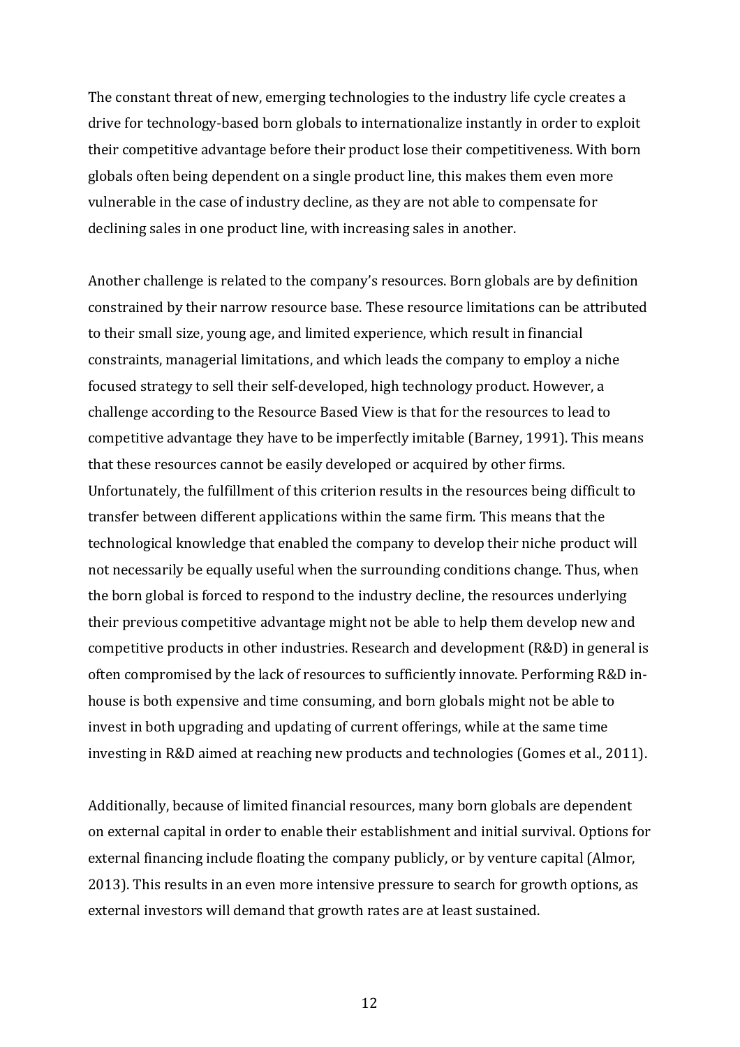The constant threat of new, emerging technologies to the industry life cycle creates a drive for technology-based born globals to internationalize instantly in order to exploit their competitive advantage before their product lose their competitiveness. With born globals often being dependent on a single product line, this makes them even more vulnerable in the case of industry decline, as they are not able to compensate for declining sales in one product line, with increasing sales in another.

Another challenge is related to the company's resources. Born globals are by definition constrained by their narrow resource base. These resource limitations can be attributed to their small size, young age, and limited experience, which result in financial constraints, managerial limitations, and which leads the company to employ a niche focused strategy to sell their self-developed, high technology product. However, a challenge according to the Resource Based View is that for the resources to lead to competitive advantage they have to be imperfectly imitable (Barney, 1991). This means that these resources cannot be easily developed or acquired by other firms. Unfortunately, the fulfillment of this criterion results in the resources being difficult to transfer between different applications within the same firm. This means that the technological knowledge that enabled the company to develop their niche product will not necessarily be equally useful when the surrounding conditions change. Thus, when the born global is forced to respond to the industry decline, the resources underlying their previous competitive advantage might not be able to help them develop new and competitive products in other industries. Research and development (R&D) in general is often compromised by the lack of resources to sufficiently innovate. Performing R&D in-house is both expensive and time consuming, and born globals might not be able to invest in both upgrading and updating of current offerings, while at the same time investing in R&D aimed at reaching new products and technologies (Gomes et al., 2011).

Additionally, because of limited financial resources, many born globals are dependent on external capital in order to enable their establishment and initial survival. Options for external financing include floating the company publicly, or by venture capital (Almor, 2013). This results in an even more intensive pressure to search for growth options, as external investors will demand that growth rates are at least sustained.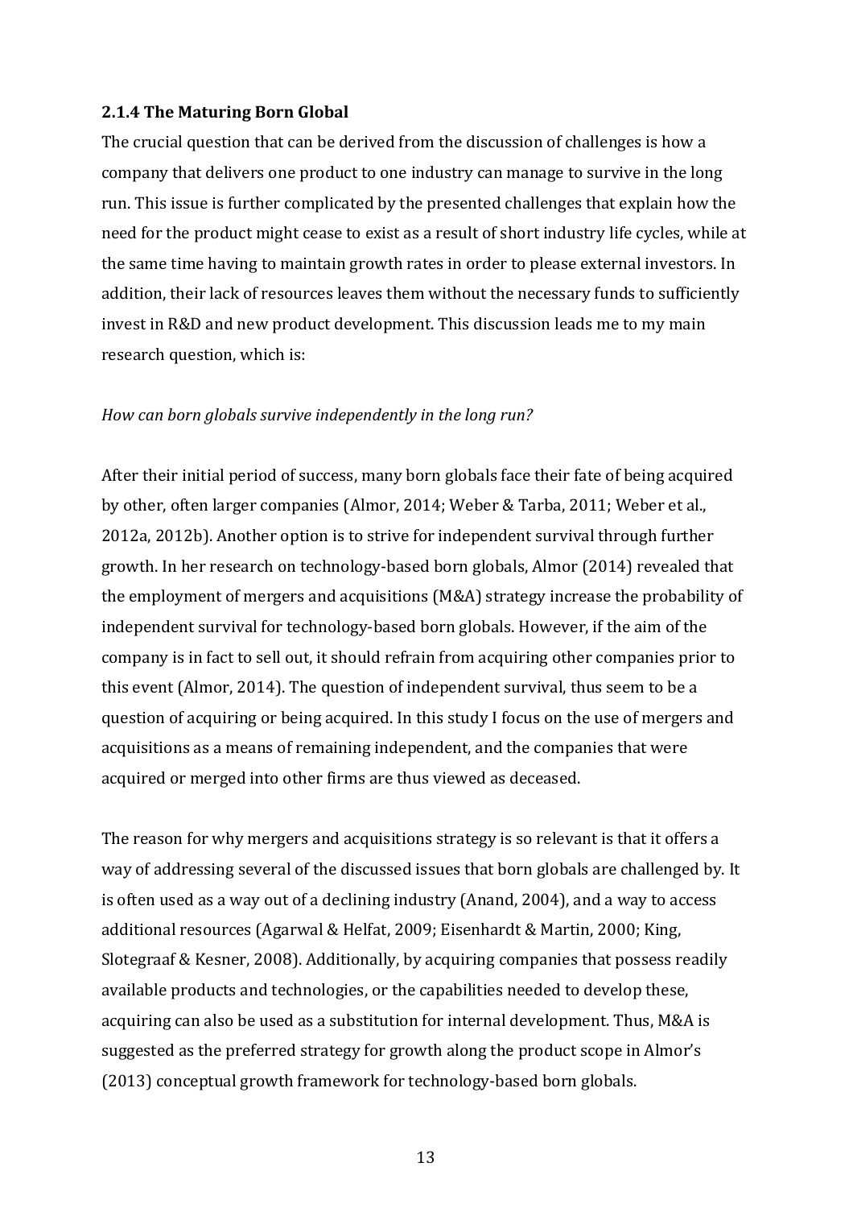### 2.1.4 The Maturing Born Global

The crucial question that can be derived from the discussion of challenges is how a company that delivers one product to one industry can manage to survive in the long run. This issue is further complicated by the presented challenges that explain how the need for the product might cease to exist as a result of short industry life cycles, while at the same time having to maintain growth rates in order to please external investors. In addition, their lack of resources leaves them without the necessary funds to sufficiently invest in R&D and new product development. This discussion leads me to my main research question, which is:

*How can born globals survive independently in the long run?*

After their initial period of success, many born globals face their fate of being acquired by other, often larger companies (Almor, 2014; Weber & Tarba, 2011; Weber et al., 2012a, 2012b). Another option is to strive for independent survival through further growth. In her research on technology-based born globals, Almor (2014) revealed that the employment of mergers and acquisitions (M&A) strategy increase the probability of independent survival for technology-based born globals. However, if the aim of the company is in fact to sell out, it should refrain from acquiring other companies prior to this event (Almor, 2014). The question of independent survival, thus seem to be a question of acquiring or being acquired. In this study I focus on the use of mergers and acquisitions as a means of remaining independent, and the companies that were acquired or merged into other firms are thus viewed as deceased.

The reason for why mergers and acquisitions strategy is so relevant is that it offers a way of addressing several of the discussed issues that born globals are challenged by. It is often used as a way out of a declining industry (Anand, 2004), and a way to access additional resources (Agarwal & Helfat, 2009; Eisenhardt & Martin, 2000; King, Slotegraaf & Kesner, 2008). Additionally, by acquiring companies that possess readily available products and technologies, or the capabilities needed to develop these, acquiring can also be used as a substitution for internal development. Thus, M&A is suggested as the preferred strategy for growth along the product scope in Almor's (2013) conceptual growth framework for technology-based born globals.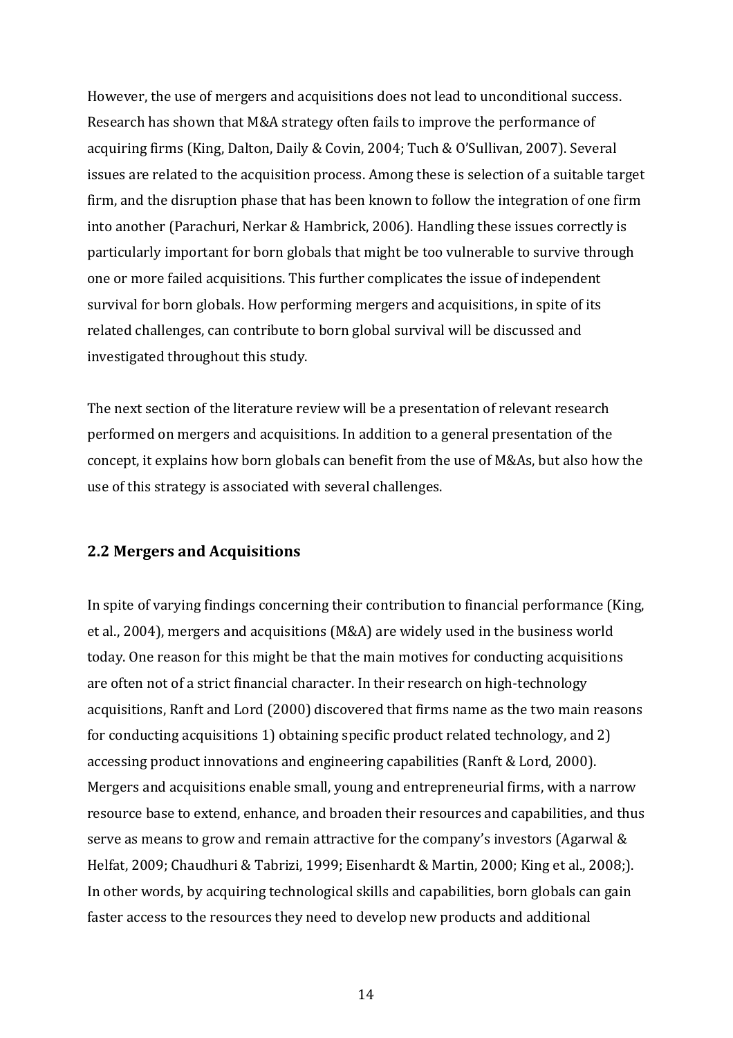However, the use of mergers and acquisitions does not lead to unconditional success. Research has shown that M&A strategy often fails to improve the performance of acquiring firms (King, Dalton, Daily & Covin, 2004; Tuch & O'Sullivan, 2007). Several issues are related to the acquisition process. Among these is selection of a suitable target firm, and the disruption phase that has been known to follow the integration of one firm into another (Parachuri, Nerkar & Hambrick, 2006). Handling these issues correctly is particularly important for born globals that might be too vulnerable to survive through one or more failed acquisitions. This further complicates the issue of independent survival for born globals. How performing mergers and acquisitions, in spite of its related challenges, can contribute to born global survival will be discussed and investigated throughout this study.

The next section of the literature review will be a presentation of relevant research performed on mergers and acquisitions. In addition to a general presentation of the concept, it explains how born globals can benefit from the use of M&As, but also how the use of this strategy is associated with several challenges.

## 2.2 Mergers and Acquisitions

In spite of varying findings concerning their contribution to financial performance (King, et al., 2004), mergers and acquisitions (M&A) are widely used in the business world today. One reason for this might be that the main motives for conducting acquisitions are often not of a strict financial character. In their research on high-technology acquisitions, Ranft and Lord (2000) discovered that firms name as the two main reasons for conducting acquisitions 1) obtaining specific product related technology, and 2) accessing product innovations and engineering capabilities (Ranft & Lord, 2000). Mergers and acquisitions enable small, young and entrepreneurial firms, with a narrow resource base to extend, enhance, and broaden their resources and capabilities, and thus serve as means to grow and remain attractive for the company's investors (Agarwal & Helfat, 2009; Chaudhuri & Tabrizi, 1999; Eisenhardt & Martin, 2000; King et al., 2008;). In other words, by acquiring technological skills and capabilities, born globals can gain faster access to the resources they need to develop new products and additional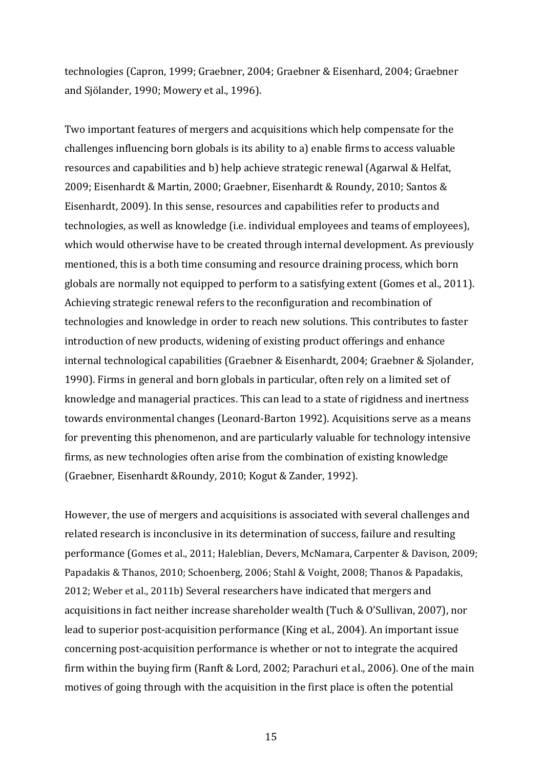technologies (Capron, 1999; Graebner, 2004; Graebner & Eisenhard, 2004; Graebner and Sjölander, 1990; Mowery et al., 1996).

Two important features of mergers and acquisitions which help compensate for the challenges influencing born globals is its ability to a) enable firms to access valuable resources and capabilities and b) help achieve strategic renewal (Agarwal & Helfat, 2009; Eisenhardt & Martin, 2000; Graebner, Eisenhardt & Roundy, 2010; Santos & Eisenhardt, 2009). In this sense, resources and capabilities refer to products and technologies, as well as knowledge (i.e. individual employees and teams of employees), which would otherwise have to be created through internal development. As previously mentioned, this is a both time consuming and resource draining process, which born globals are normally not equipped to perform to a satisfying extent (Gomes et al., 2011). Achieving strategic renewal refers to the reconfiguration and recombination of technologies and knowledge in order to reach new solutions. This contributes to faster introduction of new products, widening of existing product offerings and enhance internal technological capabilities (Graebner & Eisenhardt, 2004; Graebner & Sjolander, 1990). Firms in general and born globals in particular, often rely on a limited set of knowledge and managerial practices. This can lead to a state of rigidness and inertness towards environmental changes (Leonard-Barton 1992). Acquisitions serve as a means for preventing this phenomenon, and are particularly valuable for technology intensive firms, as new technologies often arise from the combination of existing knowledge (Graebner, Eisenhardt &Roundy, 2010; Kogut & Zander, 1992).

However, the use of mergers and acquisitions is associated with several challenges and related research is inconclusive in its determination of success, failure and resulting performance (Gomes et al., 2011; Haleblian, Devers, McNamara, Carpenter & Davison, 2009; Papadakis & Thanos, 2010; Schoenberg, 2006; Stahl & Voight, 2008; Thanos & Papadakis, 2012; Weber et al., 2011b) Several researchers have indicated that mergers and acquisitions in fact neither increase shareholder wealth (Tuch & O'Sullivan, 2007), nor lead to superior post-acquisition performance (King et al., 2004). An important issue concerning post-acquisition performance is whether or not to integrate the acquired firm within the buying firm (Ranft & Lord, 2002; Parachuri et al., 2006). One of the main motives of going through with the acquisition in the first place is often the potential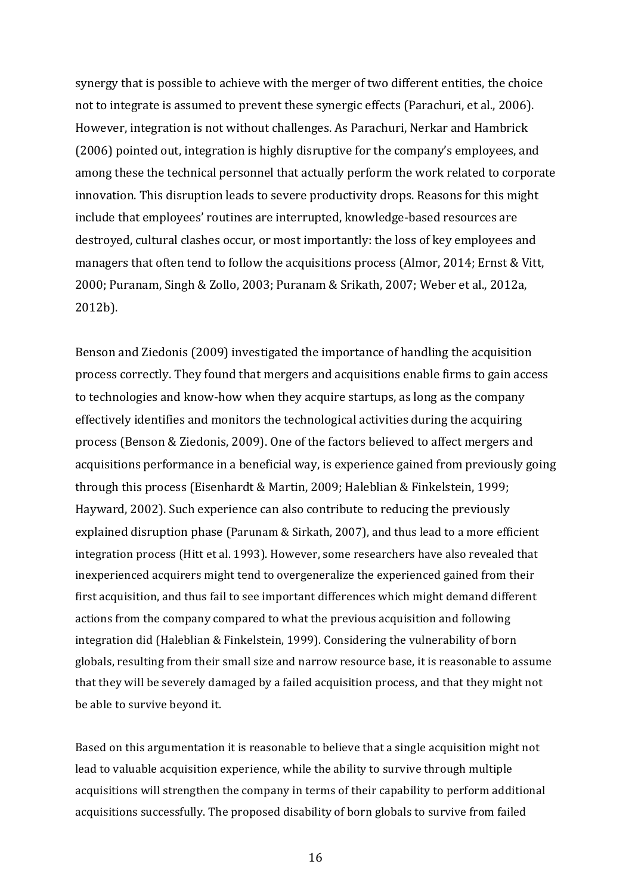synergy that is possible to achieve with the merger of two different entities, the choice not to integrate is assumed to prevent these synergic effects (Parachuri, et al., 2006). However, integration is not without challenges. As Parachuri, Nerkar and Hambrick (2006) pointed out, integration is highly disruptive for the company's employees, and among these the technical personnel that actually perform the work related to corporate innovation. This disruption leads to severe productivity drops. Reasons for this might include that employees' routines are interrupted, knowledge-based resources are destroyed, cultural clashes occur, or most importantly: the loss of key employees and managers that often tend to follow the acquisitions process (Almor, 2014; Ernst & Vitt, 2000; Puranam, Singh & Zollo, 2003; Puranam & Srikath, 2007; Weber et al., 2012a, 2012b).

Benson and Ziedonis (2009) investigated the importance of handling the acquisition process correctly. They found that mergers and acquisitions enable firms to gain access to technologies and know-how when they acquire startups, as long as the company effectively identifies and monitors the technological activities during the acquiring process (Benson & Ziedonis, 2009). One of the factors believed to affect mergers and acquisitions performance in a beneficial way, is experience gained from previously going through this process (Eisenhardt & Martin, 2009; Haleblian & Finkelstein, 1999; Hayward, 2002). Such experience can also contribute to reducing the previously explained disruption phase (Parunam & Sirkath, 2007), and thus lead to a more efficient integration process (Hitt et al. 1993). However, some researchers have also revealed that inexperienced acquirers might tend to overgeneralize the experienced gained from their first acquisition, and thus fail to see important differences which might demand different actions from the company compared to what the previous acquisition and following integration did (Haleblian & Finkelstein, 1999). Considering the vulnerability of born globals, resulting from their small size and narrow resource base, it is reasonable to assume that they will be severely damaged by a failed acquisition process, and that they might not be able to survive beyond it.

Based on this argumentation it is reasonable to believe that a single acquisition might not lead to valuable acquisition experience, while the ability to survive through multiple acquisitions will strengthen the company in terms of their capability to perform additional acquisitions successfully. The proposed disability of born globals to survive from failed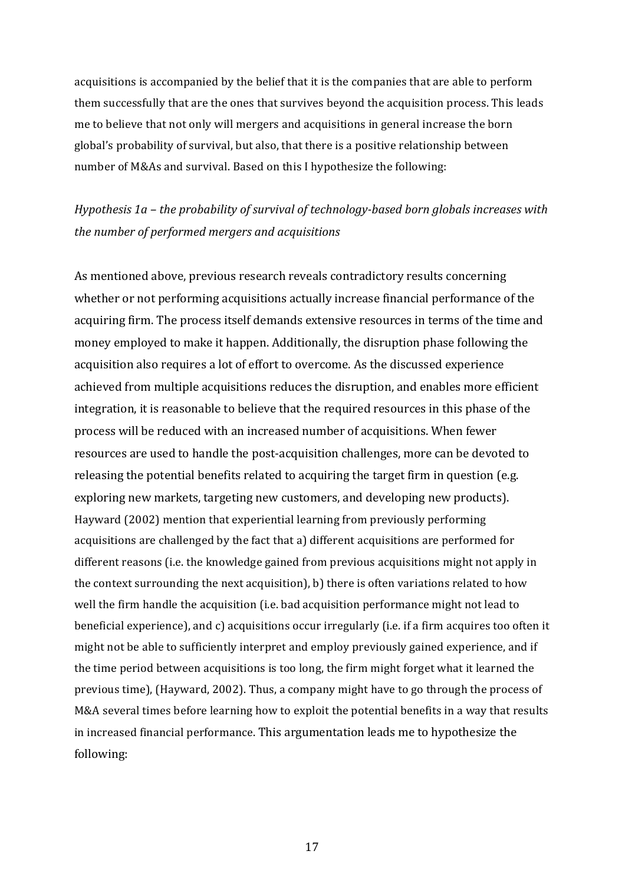acquisitions is accompanied by the belief that it is the companies that are able to perform them successfully that are the ones that survives beyond the acquisition process. This leads me to believe that not only will mergers and acquisitions in general increase the born global's probability of survival, but also, that there is a positive relationship between number of M&As and survival. Based on this I hypothesize the following:

*Hypothesis 1a – the probability of survival of technology-based born globals increases with the number of performed mergers and acquisitions*

As mentioned above, previous research reveals contradictory results concerning whether or not performing acquisitions actually increase financial performance of the acquiring firm. The process itself demands extensive resources in terms of the time and money employed to make it happen. Additionally, the disruption phase following the acquisition also requires a lot of effort to overcome. As the discussed experience achieved from multiple acquisitions reduces the disruption, and enables more efficient integration, it is reasonable to believe that the required resources in this phase of the process will be reduced with an increased number of acquisitions. When fewer resources are used to handle the post-acquisition challenges, more can be devoted to releasing the potential benefits related to acquiring the target firm in question (e.g. exploring new markets, targeting new customers, and developing new products). Hayward (2002) mention that experiential learning from previously performing acquisitions are challenged by the fact that a) different acquisitions are performed for different reasons (i.e. the knowledge gained from previous acquisitions might not apply in the context surrounding the next acquisition), b) there is often variations related to how well the firm handle the acquisition (i.e. bad acquisition performance might not lead to beneficial experience), and c) acquisitions occur irregularly (i.e. if a firm acquires too often it might not be able to sufficiently interpret and employ previously gained experience, and if the time period between acquisitions is too long, the firm might forget what it learned the previous time), (Hayward, 2002). Thus, a company might have to go through the process of M&A several times before learning how to exploit the potential benefits in a way that results in increased financial performance. This argumentation leads me to hypothesize the following: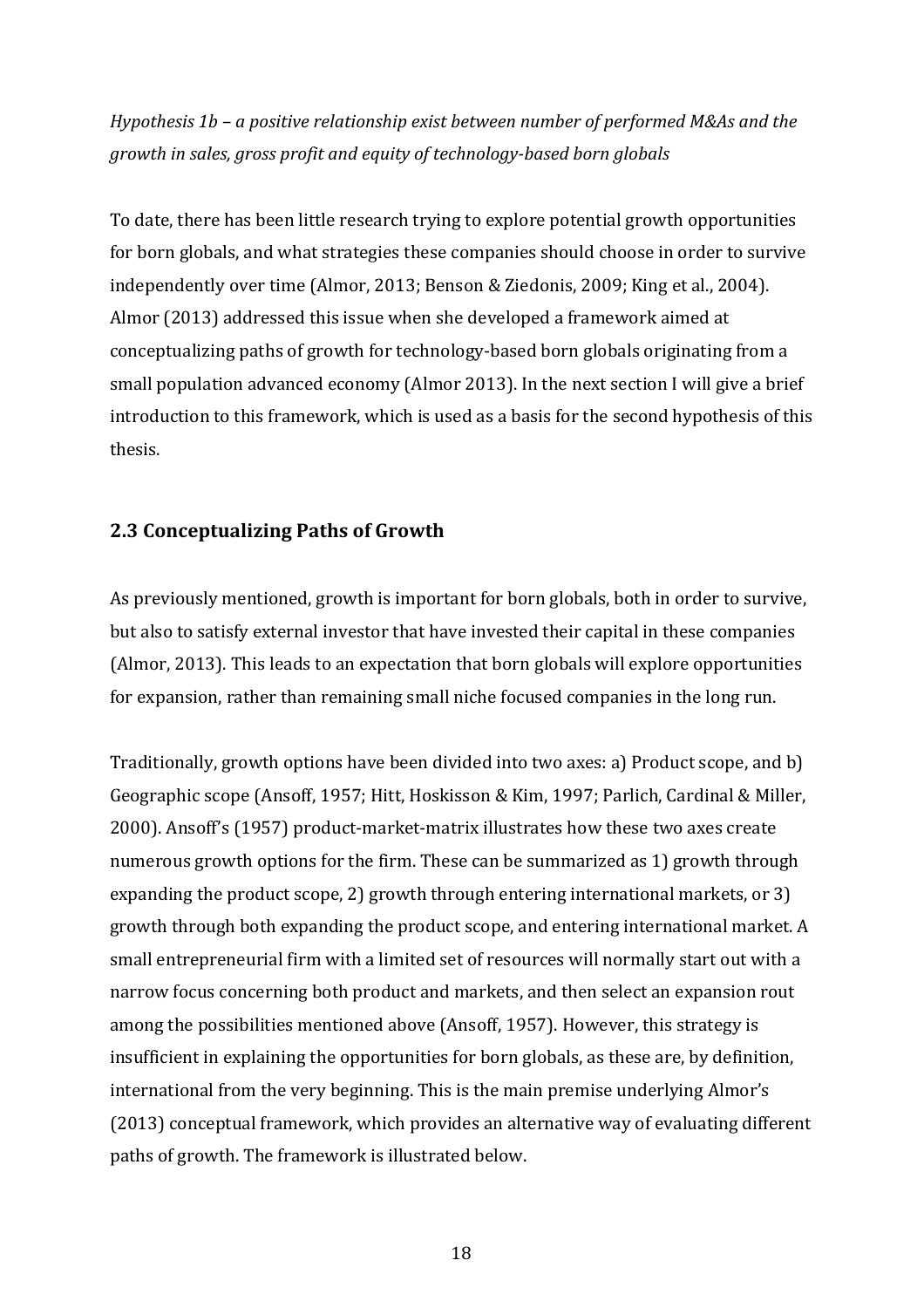*Hypothesis 1b – a positive relationship exist between number of performed M&As and the growth in sales, gross profit and equity of technology-based born globals*

To date, there has been little research trying to explore potential growth opportunities for born globals, and what strategies these companies should choose in order to survive independently over time (Almor, 2013; Benson & Ziedonis, 2009; King et al., 2004). Almor (2013) addressed this issue when she developed a framework aimed at conceptualizing paths of growth for technology-based born globals originating from a small population advanced economy (Almor 2013). In the next section I will give a brief introduction to this framework, which is used as a basis for the second hypothesis of this thesis.

## 2.3 Conceptualizing Paths of Growth

As previously mentioned, growth is important for born globals, both in order to survive, but also to satisfy external investor that have invested their capital in these companies (Almor, 2013). This leads to an expectation that born globals will explore opportunities for expansion, rather than remaining small niche focused companies in the long run.

Traditionally, growth options have been divided into two axes: a) Product scope, and b) Geographic scope (Ansoff, 1957; Hitt, Hoskisson & Kim, 1997; Parlich, Cardinal & Miller, 2000). Ansoff's (1957) product-market-matrix illustrates how these two axes create numerous growth options for the firm. These can be summarized as 1) growth through expanding the product scope, 2) growth through entering international markets, or 3) growth through both expanding the product scope, and entering international market. A small entrepreneurial firm with a limited set of resources will normally start out with a narrow focus concerning both product and markets, and then select an expansion rout among the possibilities mentioned above (Ansoff, 1957). However, this strategy is insufficient in explaining the opportunities for born globals, as these are, by definition, international from the very beginning. This is the main premise underlying Almor's (2013) conceptual framework, which provides an alternative way of evaluating different paths of growth. The framework is illustrated below.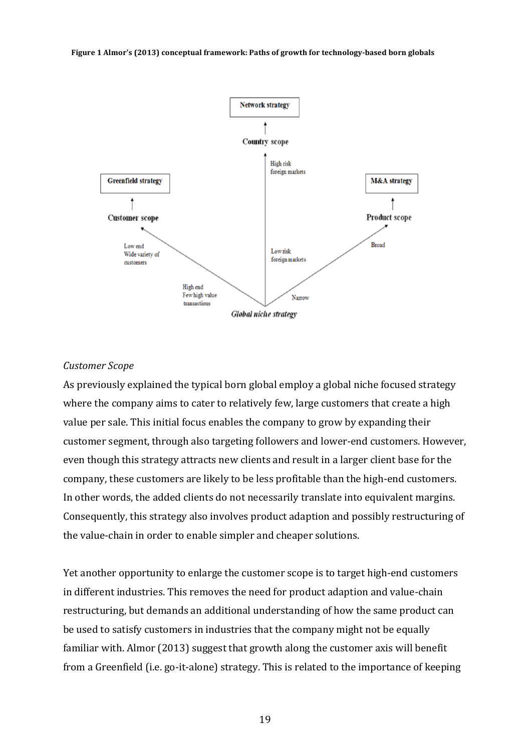**Figure 1 Almor's (2013) conceptual framework: Paths of growth for technology-based born globals**

*Customer Scope*

As previously explained the typical born global employ a global niche focused strategy where the company aims to cater to relatively few, large customers that create a high value per sale. This initial focus enables the company to grow by expanding their customer segment, through also targeting followers and lower-end customers. However, even though this strategy attracts new clients and result in a larger client base for the company, these customers are likely to be less profitable than the high-end customers. In other words, the added clients do not necessarily translate into equivalent margins. Consequently, this strategy also involves product adaption and possibly restructuring of the value-chain in order to enable simpler and cheaper solutions.

Yet another opportunity to enlarge the customer scope is to target high-end customers in different industries. This removes the need for product adaption and value-chain restructuring, but demands an additional understanding of how the same product can be used to satisfy customers in industries that the company might not be equally familiar with. Almor (2013) suggest that growth along the customer axis will benefit from a Greenfield (i.e. go-it-alone) strategy. This is related to the importance of keeping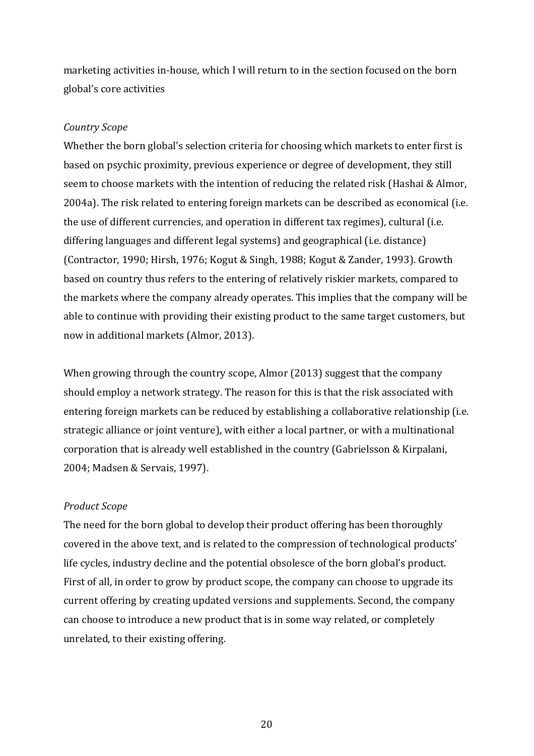marketing activities in-house, which I will return to in the section focused on the born global's core activities

*Country Scope*

Whether the born global's selection criteria for choosing which markets to enter first is based on psychic proximity, previous experience or degree of development, they still seem to choose markets with the intention of reducing the related risk (Hashai & Almor, 2004a). The risk related to entering foreign markets can be described as economical (i.e. the use of different currencies, and operation in different tax regimes), cultural (i.e. differing languages and different legal systems) and geographical (i.e. distance) (Contractor, 1990; Hirsh, 1976; Kogut & Singh, 1988; Kogut & Zander, 1993). Growth based on country thus refers to the entering of relatively riskier markets, compared to the markets where the company already operates. This implies that the company will be able to continue with providing their existing product to the same target customers, but now in additional markets (Almor, 2013).

When growing through the country scope, Almor (2013) suggest that the company should employ a network strategy. The reason for this is that the risk associated with entering foreign markets can be reduced by establishing a collaborative relationship (i.e. strategic alliance or joint venture), with either a local partner, or with a multinational corporation that is already well established in the country (Gabrielsson & Kirpalani, 2004; Madsen & Servais, 1997).

*Product Scope*

The need for the born global to develop their product offering has been thoroughly covered in the above text, and is related to the compression of technological products' life cycles, industry decline and the potential obsolesce of the born global's product. First of all, in order to grow by product scope, the company can choose to upgrade its current offering by creating updated versions and supplements. Second, the company can choose to introduce a new product that is in some way related, or completely unrelated, to their existing offering.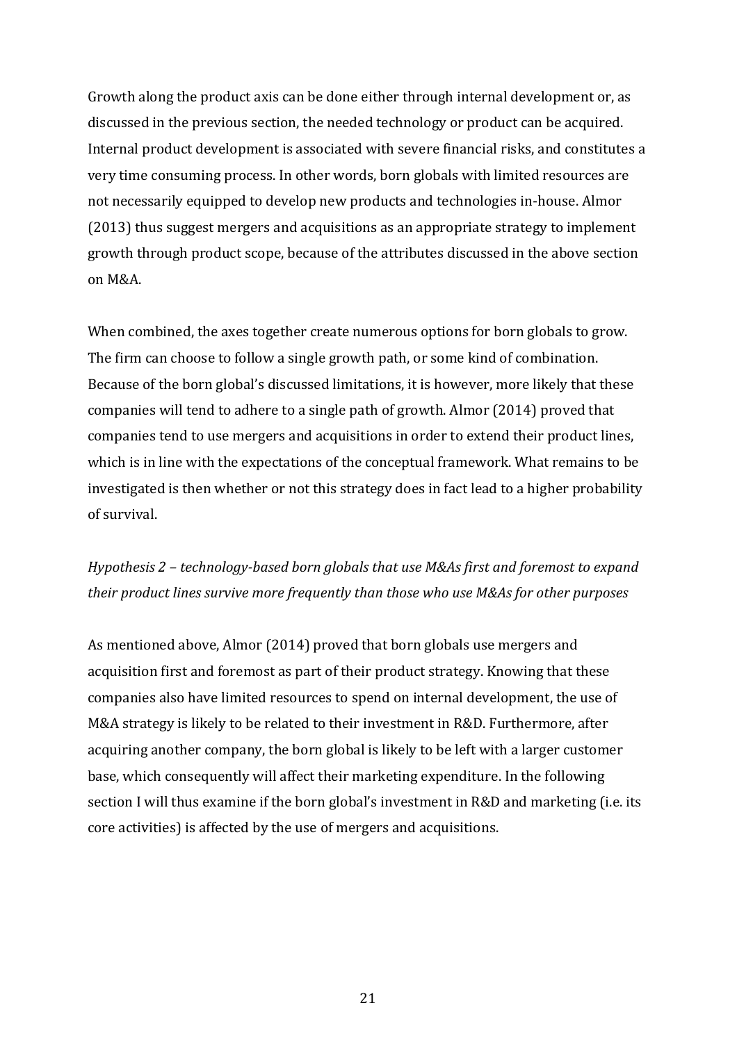Growth along the product axis can be done either through internal development or, as discussed in the previous section, the needed technology or product can be acquired. Internal product development is associated with severe financial risks, and constitutes a very time consuming process. In other words, born globals with limited resources are not necessarily equipped to develop new products and technologies in-house. Almor (2013) thus suggest mergers and acquisitions as an appropriate strategy to implement growth through product scope, because of the attributes discussed in the above section on M&A.

When combined, the axes together create numerous options for born globals to grow. The firm can choose to follow a single growth path, or some kind of combination. Because of the born global's discussed limitations, it is however, more likely that these companies will tend to adhere to a single path of growth. Almor (2014) proved that companies tend to use mergers and acquisitions in order to extend their product lines, which is in line with the expectations of the conceptual framework. What remains to be investigated is then whether or not this strategy does in fact lead to a higher probability of survival.

*Hypothesis 2 – technology-based born globals that use M&As first and foremost to expand their product lines survive more frequently than those who use M&As for other purposes*

As mentioned above, Almor (2014) proved that born globals use mergers and acquisition first and foremost as part of their product strategy. Knowing that these companies also have limited resources to spend on internal development, the use of M&A strategy is likely to be related to their investment in R&D. Furthermore, after acquiring another company, the born global is likely to be left with a larger customer base, which consequently will affect their marketing expenditure. In the following section I will thus examine if the born global's investment in R&D and marketing (i.e. its core activities) is affected by the use of mergers and acquisitions.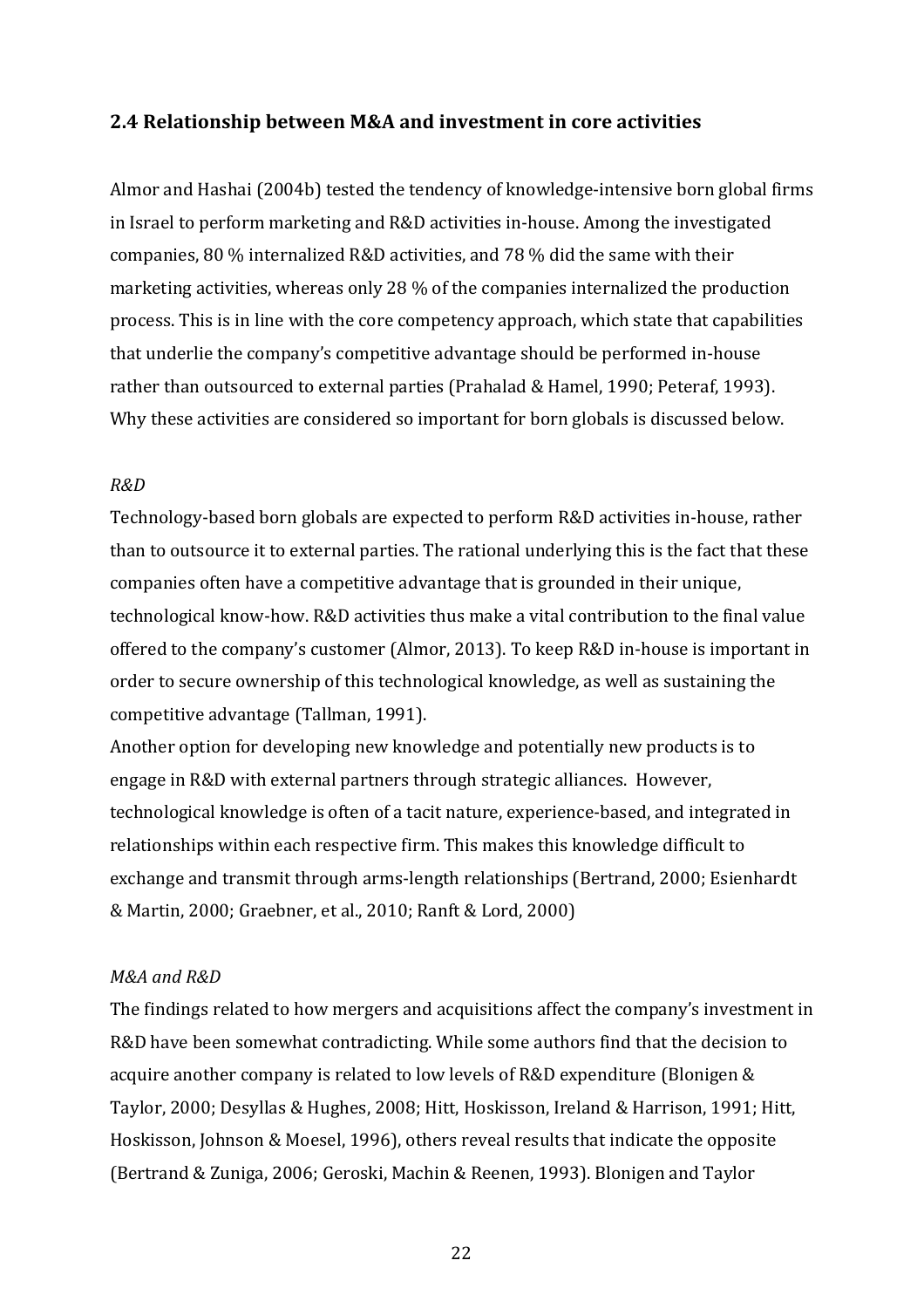## 2.4 Relationship between M&A and investment in core activities

Almor and Hashai (2004b) tested the tendency of knowledge-intensive born global firms in Israel to perform marketing and R&D activities in-house. Among the investigated companies, 80 % internalized R&D activities, and 78 % did the same with their marketing activities, whereas only 28 % of the companies internalized the production process. This is in line with the core competency approach, which state that capabilities that underlie the company's competitive advantage should be performed in-house rather than outsourced to external parties (Prahalad & Hamel, 1990; Peteraf, 1993). Why these activities are considered so important for born globals is discussed below.

*R&D*

Technology-based born globals are expected to perform R&D activities in-house, rather than to outsource it to external parties. The rational underlying this is the fact that these companies often have a competitive advantage that is grounded in their unique, technological know-how. R&D activities thus make a vital contribution to the final value offered to the company's customer (Almor, 2013). To keep R&D in-house is important in order to secure ownership of this technological knowledge, as well as sustaining the competitive advantage (Tallman, 1991).

Another option for developing new knowledge and potentially new products is to engage in R&D with external partners through strategic alliances. However, technological knowledge is often of a tacit nature, experience-based, and integrated in relationships within each respective firm. This makes this knowledge difficult to exchange and transmit through arms-length relationships (Bertrand, 2000; Esienhardt & Martin, 2000; Graebner, et al., 2010; Ranft & Lord, 2000)

*M&A and R&D*

The findings related to how mergers and acquisitions affect the company's investment in R&D have been somewhat contradicting. While some authors find that the decision to acquire another company is related to low levels of R&D expenditure (Blonigen & Taylor, 2000; Desyllas & Hughes, 2008; Hitt, Hoskisson, Ireland & Harrison, 1991; Hitt, Hoskisson, Johnson & Moesel, 1996), others reveal results that indicate the opposite (Bertrand & Zuniga, 2006; Geroski, Machin & Reenen, 1993). Blonigen and Taylor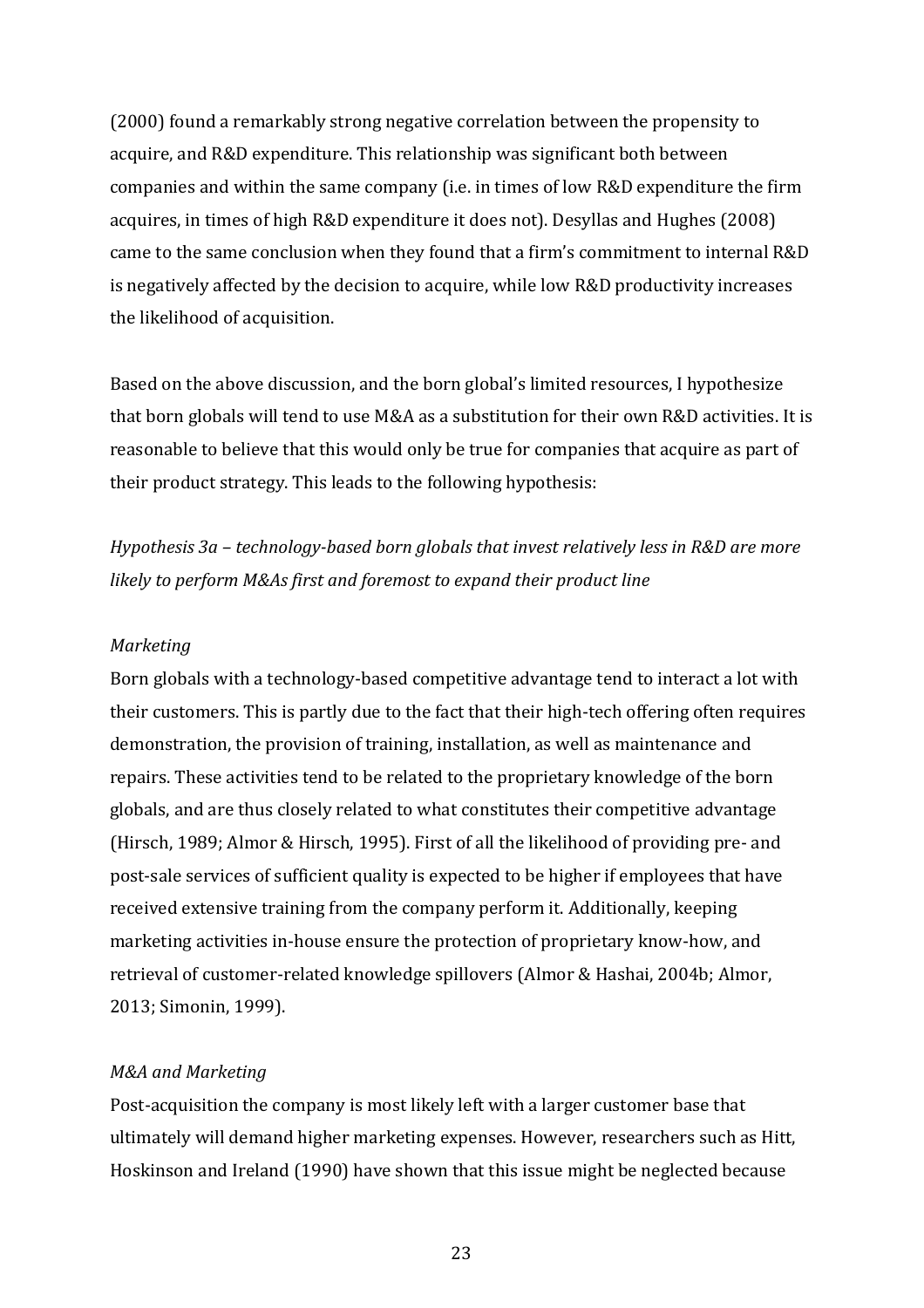(2000) found a remarkably strong negative correlation between the propensity to acquire, and R&D expenditure. This relationship was significant both between companies and within the same company (i.e. in times of low R&D expenditure the firm acquires, in times of high R&D expenditure it does not). Desyllas and Hughes (2008) came to the same conclusion when they found that a firm's commitment to internal R&D is negatively affected by the decision to acquire, while low R&D productivity increases the likelihood of acquisition.

Based on the above discussion, and the born global's limited resources, I hypothesize that born globals will tend to use M&A as a substitution for their own R&D activities. It is reasonable to believe that this would only be true for companies that acquire as part of their product strategy. This leads to the following hypothesis:

*Hypothesis 3a – technology-based born globals that invest relatively less in R&D are more likely to perform M&As first and foremost to expand their product line*

*Marketing*

Born globals with a technology-based competitive advantage tend to interact a lot with their customers. This is partly due to the fact that their high-tech offering often requires demonstration, the provision of training, installation, as well as maintenance and repairs. These activities tend to be related to the proprietary knowledge of the born globals, and are thus closely related to what constitutes their competitive advantage (Hirsch, 1989; Almor & Hirsch, 1995). First of all the likelihood of providing pre- and post-sale services of sufficient quality is expected to be higher if employees that have received extensive training from the company perform it. Additionally, keeping marketing activities in-house ensure the protection of proprietary know-how, and retrieval of customer-related knowledge spillovers (Almor & Hashai, 2004b; Almor, 2013; Simonin, 1999).

*M&A and Marketing*

Post-acquisition the company is most likely left with a larger customer base that ultimately will demand higher marketing expenses. However, researchers such as Hitt, Hoskinson and Ireland (1990) have shown that this issue might be neglected because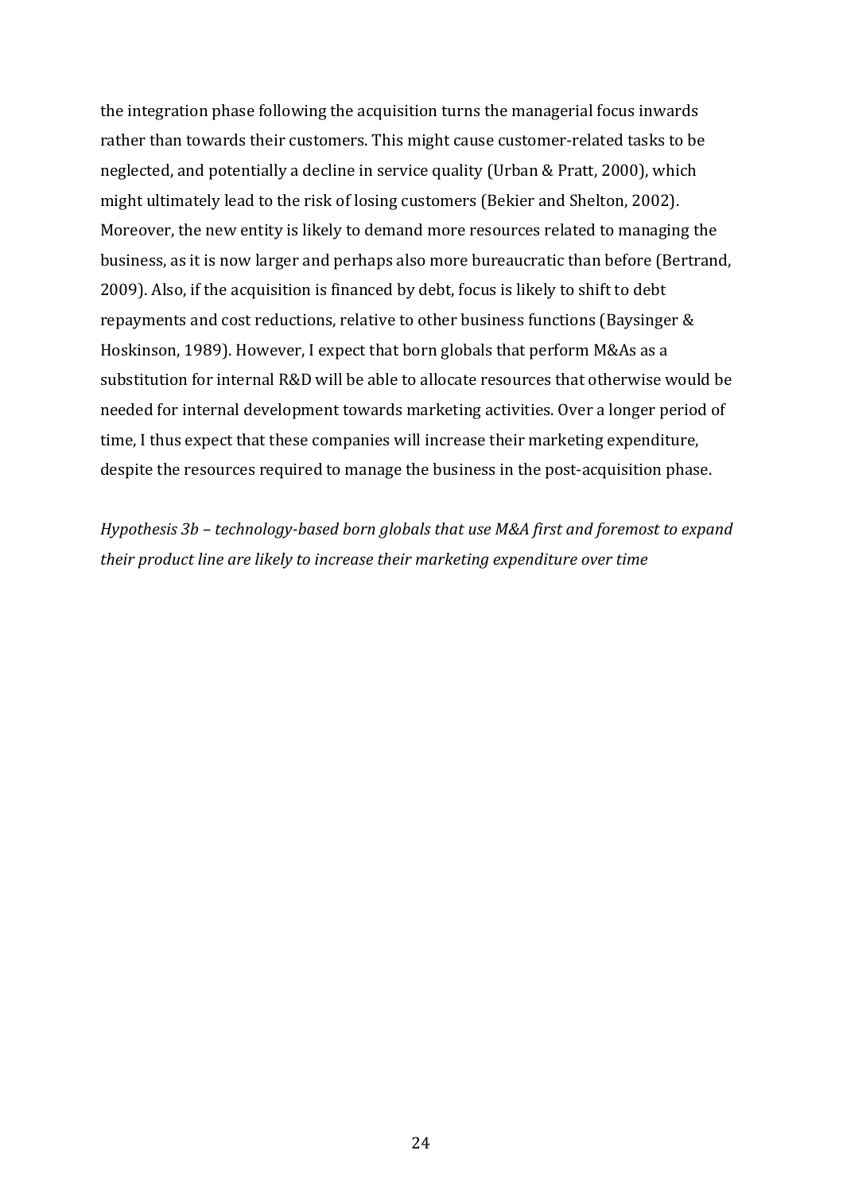the integration phase following the acquisition turns the managerial focus inwards rather than towards their customers. This might cause customer-related tasks to be neglected, and potentially a decline in service quality (Urban & Pratt, 2000), which might ultimately lead to the risk of losing customers (Bekier and Shelton, 2002). Moreover, the new entity is likely to demand more resources related to managing the business, as it is now larger and perhaps also more bureaucratic than before (Bertrand, 2009). Also, if the acquisition is financed by debt, focus is likely to shift to debt repayments and cost reductions, relative to other business functions (Baysinger & Hoskinson, 1989). However, I expect that born globals that perform M&As as a substitution for internal R&D will be able to allocate resources that otherwise would be needed for internal development towards marketing activities. Over a longer period of time, I thus expect that these companies will increase their marketing expenditure, despite the resources required to manage the business in the post-acquisition phase.

*Hypothesis 3b – technology-based born globals that use M&A first and foremost to expand their product line are likely to increase their marketing expenditure over time*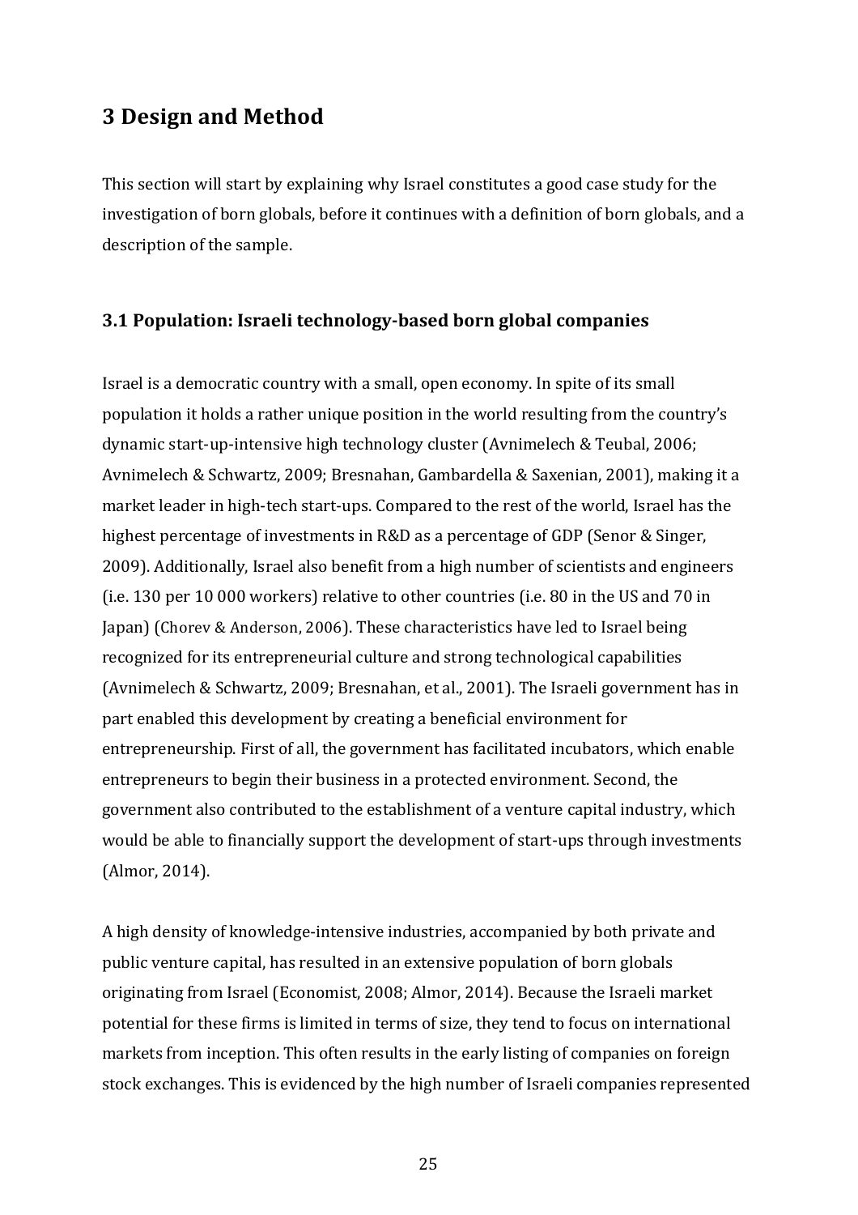# 3 Design and Method

This section will start by explaining why Israel constitutes a good case study for the investigation of born globals, before it continues with a definition of born globals, and a description of the sample.

## 3.1 Population: Israeli technology-based born global companies

Israel is a democratic country with a small, open economy. In spite of its small population it holds a rather unique position in the world resulting from the country's dynamic start-up-intensive high technology cluster (Avnimelech & Teubal, 2006; Avnimelech & Schwartz, 2009; Bresnahan, Gambardella & Saxenian, 2001), making it a market leader in high-tech start-ups. Compared to the rest of the world, Israel has the highest percentage of investments in R&D as a percentage of GDP (Senor & Singer, 2009). Additionally, Israel also benefit from a high number of scientists and engineers (i.e. 130 per 10 000 workers) relative to other countries (i.e. 80 in the US and 70 in Japan) (Chorev & Anderson, 2006). These characteristics have led to Israel being recognized for its entrepreneurial culture and strong technological capabilities (Avnimelech & Schwartz, 2009; Bresnahan, et al., 2001). The Israeli government has in part enabled this development by creating a beneficial environment for entrepreneurship. First of all, the government has facilitated incubators, which enable entrepreneurs to begin their business in a protected environment. Second, the government also contributed to the establishment of a venture capital industry, which would be able to financially support the development of start-ups through investments (Almor, 2014).

A high density of knowledge-intensive industries, accompanied by both private and public venture capital, has resulted in an extensive population of born globals originating from Israel (Economist, 2008; Almor, 2014). Because the Israeli market potential for these firms is limited in terms of size, they tend to focus on international markets from inception. This often results in the early listing of companies on foreign stock exchanges. This is evidenced by the high number of Israeli companies represented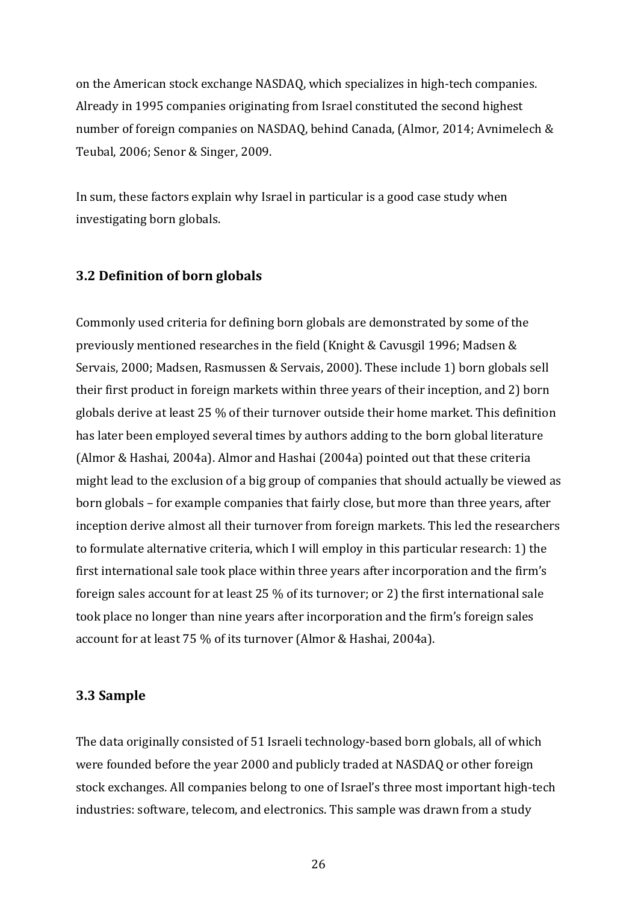on the American stock exchange NASDAQ, which specializes in high-tech companies. Already in 1995 companies originating from Israel constituted the second highest number of foreign companies on NASDAQ, behind Canada, (Almor, 2014; Avnimelech & Teubal, 2006; Senor & Singer, 2009.

In sum, these factors explain why Israel in particular is a good case study when investigating born globals.

### 3.2 Definition of born globals

Commonly used criteria for defining born globals are demonstrated by some of the previously mentioned researches in the field (Knight & Cavusgil 1996; Madsen & Servais, 2000; Madsen, Rasmussen & Servais, 2000). These include 1) born globals sell their first product in foreign markets within three years of their inception, and 2) born globals derive at least 25 % of their turnover outside their home market. This definition has later been employed several times by authors adding to the born global literature (Almor & Hashai, 2004a). Almor and Hashai (2004a) pointed out that these criteria might lead to the exclusion of a big group of companies that should actually be viewed as born globals – for example companies that fairly close, but more than three years, after inception derive almost all their turnover from foreign markets. This led the researchers to formulate alternative criteria, which I will employ in this particular research: 1) the first international sale took place within three years after incorporation and the firm's foreign sales account for at least 25 % of its turnover; or 2) the first international sale took place no longer than nine years after incorporation and the firm's foreign sales account for at least 75 % of its turnover (Almor & Hashai, 2004a).

### 3.3 Sample

The data originally consisted of 51 Israeli technology-based born globals, all of which were founded before the year 2000 and publicly traded at NASDAQ or other foreign stock exchanges. All companies belong to one of Israel's three most important high-tech industries: software, telecom, and electronics. This sample was drawn from a study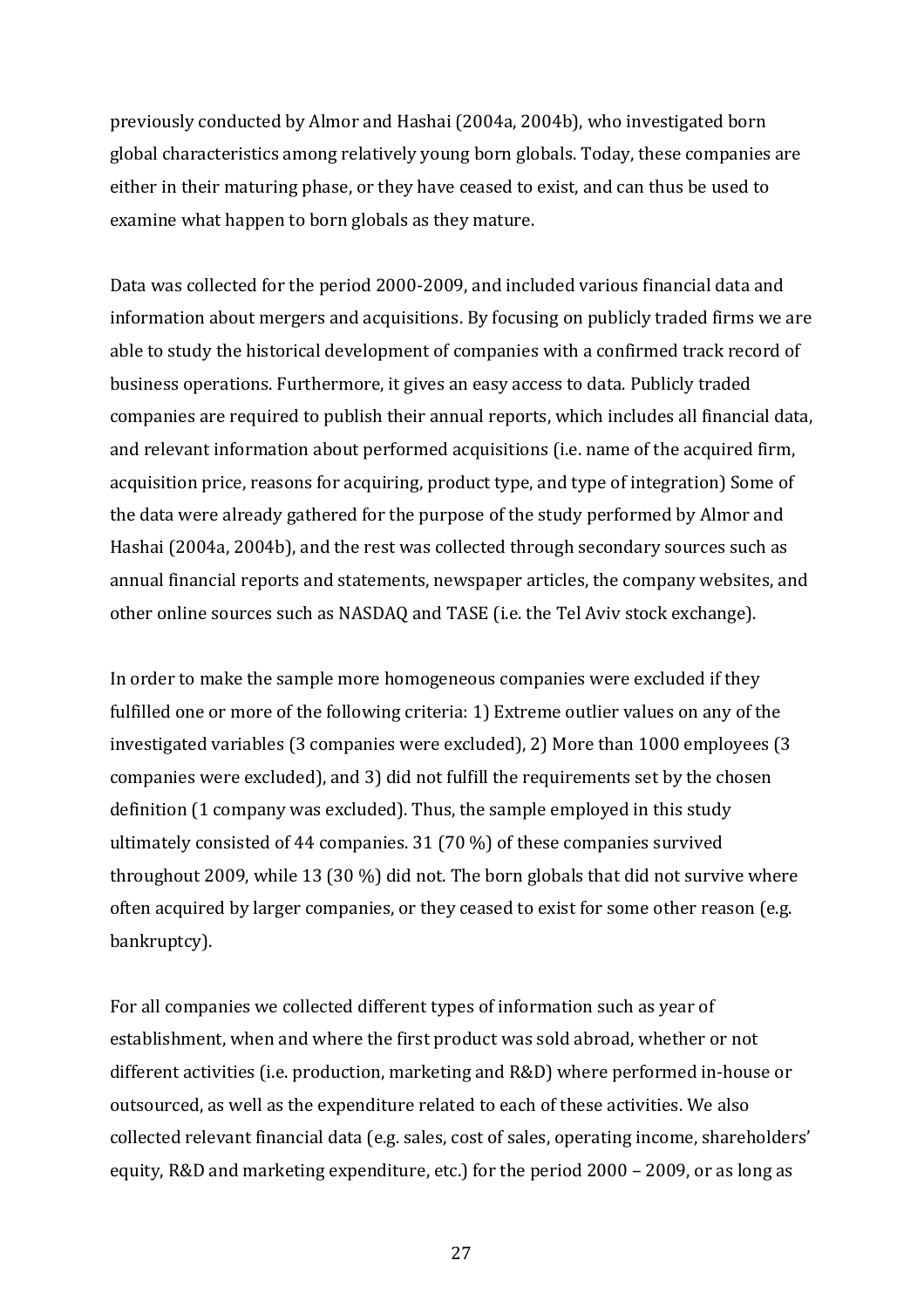previously conducted by Almor and Hashai (2004a, 2004b), who investigated born global characteristics among relatively young born globals. Today, these companies are either in their maturing phase, or they have ceased to exist, and can thus be used to examine what happen to born globals as they mature.

Data was collected for the period 2000-2009, and included various financial data and information about mergers and acquisitions. By focusing on publicly traded firms we are able to study the historical development of companies with a confirmed track record of business operations. Furthermore, it gives an easy access to data. Publicly traded companies are required to publish their annual reports, which includes all financial data, and relevant information about performed acquisitions (i.e. name of the acquired firm, acquisition price, reasons for acquiring, product type, and type of integration) Some of the data were already gathered for the purpose of the study performed by Almor and Hashai (2004a, 2004b), and the rest was collected through secondary sources such as annual financial reports and statements, newspaper articles, the company websites, and other online sources such as NASDAQ and TASE (i.e. the Tel Aviv stock exchange).

In order to make the sample more homogeneous companies were excluded if they fulfilled one or more of the following criteria: 1) Extreme outlier values on any of the investigated variables (3 companies were excluded), 2) More than 1000 employees (3 companies were excluded), and 3) did not fulfill the requirements set by the chosen definition (1 company was excluded). Thus, the sample employed in this study ultimately consisted of 44 companies. 31 (70 %) of these companies survived throughout 2009, while 13 (30 %) did not. The born globals that did not survive where often acquired by larger companies, or they ceased to exist for some other reason (e.g. bankruptcy).

For all companies we collected different types of information such as year of establishment, when and where the first product was sold abroad, whether or not different activities (i.e. production, marketing and R&D) where performed in-house or outsourced, as well as the expenditure related to each of these activities. We also collected relevant financial data (e.g. sales, cost of sales, operating income, shareholders' equity, R&D and marketing expenditure, etc.) for the period 2000 – 2009, or as long as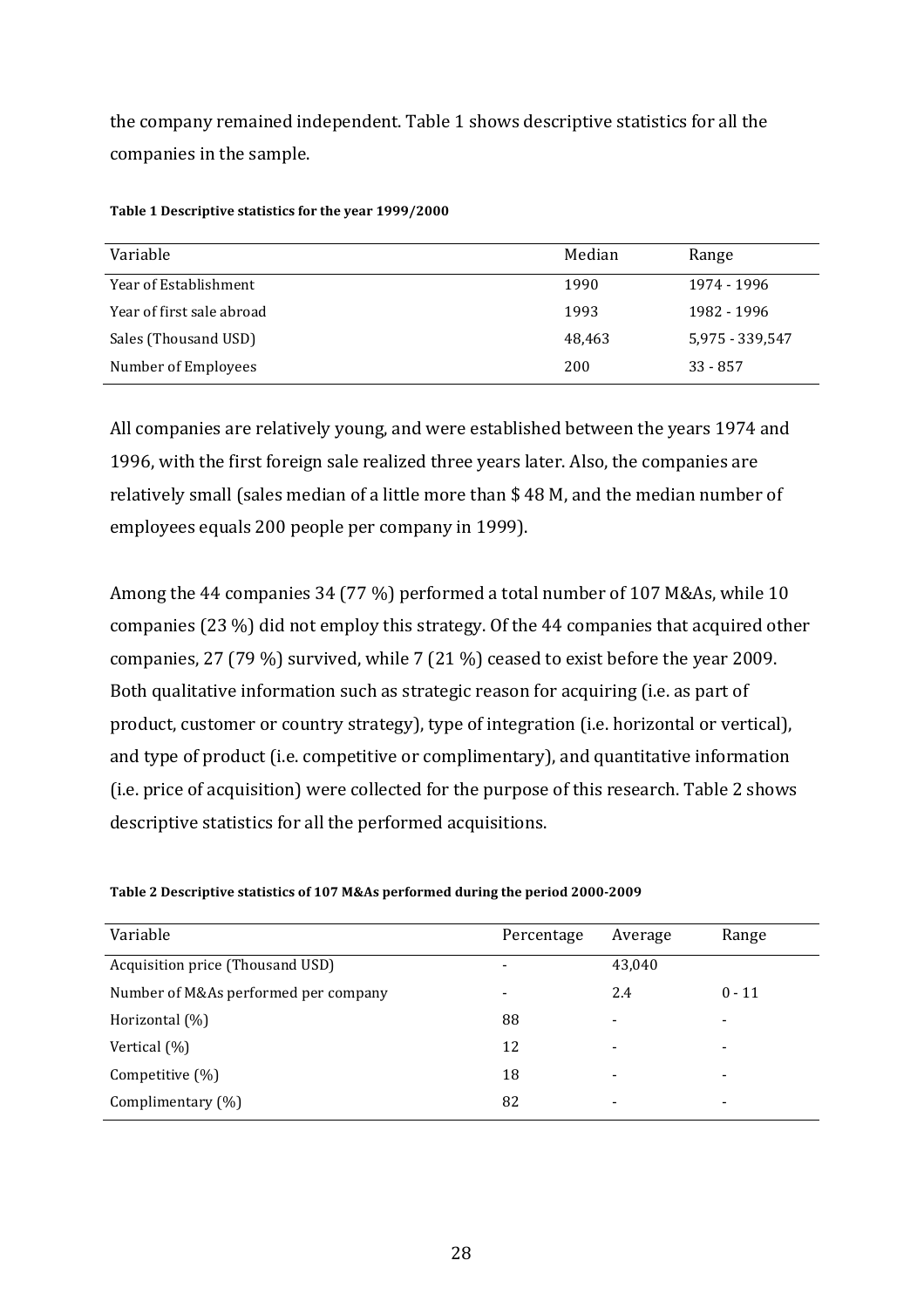the company remained independent. Table 1 shows descriptive statistics for all the companies in the sample.

**Table 1 Descriptive statistics for the year 1999/2000**

| Variable | Median | Range |
|---|---|---|
| Year of Establishment | 1990 | 1974 - 1996 |
| Year of first sale abroad | 1993 | 1982 - 1996 |
| Sales (Thousand USD) | 48,463 | 5,975 - 339,547 |
| Number of Employees | 200 | 33 - 857 |

All companies are relatively young, and were established between the years 1974 and 1996, with the first foreign sale realized three years later. Also, the companies are relatively small (sales median of a little more than $ 48 M, and the median number of employees equals 200 people per company in 1999).

Among the 44 companies 34 (77 %) performed a total number of 107 M&As, while 10 companies (23 %) did not employ this strategy. Of the 44 companies that acquired other companies, 27 (79 %) survived, while 7 (21 %) ceased to exist before the year 2009. Both qualitative information such as strategic reason for acquiring (i.e. as part of product, customer or country strategy), type of integration (i.e. horizontal or vertical), and type of product (i.e. competitive or complimentary), and quantitative information (i.e. price of acquisition) were collected for the purpose of this research. Table 2 shows descriptive statistics for all the performed acquisitions.

**Table 2 Descriptive statistics of 107 M&As performed during the period 2000-2009**

| Variable | Percentage | Average | Range |
|---|---|---|---|
| Acquisition price (Thousand USD) | - | 43,040 | |
| Number of M&As performed per company | - | 2.4 | 0 - 11 |
| Horizontal (%) | 88 | - | - |
| Vertical (%) | 12 | - | - |
| Competitive (%) | 18 | - | - |
| Complimentary (%) | 82 | - | - |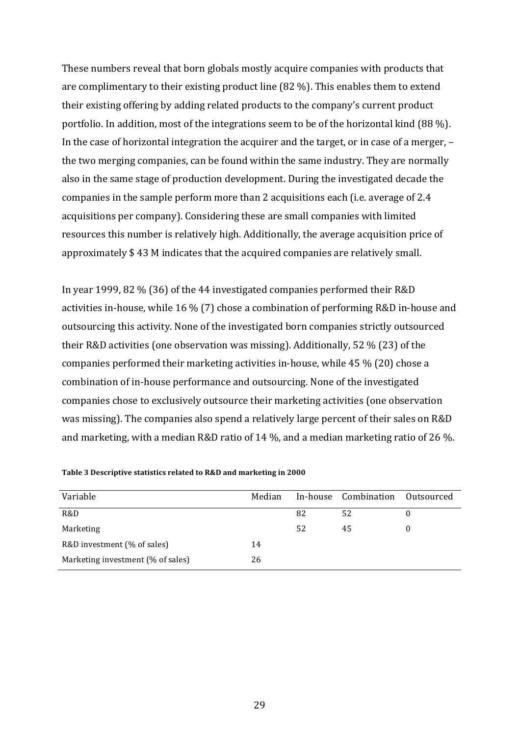These numbers reveal that born globals mostly acquire companies with products that are complimentary to their existing product line (82 %). This enables them to extend their existing offering by adding related products to the company's current product portfolio. In addition, most of the integrations seem to be of the horizontal kind (88 %). In the case of horizontal integration the acquirer and the target, or in case of a merger, – the two merging companies, can be found within the same industry. They are normally also in the same stage of production development. During the investigated decade the companies in the sample perform more than 2 acquisitions each (i.e. average of 2.4 acquisitions per company). Considering these are small companies with limited resources this number is relatively high. Additionally, the average acquisition price of approximately $ 43 M indicates that the acquired companies are relatively small.

In year 1999, 82 % (36) of the 44 investigated companies performed their R&D activities in-house, while 16 % (7) chose a combination of performing R&D in-house and outsourcing this activity. None of the investigated born companies strictly outsourced their R&D activities (one observation was missing). Additionally, 52 % (23) of the companies performed their marketing activities in-house, while 45 % (20) chose a combination of in-house performance and outsourcing. None of the investigated companies chose to exclusively outsource their marketing activities (one observation was missing). The companies also spend a relatively large percent of their sales on R&D and marketing, with a median R&D ratio of 14 %, and a median marketing ratio of 26 %.

**Table 3 Descriptive statistics related to R&D and marketing in 2000**

| Variable | Median | In-house | Combination | Outsourced |
|---|---|---|---|---|
| R&D | | 82 | 52 | 0 |
| Marketing | | 52 | 45 | 0 |
| R&D investment (% of sales) | 14 | | | |
| Marketing investment (% of sales) | 26 | | | |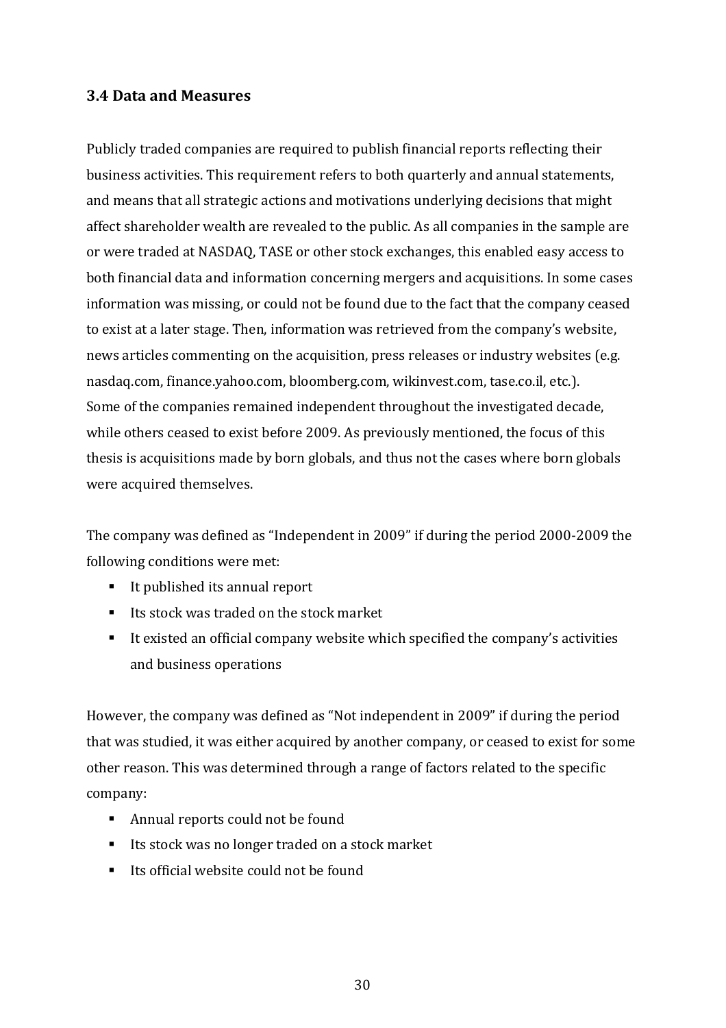### 3.4 Data and Measures

Publicly traded companies are required to publish financial reports reflecting their business activities. This requirement refers to both quarterly and annual statements, and means that all strategic actions and motivations underlying decisions that might affect shareholder wealth are revealed to the public. As all companies in the sample are or were traded at NASDAQ, TASE or other stock exchanges, this enabled easy access to both financial data and information concerning mergers and acquisitions. In some cases information was missing, or could not be found due to the fact that the company ceased to exist at a later stage. Then, information was retrieved from the company's website, news articles commenting on the acquisition, press releases or industry websites (e.g. nasdaq.com, finance.yahoo.com, bloomberg.com, wikinvest.com, tase.co.il, etc.). Some of the companies remained independent throughout the investigated decade, while others ceased to exist before 2009. As previously mentioned, the focus of this thesis is acquisitions made by born globals, and thus not the cases where born globals were acquired themselves.

The company was defined as "Independent in 2009" if during the period 2000-2009 the following conditions were met:

- It published its annual report
- Its stock was traded on the stock market
- It existed an official company website which specified the company's activities and business operations

However, the company was defined as "Not independent in 2009" if during the period that was studied, it was either acquired by another company, or ceased to exist for some other reason. This was determined through a range of factors related to the specific company:

- Annual reports could not be found
- Its stock was no longer traded on a stock market
- Its official website could not be found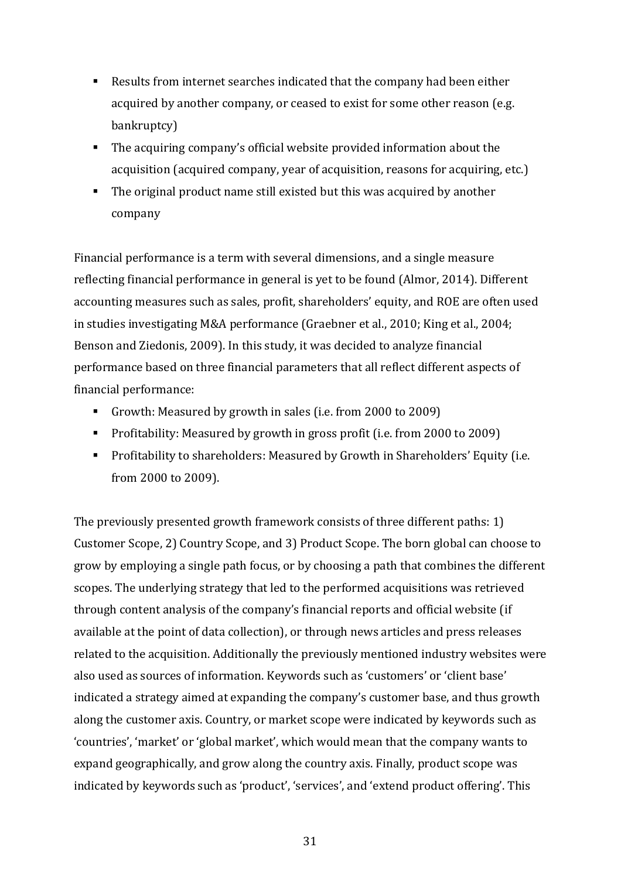- Results from internet searches indicated that the company had been either acquired by another company, or ceased to exist for some other reason (e.g. bankruptcy)
- The acquiring company's official website provided information about the acquisition (acquired company, year of acquisition, reasons for acquiring, etc.)
- The original product name still existed but this was acquired by another company

Financial performance is a term with several dimensions, and a single measure reflecting financial performance in general is yet to be found (Almor, 2014). Different accounting measures such as sales, profit, shareholders' equity, and ROE are often used in studies investigating M&A performance (Graebner et al., 2010; King et al., 2004; Benson and Ziedonis, 2009). In this study, it was decided to analyze financial performance based on three financial parameters that all reflect different aspects of financial performance:

- Growth: Measured by growth in sales (i.e. from 2000 to 2009)
- Profitability: Measured by growth in gross profit (i.e. from 2000 to 2009)
- Profitability to shareholders: Measured by Growth in Shareholders' Equity (i.e. from 2000 to 2009).

The previously presented growth framework consists of three different paths: 1) Customer Scope, 2) Country Scope, and 3) Product Scope. The born global can choose to grow by employing a single path focus, or by choosing a path that combines the different scopes. The underlying strategy that led to the performed acquisitions was retrieved through content analysis of the company's financial reports and official website (if available at the point of data collection), or through news articles and press releases related to the acquisition. Additionally the previously mentioned industry websites were also used as sources of information. Keywords such as 'customers' or 'client base' indicated a strategy aimed at expanding the company's customer base, and thus growth along the customer axis. Country, or market scope were indicated by keywords such as 'countries', 'market' or 'global market', which would mean that the company wants to expand geographically, and grow along the country axis. Finally, product scope was indicated by keywords such as 'product', 'services', and 'extend product offering'. This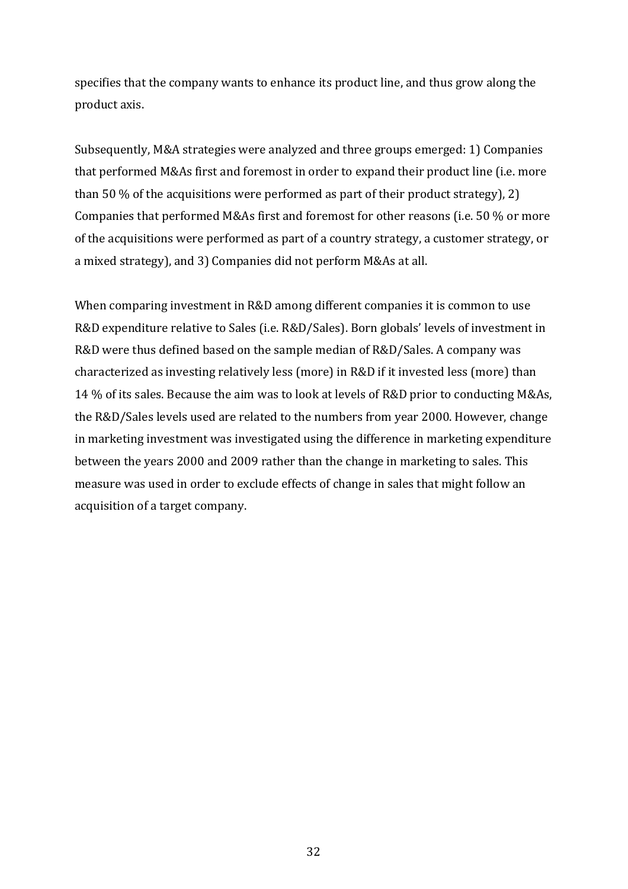specifies that the company wants to enhance its product line, and thus grow along the product axis.

Subsequently, M&A strategies were analyzed and three groups emerged: 1) Companies that performed M&As first and foremost in order to expand their product line (i.e. more than 50 % of the acquisitions were performed as part of their product strategy), 2) Companies that performed M&As first and foremost for other reasons (i.e. 50 % or more of the acquisitions were performed as part of a country strategy, a customer strategy, or a mixed strategy), and 3) Companies did not perform M&As at all.

When comparing investment in R&D among different companies it is common to use R&D expenditure relative to Sales (i.e. R&D/Sales). Born globals' levels of investment in R&D were thus defined based on the sample median of R&D/Sales. A company was characterized as investing relatively less (more) in R&D if it invested less (more) than 14 % of its sales. Because the aim was to look at levels of R&D prior to conducting M&As, the R&D/Sales levels used are related to the numbers from year 2000. However, change in marketing investment was investigated using the difference in marketing expenditure between the years 2000 and 2009 rather than the change in marketing to sales. This measure was used in order to exclude effects of change in sales that might follow an acquisition of a target company.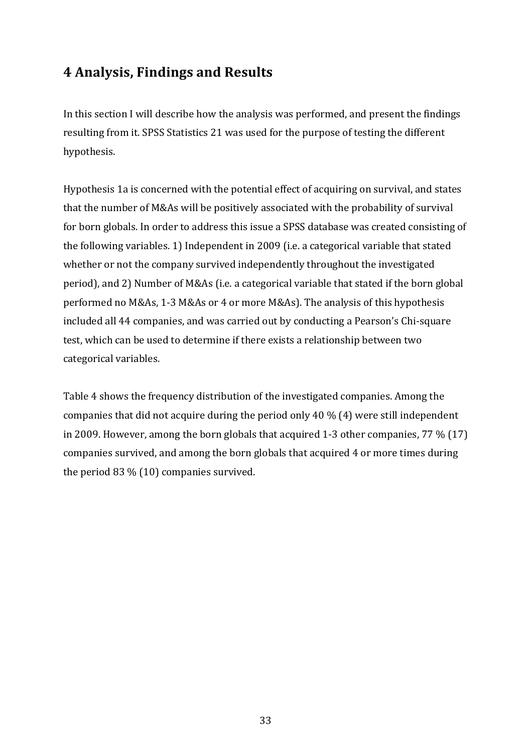# 4 Analysis, Findings and Results

In this section I will describe how the analysis was performed, and present the findings resulting from it. SPSS Statistics 21 was used for the purpose of testing the different hypothesis.

Hypothesis 1a is concerned with the potential effect of acquiring on survival, and states that the number of M&As will be positively associated with the probability of survival for born globals. In order to address this issue a SPSS database was created consisting of the following variables. 1) Independent in 2009 (i.e. a categorical variable that stated whether or not the company survived independently throughout the investigated period), and 2) Number of M&As (i.e. a categorical variable that stated if the born global performed no M&As, 1-3 M&As or 4 or more M&As). The analysis of this hypothesis included all 44 companies, and was carried out by conducting a Pearson's Chi-square test, which can be used to determine if there exists a relationship between two categorical variables.

Table 4 shows the frequency distribution of the investigated companies. Among the companies that did not acquire during the period only 40 % (4) were still independent in 2009. However, among the born globals that acquired 1-3 other companies, 77 % (17) companies survived, and among the born globals that acquired 4 or more times during the period 83 % (10) companies survived.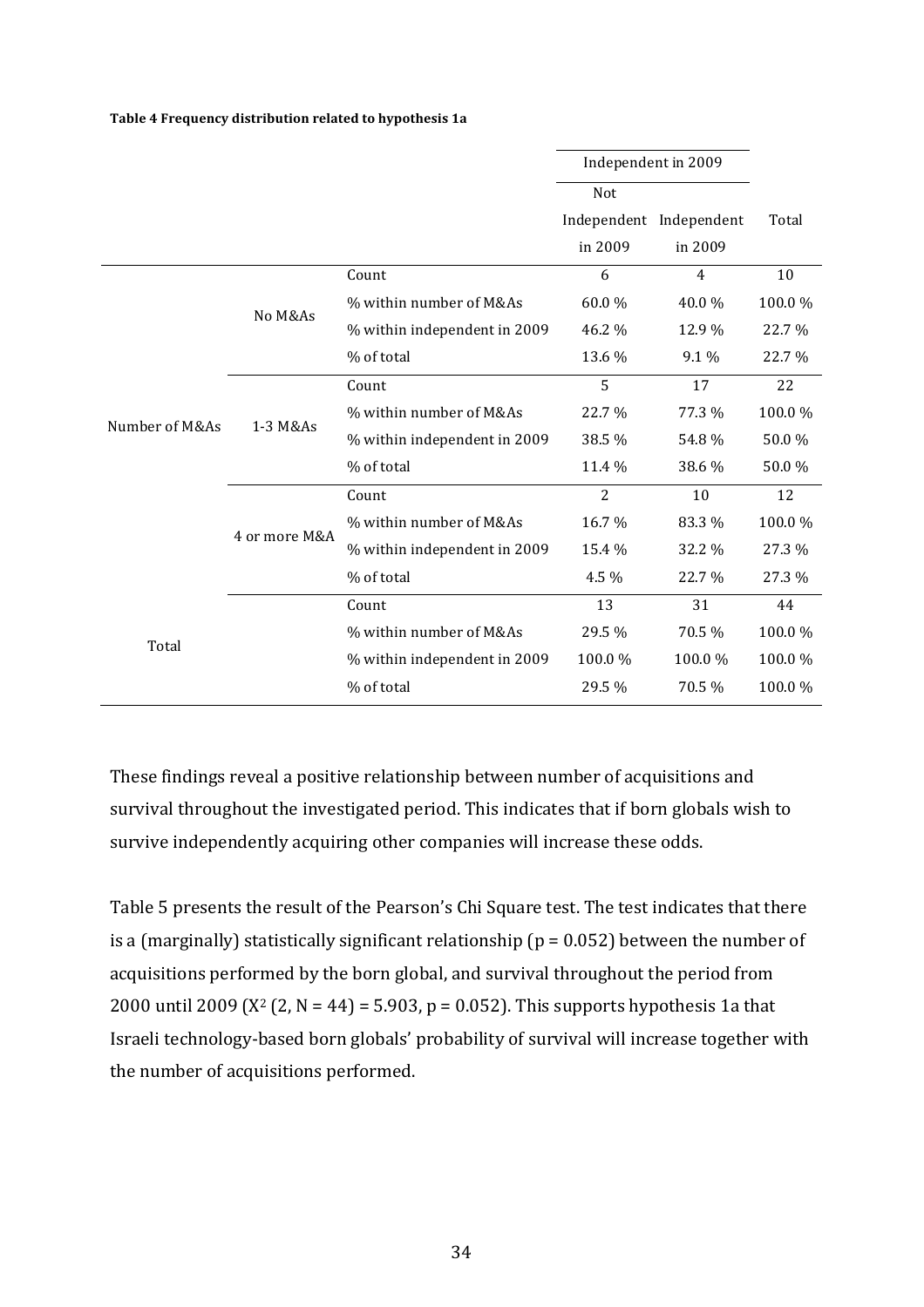**Table 4 Frequency distribution related to hypothesis 1a**

| | | | Independent in 2009 | | |
|---|---|---|---|---|---|
| | | | Not Independent in 2009 | Independent in 2009 | Total |
| Number of M&As | No M&As | Count | 6 | 4 | 10 |
| | | % within number of M&As | 60.0 % | 40.0 % | 100.0 % |
| | | % within independent in 2009 | 46.2 % | 12.9 % | 22.7 % |
| | | % of total | 13.6 % | 9.1 % | 22.7 % |
| | 1-3 M&As | Count | 5 | 17 | 22 |
| | | % within number of M&As | 22.7 % | 77.3 % | 100.0 % |
| | | % within independent in 2009 | 38.5 % | 54.8 % | 50.0 % |
| | | % of total | 11.4 % | 38.6 % | 50.0 % |
| | 4 or more M&A | Count | 2 | 10 | 12 |
| | | % within number of M&As | 16.7 % | 83.3 % | 100.0 % |
| | | % within independent in 2009 | 15.4 % | 32.2 % | 27.3 % |
| | | % of total | 4.5 % | 22.7 % | 27.3 % |
| Total | | Count | 13 | 31 | 44 |
| | | % within number of M&As | 29.5 % | 70.5 % | 100.0 % |
| | | % within independent in 2009 | 100.0 % | 100.0 % | 100.0 % |
| | | % of total | 29.5 % | 70.5 % | 100.0 % |

These findings reveal a positive relationship between number of acquisitions and survival throughout the investigated period. This indicates that if born globals wish to survive independently acquiring other companies will increase these odds.

Table 5 presents the result of the Pearson's Chi Square test. The test indicates that there is a (marginally) statistically significant relationship ($p = 0.052$) between the number of acquisitions performed by the born global, and survival throughout the period from 2000 until 2009 ($X^2$ (2, N = 44) = 5.903, p = 0.052). This supports hypothesis 1a that Israeli technology-based born globals' probability of survival will increase together with the number of acquisitions performed.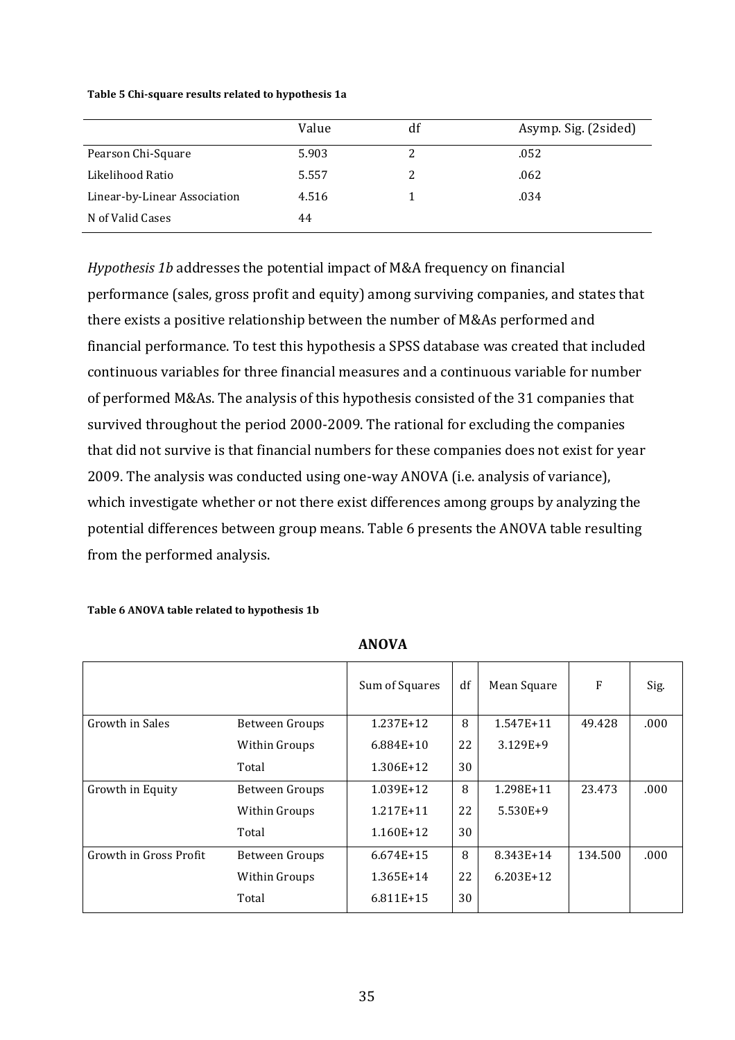**Table 5 Chi-square results related to hypothesis 1a**

| | Value | df | Asymp. Sig. (2sided) |
|---|---|---|---|
| Pearson Chi-Square | 5.903 | 2 | .052 |
| Likelihood Ratio | 5.557 | 2 | .062 |
| Linear-by-Linear Association | 4.516 | 1 | .034 |
| N of Valid Cases | 44 | | |

*Hypothesis 1b* addresses the potential impact of M&A frequency on financial performance (sales, gross profit and equity) among surviving companies, and states that there exists a positive relationship between the number of M&As performed and financial performance. To test this hypothesis a SPSS database was created that included continuous variables for three financial measures and a continuous variable for number of performed M&As. The analysis of this hypothesis consisted of the 31 companies that survived throughout the period 2000-2009. The rational for excluding the companies that did not survive is that financial numbers for these companies does not exist for year 2009. The analysis was conducted using one-way ANOVA (i.e. analysis of variance), which investigate whether or not there exist differences among groups by analyzing the potential differences between group means. Table 6 presents the ANOVA table resulting from the performed analysis.

**Table 6 ANOVA table related to hypothesis 1b**

**ANOVA**

| | | Sum of Squares | df | Mean Square | F | Sig. |
|---|---|---|---|---|---|---|
| Growth in Sales | Between Groups | 1.237E+12 | 8 | 1.547E+11 | 49.428 | .000 |
| | Within Groups | 6.884E+10 | 22 | 3.129E+9 | | |
| | Total | 1.306E+12 | 30 | | | |
| Growth in Equity | Between Groups | 1.039E+12 | 8 | 1.298E+11 | 23.473 | .000 |
| | Within Groups | 1.217E+11 | 22 | 5.530E+9 | | |
| | Total | 1.160E+12 | 30 | | | |
| Growth in Gross Profit | Between Groups | 6.674E+15 | 8 | 8.343E+14 | 134.500 | .000 |
| | Within Groups | 1.365E+14 | 22 | 6.203E+12 | | |
| | Total | 6.811E+15 | 30 | | | |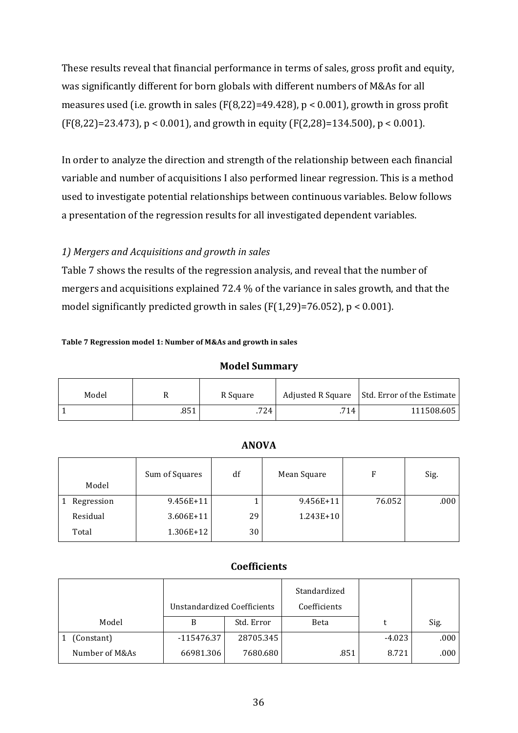These results reveal that financial performance in terms of sales, gross profit and equity, was significantly different for born globals with different numbers of M&As for all measures used (i.e. growth in sales ($F(8,22)=49.428$), $p < 0.001$), growth in gross profit ($F(8,22)=23.473$), $p < 0.001$), and growth in equity ($F(2,28)=134.500$), $p < 0.001$).

In order to analyze the direction and strength of the relationship between each financial variable and number of acquisitions I also performed linear regression. This is a method used to investigate potential relationships between continuous variables. Below follows a presentation of the regression results for all investigated dependent variables.

*1) Mergers and Acquisitions and growth in sales*

Table 7 shows the results of the regression analysis, and reveal that the number of mergers and acquisitions explained 72.4 % of the variance in sales growth, and that the model significantly predicted growth in sales ($F(1,29)=76.052$), $p < 0.001$).

**Table 7 Regression model 1: Number of M&As and growth in sales**

**Model Summary**

| Model | R | R Square | Adjusted R Square | Std. Error of the Estimate |
|---|---|---|---|---|
| 1 | .851 | .724 | .714 | 111508.605 |

**ANOVA**

| Model | | Sum of Squares | df | Mean Square | F | Sig. |
|---|---|---|---|---|---|---|
| 1 | Regression | 9.456E+11 | 1 | 9.456E+11 | 76.052 | .000 |
| | Residual | 3.606E+11 | 29 | 1.243E+10 | | |
| | Total | 1.306E+12 | 30 | | | |

**Coefficients**

| Model | | Unstandardized Coefficients | | Standardized Coefficients | t | Sig. |
|---|---|---|---|---|---|---|
| | | B | Std. Error | Beta | | |
| 1 | (Constant) | -115476.37 | 28705.345 | | -4.023 | .000 |
| | Number of M&As | 66981.306 | 7680.680 | .851 | 8.721 | .000 |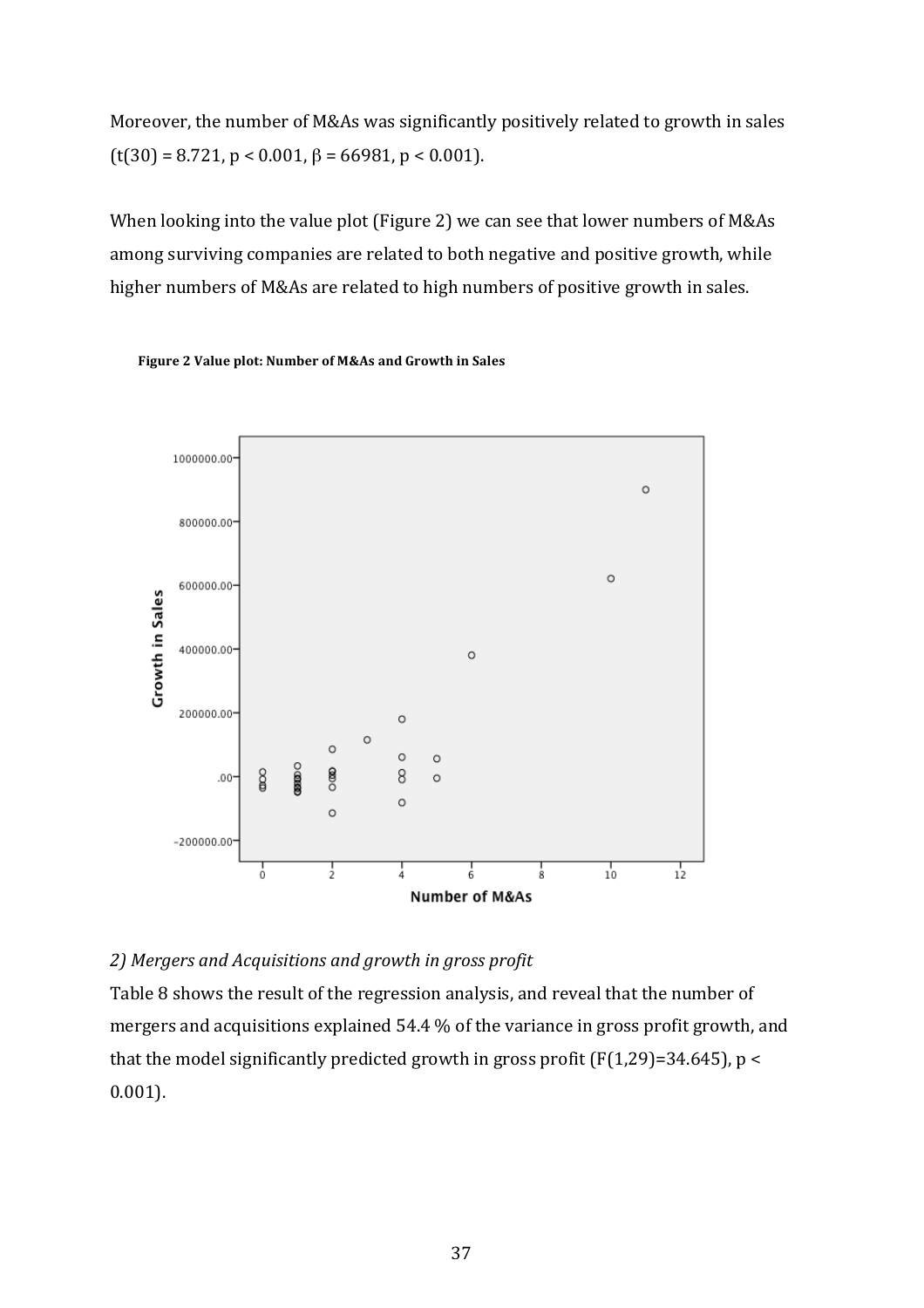Moreover, the number of M&As was significantly positively related to growth in sales ($t(30) = 8.721$, $p < 0.001$, $\beta = 66981$, $p < 0.001$).

When looking into the value plot (Figure 2) we can see that lower numbers of M&As among surviving companies are related to both negative and positive growth, while higher numbers of M&As are related to high numbers of positive growth in sales.

**Figure 2 Value plot: Number of M&As and Growth in Sales**

*2) Mergers and Acquisitions and growth in gross profit*

Table 8 shows the result of the regression analysis, and reveal that the number of mergers and acquisitions explained 54.4 % of the variance in gross profit growth, and that the model significantly predicted growth in gross profit ($F(1,29)=34.645$), $p < 0.001$).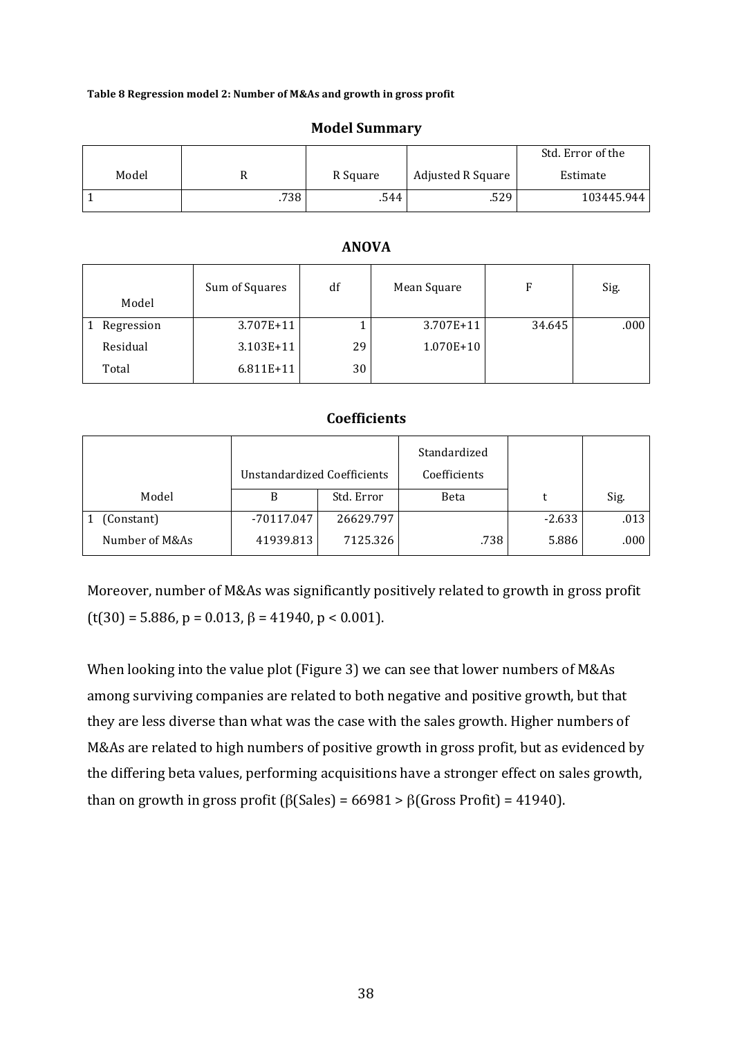**Table 8 Regression model 2: Number of M&As and growth in gross profit**

### Model Summary

| Model | R | R Square | Adjusted R Square | Std. Error of the Estimate |
|---|---|---|---|---|
| 1 | .738 | .544 | .529 | 103445.944 |

### ANOVA

| Model | | Sum of Squares | df | Mean Square | F | Sig. |
|---|---|---|---|---|---|---|
| 1 | Regression | 3.707E+11 | 1 | 3.707E+11 | 34.645 | .000 |
| | Residual | 3.103E+11 | 29 | 1.070E+10 | | |
| | Total | 6.811E+11 | 30 | | | |

### Coefficients

| Model | | Unstandardized Coefficients | | Standardized Coefficients | t | Sig. |
|---|---|---|---|---|---|---|
| | | B | Std. Error | Beta | | |
| 1 | (Constant) | -70117.047 | 26629.797 | | -2.633 | .013 |
| | Number of M&As | 41939.813 | 7125.326 | .738 | 5.886 | .000 |

Moreover, number of M&As was significantly positively related to growth in gross profit ($t(30) = 5.886$, $p = 0.013$, $\beta = 41940$, $p < 0.001$).

When looking into the value plot (Figure 3) we can see that lower numbers of M&As among surviving companies are related to both negative and positive growth, but that they are less diverse than what was the case with the sales growth. Higher numbers of M&As are related to high numbers of positive growth in gross profit, but as evidenced by the differing beta values, performing acquisitions have a stronger effect on sales growth, than on growth in gross profit ($\beta(\text{Sales}) = 66981 > \beta(\text{Gross Profit}) = 41940$).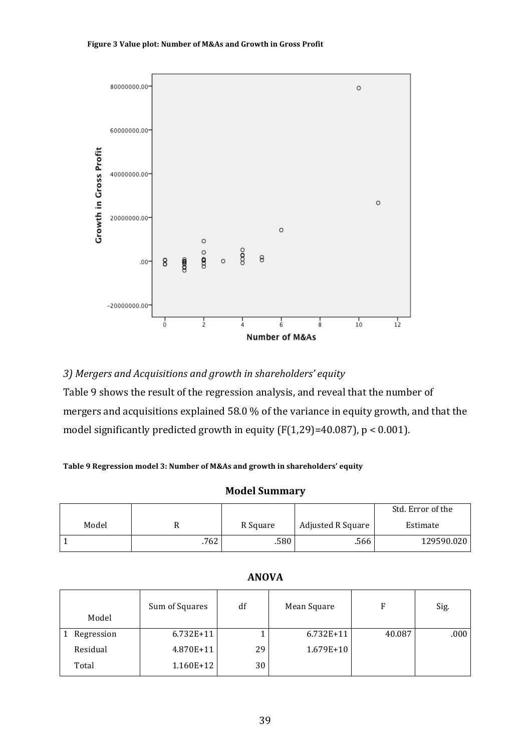**Figure 3 Value plot: Number of M&As and Growth in Gross Profit**

*3) Mergers and Acquisitions and growth in shareholders' equity*

Table 9 shows the result of the regression analysis, and reveal that the number of mergers and acquisitions explained 58.0 % of the variance in equity growth, and that the model significantly predicted growth in equity ($F(1,29)=40.087$), $p < 0.001$).

**Table 9 Regression model 3: Number of M&As and growth in shareholders' equity**

**Model Summary**

| Model | R | R Square | Adjusted R Square | Std. Error of the Estimate |
|---|---|---|---|---|
| 1 | .762 | .580 | .566 | 129590.020 |

**ANOVA**

| Model | | Sum of Squares | df | Mean Square | F | Sig. |
|---|---|---|---|---|---|---|
| 1 | Regression | 6.732E+11 | 1 | 6.732E+11 | 40.087 | .000 |
| | Residual | 4.870E+11 | 29 | 1.679E+10 | | |
| | Total | 1.160E+12 | 30 | | | |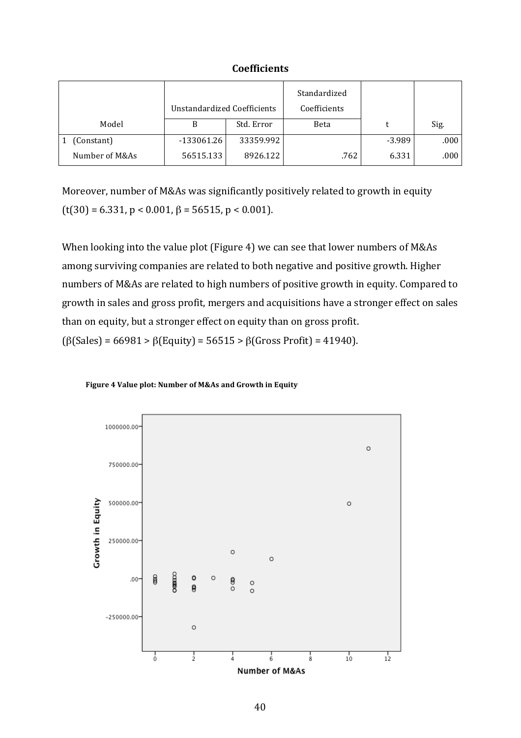**Coefficients**

| Model | Unstandardized Coefficients | | Standardized Coefficients | t | Sig. |
|---|---|---|---|---|---|
| | B | Std. Error | Beta | | |
| 1 (Constant) | -133061.26 | 33359.992 | | -3.989 | .000 |
| Number of M&As | 56515.133 | 8926.122 | .762 | 6.331 | .000 |

Moreover, number of M&As was significantly positively related to growth in equity ($t(30) = 6.331$, $p < 0.001$, $\beta = 56515$, $p < 0.001$).

When looking into the value plot (Figure 4) we can see that lower numbers of M&As among surviving companies are related to both negative and positive growth. Higher numbers of M&As are related to high numbers of positive growth in equity. Compared to growth in sales and gross profit, mergers and acquisitions have a stronger effect on sales than on equity, but a stronger effect on equity than on gross profit. ($\beta$(Sales) = 66981 > $\beta$(Equity) = 56515 > $\beta$(Gross Profit) = 41940).

**Figure 4 Value plot: Number of M&As and Growth in Equity**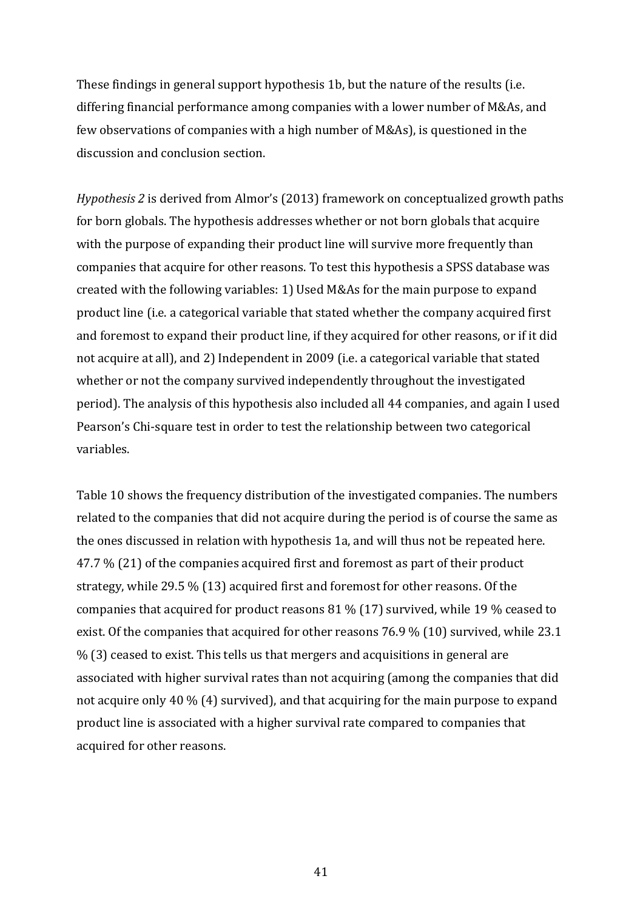These findings in general support hypothesis 1b, but the nature of the results (i.e. differing financial performance among companies with a lower number of M&As, and few observations of companies with a high number of M&As), is questioned in the discussion and conclusion section.

*Hypothesis 2* is derived from Almor's (2013) framework on conceptualized growth paths for born globals. The hypothesis addresses whether or not born globals that acquire with the purpose of expanding their product line will survive more frequently than companies that acquire for other reasons. To test this hypothesis a SPSS database was created with the following variables: 1) Used M&As for the main purpose to expand product line (i.e. a categorical variable that stated whether the company acquired first and foremost to expand their product line, if they acquired for other reasons, or if it did not acquire at all), and 2) Independent in 2009 (i.e. a categorical variable that stated whether or not the company survived independently throughout the investigated period). The analysis of this hypothesis also included all 44 companies, and again I used Pearson's Chi-square test in order to test the relationship between two categorical variables.

Table 10 shows the frequency distribution of the investigated companies. The numbers related to the companies that did not acquire during the period is of course the same as the ones discussed in relation with hypothesis 1a, and will thus not be repeated here. 47.7 % (21) of the companies acquired first and foremost as part of their product strategy, while 29.5 % (13) acquired first and foremost for other reasons. Of the companies that acquired for product reasons 81 % (17) survived, while 19 % ceased to exist. Of the companies that acquired for other reasons 76.9 % (10) survived, while 23.1 % (3) ceased to exist. This tells us that mergers and acquisitions in general are associated with higher survival rates than not acquiring (among the companies that did not acquire only 40 % (4) survived), and that acquiring for the main purpose to expand product line is associated with a higher survival rate compared to companies that acquired for other reasons.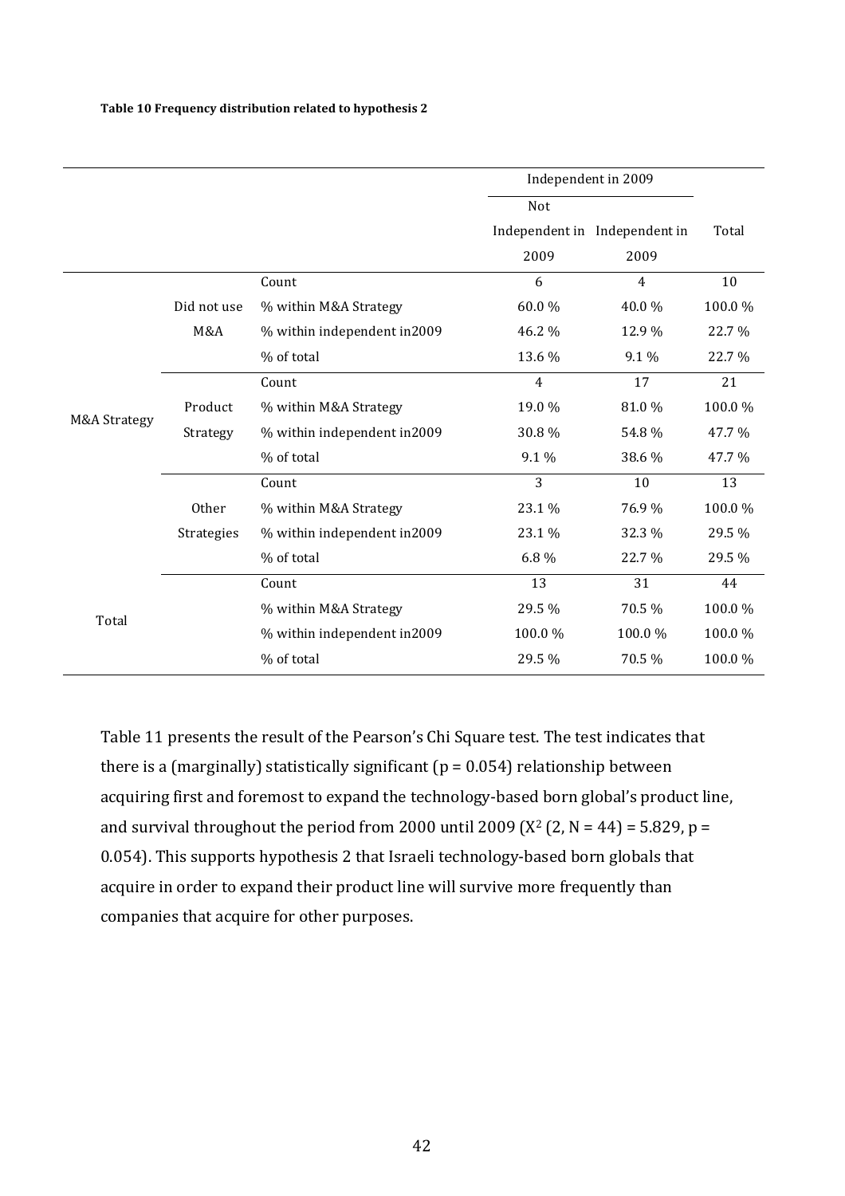**Table 10 Frequency distribution related to hypothesis 2**

| | | | Independent in 2009 | | |
|---|---|---|---|---|---|
| | | | Not Independent in 2009 | Independent in 2009 | Total |
| M&A Strategy | Did not use M&A | Count | 6 | 4 | 10 |
| | | % within M&A Strategy | 60.0 % | 40.0 % | 100.0 % |
| | | % within independent in2009 | 46.2 % | 12.9 % | 22.7 % |
| | | % of total | 13.6 % | 9.1 % | 22.7 % |
| | Product Strategy | Count | 4 | 17 | 21 |
| | | % within M&A Strategy | 19.0 % | 81.0 % | 100.0 % |
| | | % within independent in2009 | 30.8 % | 54.8 % | 47.7 % |
| | | % of total | 9.1 % | 38.6 % | 47.7 % |
| | Other Strategies | Count | 3 | 10 | 13 |
| | | % within M&A Strategy | 23.1 % | 76.9 % | 100.0 % |
| | | % within independent in2009 | 23.1 % | 32.3 % | 29.5 % |
| | | % of total | 6.8 % | 22.7 % | 29.5 % |
| Total | | Count | 13 | 31 | 44 |
| | | % within M&A Strategy | 29.5 % | 70.5 % | 100.0 % |
| | | % within independent in2009 | 100.0 % | 100.0 % | 100.0 % |
| | | % of total | 29.5 % | 70.5 % | 100.0 % |

Table 11 presents the result of the Pearson's Chi Square test. The test indicates that there is a (marginally) statistically significant ($p = 0.054$) relationship between acquiring first and foremost to expand the technology-based born global's product line, and survival throughout the period from 2000 until 2009 ($X^2$ (2, N = 44) = 5.829, p = 0.054). This supports hypothesis 2 that Israeli technology-based born globals that acquire in order to expand their product line will survive more frequently than companies that acquire for other purposes.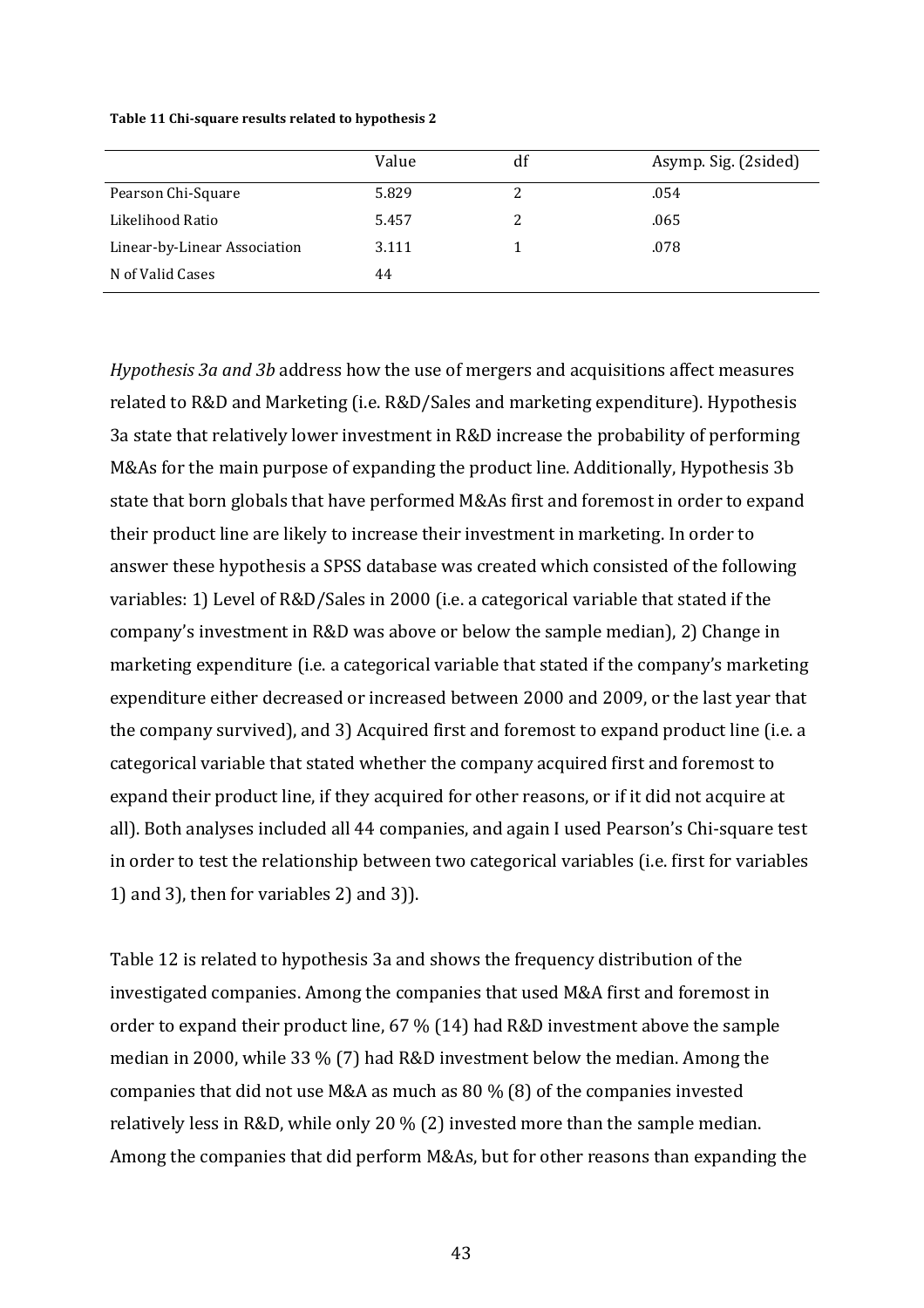**Table 11 Chi-square results related to hypothesis 2**

| | Value | df | Asymp. Sig. (2sided) |
|---|---|---|---|
| Pearson Chi-Square | 5.829 | 2 | .054 |
| Likelihood Ratio | 5.457 | 2 | .065 |
| Linear-by-Linear Association | 3.111 | 1 | .078 |
| N of Valid Cases | 44 | | |

*Hypothesis 3a and 3b* address how the use of mergers and acquisitions affect measures related to R&D and Marketing (i.e. R&D/Sales and marketing expenditure). Hypothesis 3a state that relatively lower investment in R&D increase the probability of performing M&As for the main purpose of expanding the product line. Additionally, Hypothesis 3b state that born globals that have performed M&As first and foremost in order to expand their product line are likely to increase their investment in marketing. In order to answer these hypothesis a SPSS database was created which consisted of the following variables: 1) Level of R&D/Sales in 2000 (i.e. a categorical variable that stated if the company's investment in R&D was above or below the sample median), 2) Change in marketing expenditure (i.e. a categorical variable that stated if the company's marketing expenditure either decreased or increased between 2000 and 2009, or the last year that the company survived), and 3) Acquired first and foremost to expand product line (i.e. a categorical variable that stated whether the company acquired first and foremost to expand their product line, if they acquired for other reasons, or if it did not acquire at all). Both analyses included all 44 companies, and again I used Pearson's Chi-square test in order to test the relationship between two categorical variables (i.e. first for variables 1) and 3), then for variables 2) and 3)).

Table 12 is related to hypothesis 3a and shows the frequency distribution of the investigated companies. Among the companies that used M&A first and foremost in order to expand their product line, 67 % (14) had R&D investment above the sample median in 2000, while 33 % (7) had R&D investment below the median. Among the companies that did not use M&A as much as 80 % (8) of the companies invested relatively less in R&D, while only 20 % (2) invested more than the sample median. Among the companies that did perform M&As, but for other reasons than expanding the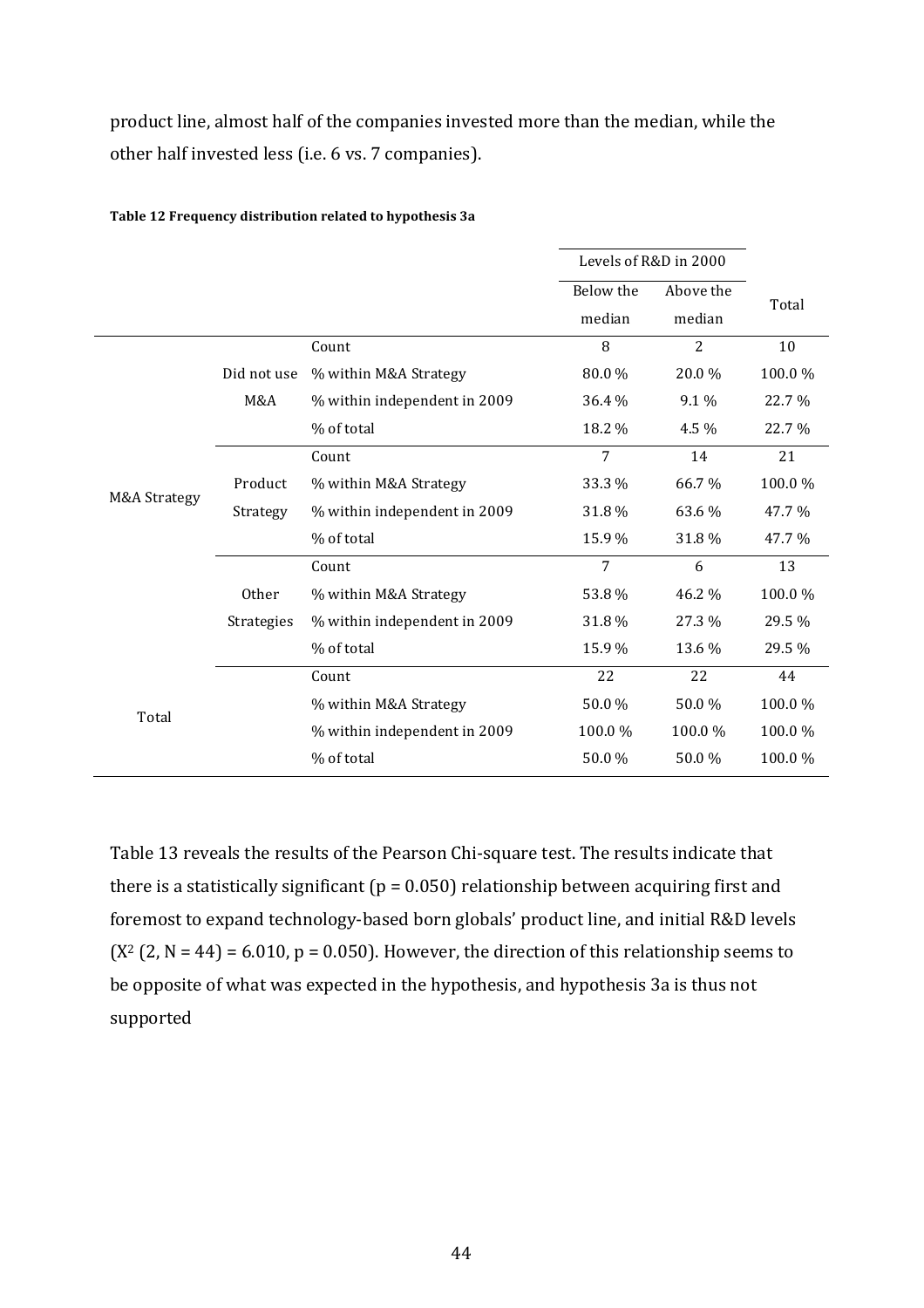product line, almost half of the companies invested more than the median, while the other half invested less (i.e. 6 vs. 7 companies).

**Table 12 Frequency distribution related to hypothesis 3a**

| | | | Levels of R&D in 2000 | | Total |
|---|---|---|---|---|---|
| | | | Below the median | Above the median | |
| M&A Strategy | Did not use M&A | Count | 8 | 2 | 10 |
| | | % within M&A Strategy | 80.0 % | 20.0 % | 100.0 % |
| | | % within independent in 2009 | 36.4 % | 9.1 % | 22.7 % |
| | | % of total | 18.2 % | 4.5 % | 22.7 % |
| | Product Strategy | Count | 7 | 14 | 21 |
| | | % within M&A Strategy | 33.3 % | 66.7 % | 100.0 % |
| | | % within independent in 2009 | 31.8 % | 63.6 % | 47.7 % |
| | | % of total | 15.9 % | 31.8 % | 47.7 % |
| | Other Strategies | Count | 7 | 6 | 13 |
| | | % within M&A Strategy | 53.8 % | 46.2 % | 100.0 % |
| | | % within independent in 2009 | 31.8 % | 27.3 % | 29.5 % |
| | | % of total | 15.9 % | 13.6 % | 29.5 % |
| Total | | Count | 22 | 22 | 44 |
| | | % within M&A Strategy | 50.0 % | 50.0 % | 100.0 % |
| | | % within independent in 2009 | 100.0 % | 100.0 % | 100.0 % |
| | | % of total | 50.0 % | 50.0 % | 100.0 % |

Table 13 reveals the results of the Pearson Chi-square test. The results indicate that there is a statistically significant ($p = 0.050$) relationship between acquiring first and foremost to expand technology-based born globals' product line, and initial R&D levels ($X^2$ $(2, N = 44) = 6.010$, $p = 0.050$). However, the direction of this relationship seems to be opposite of what was expected in the hypothesis, and hypothesis 3a is thus not supported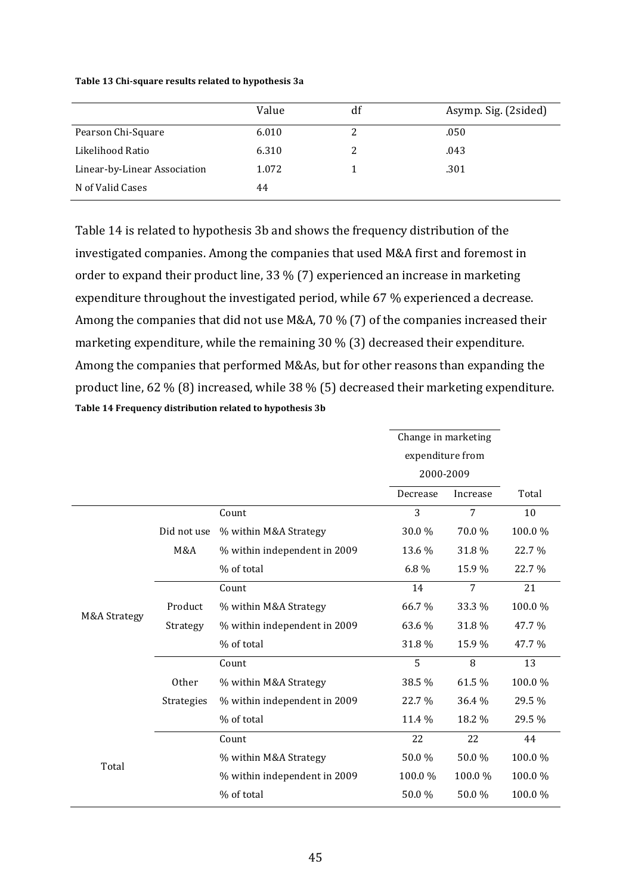**Table 13 Chi-square results related to hypothesis 3a**

| | Value | df | Asymp. Sig. (2sided) |
|---|---|---|---|
| Pearson Chi-Square | 6.010 | 2 | .050 |
| Likelihood Ratio | 6.310 | 2 | .043 |
| Linear-by-Linear Association | 1.072 | 1 | .301 |
| N of Valid Cases | 44 | | |

Table 14 is related to hypothesis 3b and shows the frequency distribution of the investigated companies. Among the companies that used M&A first and foremost in order to expand their product line, 33 % (7) experienced an increase in marketing expenditure throughout the investigated period, while 67 % experienced a decrease. Among the companies that did not use M&A, 70 % (7) of the companies increased their marketing expenditure, while the remaining 30 % (3) decreased their expenditure. Among the companies that performed M&As, but for other reasons than expanding the product line, 62 % (8) increased, while 38 % (5) decreased their marketing expenditure.

**Table 14 Frequency distribution related to hypothesis 3b**

| | | | Change in marketing expenditure from 2000-2009 | | |
|---|---|---|---|---|---|
| | | | Decrease | Increase | Total |
| M&A Strategy | Did not use M&A | Count | 3 | 7 | 10 |
| | | % within M&A Strategy | 30.0 % | 70.0 % | 100.0 % |
| | | % within independent in 2009 | 13.6 % | 31.8 % | 22.7 % |
| | | % of total | 6.8 % | 15.9 % | 22.7 % |
| | Product Strategy | Count | 14 | 7 | 21 |
| | | % within M&A Strategy | 66.7 % | 33.3 % | 100.0 % |
| | | % within independent in 2009 | 63.6 % | 31.8 % | 47.7 % |
| | | % of total | 31.8 % | 15.9 % | 47.7 % |
| | Other Strategies | Count | 5 | 8 | 13 |
| | | % within M&A Strategy | 38.5 % | 61.5 % | 100.0 % |
| | | % within independent in 2009 | 22.7 % | 36.4 % | 29.5 % |
| | | % of total | 11.4 % | 18.2 % | 29.5 % |
| Total | | Count | 22 | 22 | 44 |
| | | % within M&A Strategy | 50.0 % | 50.0 % | 100.0 % |
| | | % within independent in 2009 | 100.0 % | 100.0 % | 100.0 % |
| | | % of total | 50.0 % | 50.0 % | 100.0 % |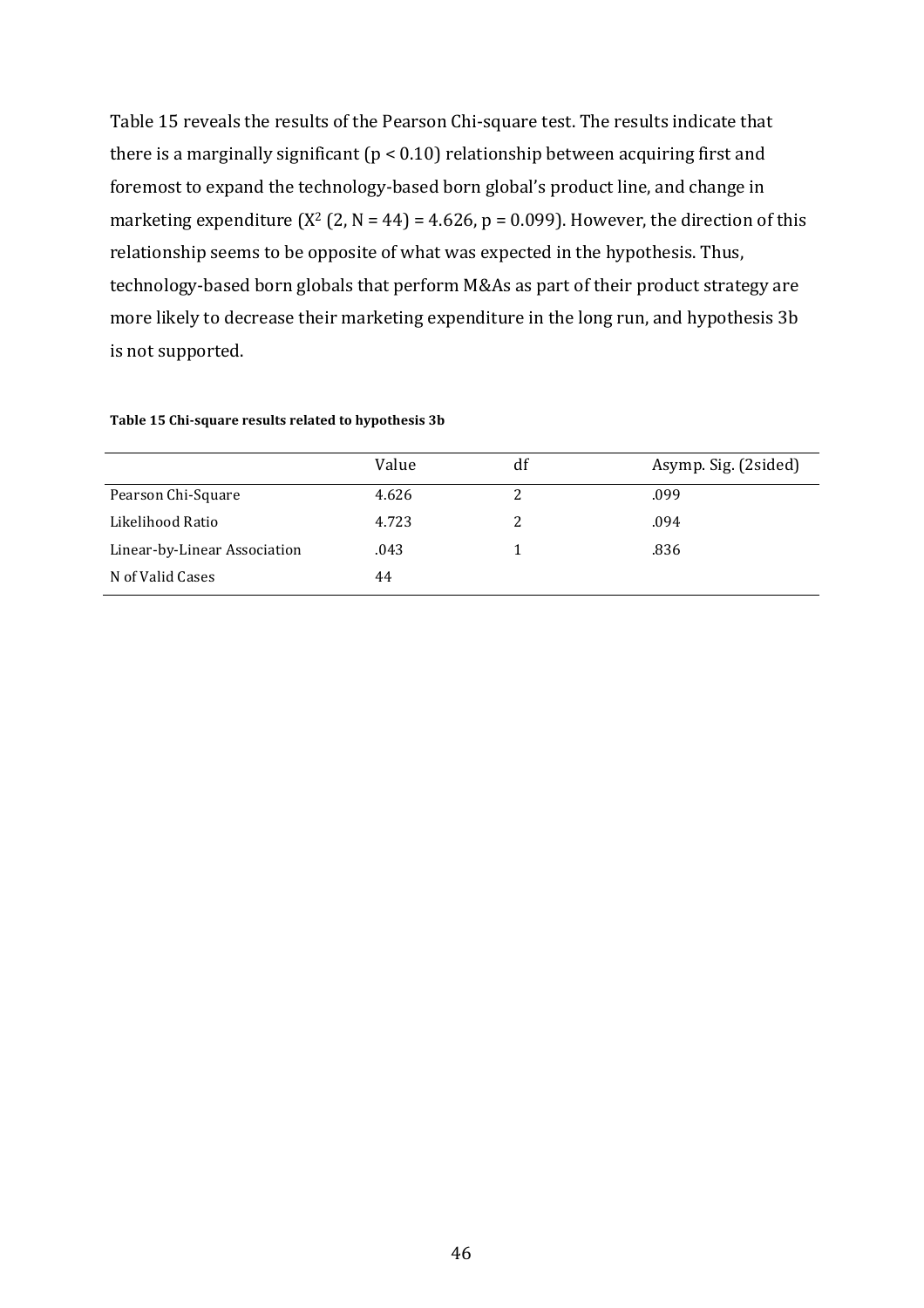Table 15 reveals the results of the Pearson Chi-square test. The results indicate that there is a marginally significant ($p < 0.10$) relationship between acquiring first and foremost to expand the technology-based born global's product line, and change in marketing expenditure ($X^2$ (2, N = 44) = 4.626, p = 0.099). However, the direction of this relationship seems to be opposite of what was expected in the hypothesis. Thus, technology-based born globals that perform M&As as part of their product strategy are more likely to decrease their marketing expenditure in the long run, and hypothesis 3b is not supported.

**Table 15 Chi-square results related to hypothesis 3b**

| | Value | df | Asymp. Sig. (2sided) |
|---|---|---|---|
| Pearson Chi-Square | 4.626 | 2 | .099 |
| Likelihood Ratio | 4.723 | 2 | .094 |
| Linear-by-Linear Association | .043 | 1 | .836 |
| N of Valid Cases | 44 | | |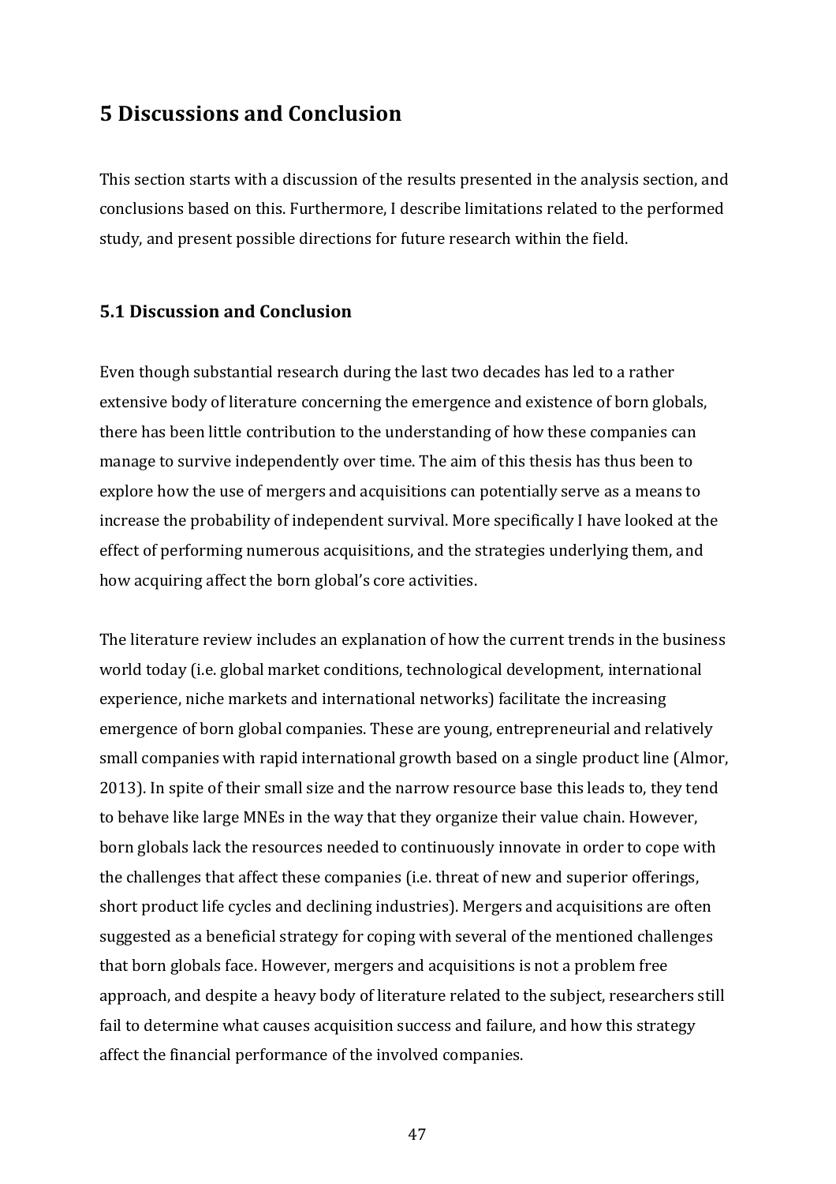# 5 Discussions and Conclusion

This section starts with a discussion of the results presented in the analysis section, and conclusions based on this. Furthermore, I describe limitations related to the performed study, and present possible directions for future research within the field.

## 5.1 Discussion and Conclusion

Even though substantial research during the last two decades has led to a rather extensive body of literature concerning the emergence and existence of born globals, there has been little contribution to the understanding of how these companies can manage to survive independently over time. The aim of this thesis has thus been to explore how the use of mergers and acquisitions can potentially serve as a means to increase the probability of independent survival. More specifically I have looked at the effect of performing numerous acquisitions, and the strategies underlying them, and how acquiring affect the born global's core activities.

The literature review includes an explanation of how the current trends in the business world today (i.e. global market conditions, technological development, international experience, niche markets and international networks) facilitate the increasing emergence of born global companies. These are young, entrepreneurial and relatively small companies with rapid international growth based on a single product line (Almor, 2013). In spite of their small size and the narrow resource base this leads to, they tend to behave like large MNEs in the way that they organize their value chain. However, born globals lack the resources needed to continuously innovate in order to cope with the challenges that affect these companies (i.e. threat of new and superior offerings, short product life cycles and declining industries). Mergers and acquisitions are often suggested as a beneficial strategy for coping with several of the mentioned challenges that born globals face. However, mergers and acquisitions is not a problem free approach, and despite a heavy body of literature related to the subject, researchers still fail to determine what causes acquisition success and failure, and how this strategy affect the financial performance of the involved companies.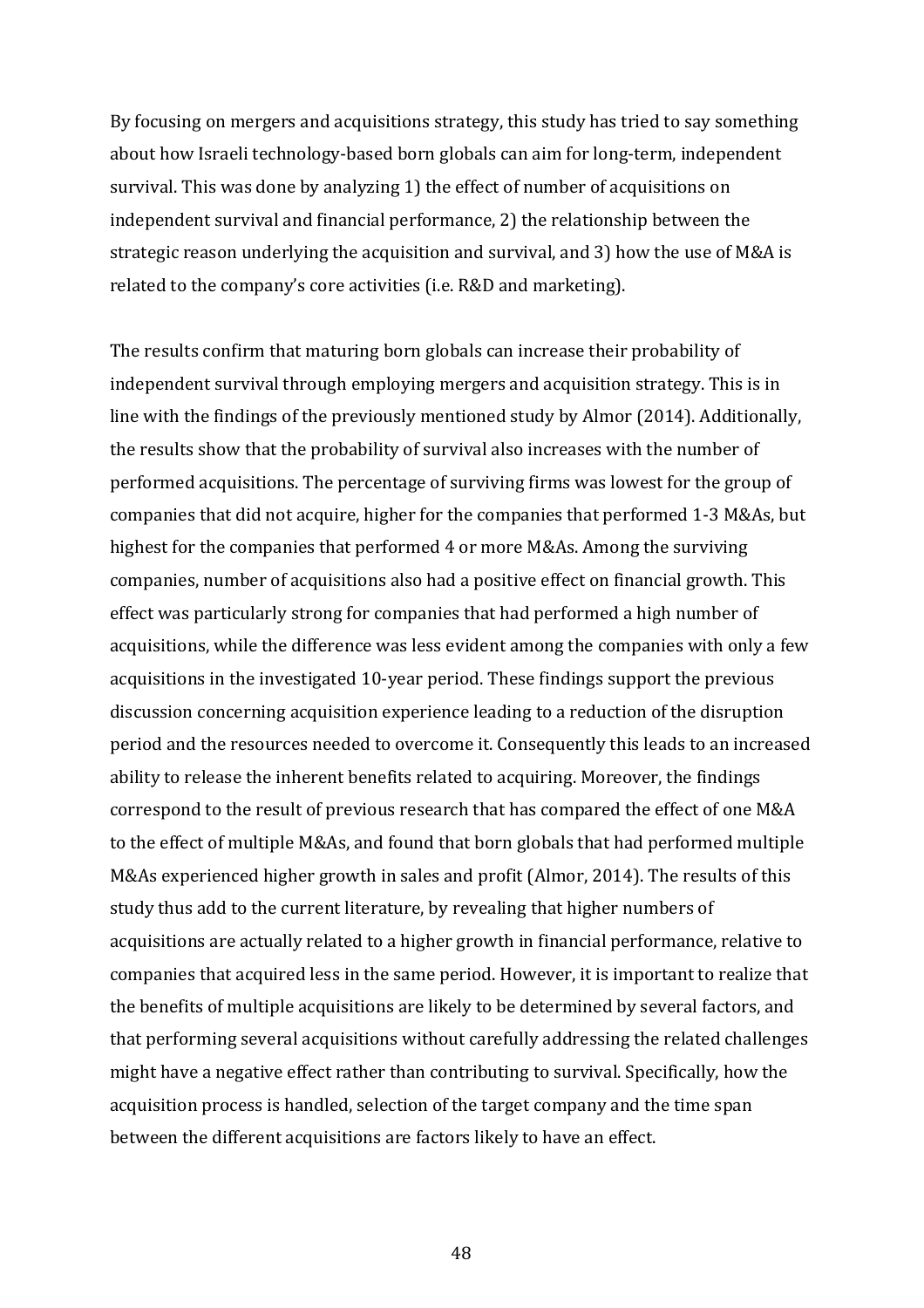By focusing on mergers and acquisitions strategy, this study has tried to say something about how Israeli technology-based born globals can aim for long-term, independent survival. This was done by analyzing 1) the effect of number of acquisitions on independent survival and financial performance, 2) the relationship between the strategic reason underlying the acquisition and survival, and 3) how the use of M&A is related to the company's core activities (i.e. R&D and marketing).

The results confirm that maturing born globals can increase their probability of independent survival through employing mergers and acquisition strategy. This is in line with the findings of the previously mentioned study by Almor (2014). Additionally, the results show that the probability of survival also increases with the number of performed acquisitions. The percentage of surviving firms was lowest for the group of companies that did not acquire, higher for the companies that performed 1-3 M&As, but highest for the companies that performed 4 or more M&As. Among the surviving companies, number of acquisitions also had a positive effect on financial growth. This effect was particularly strong for companies that had performed a high number of acquisitions, while the difference was less evident among the companies with only a few acquisitions in the investigated 10-year period. These findings support the previous discussion concerning acquisition experience leading to a reduction of the disruption period and the resources needed to overcome it. Consequently this leads to an increased ability to release the inherent benefits related to acquiring. Moreover, the findings correspond to the result of previous research that has compared the effect of one M&A to the effect of multiple M&As, and found that born globals that had performed multiple M&As experienced higher growth in sales and profit (Almor, 2014). The results of this study thus add to the current literature, by revealing that higher numbers of acquisitions are actually related to a higher growth in financial performance, relative to companies that acquired less in the same period. However, it is important to realize that the benefits of multiple acquisitions are likely to be determined by several factors, and that performing several acquisitions without carefully addressing the related challenges might have a negative effect rather than contributing to survival. Specifically, how the acquisition process is handled, selection of the target company and the time span between the different acquisitions are factors likely to have an effect.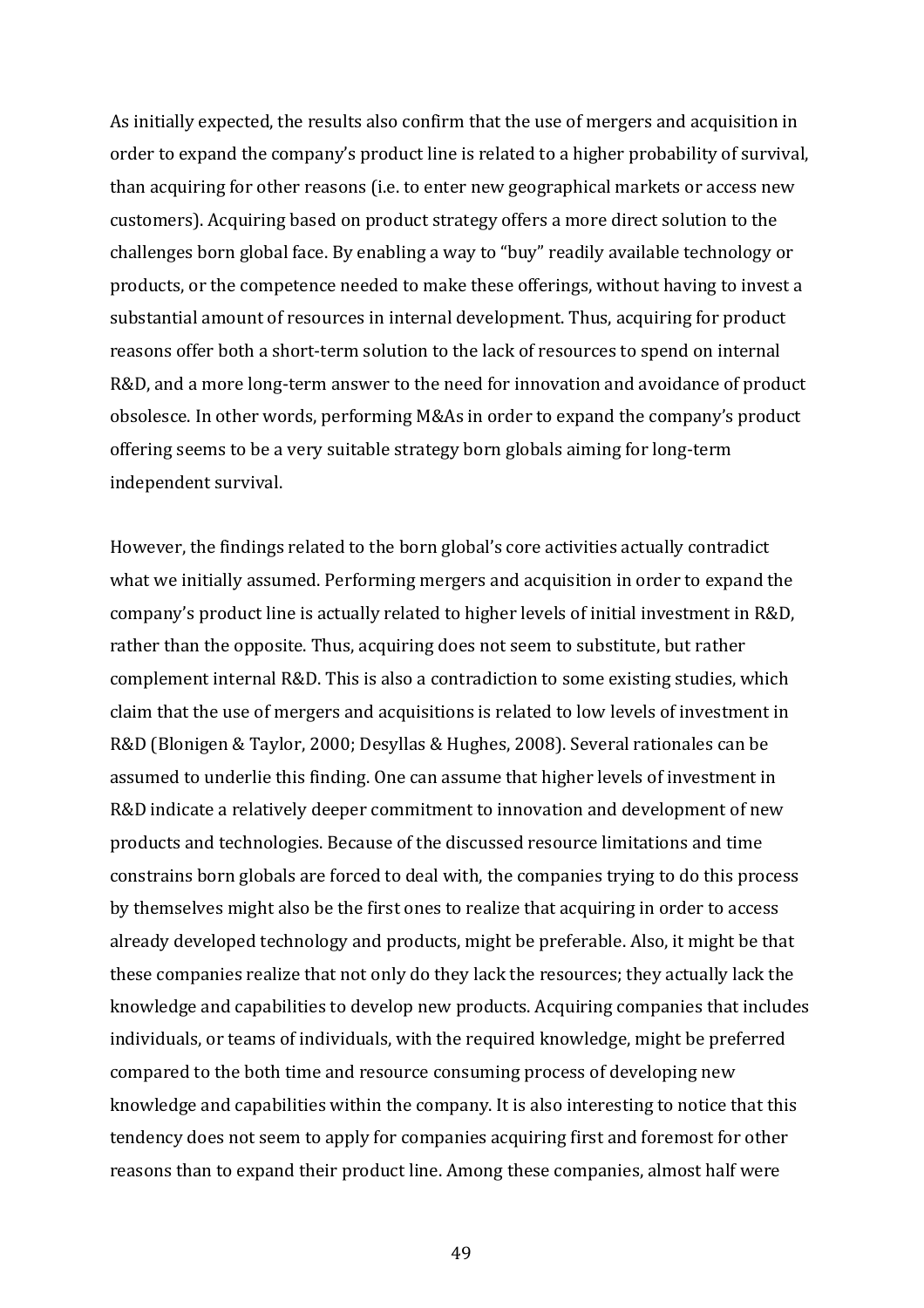As initially expected, the results also confirm that the use of mergers and acquisition in order to expand the company's product line is related to a higher probability of survival, than acquiring for other reasons (i.e. to enter new geographical markets or access new customers). Acquiring based on product strategy offers a more direct solution to the challenges born global face. By enabling a way to "buy" readily available technology or products, or the competence needed to make these offerings, without having to invest a substantial amount of resources in internal development. Thus, acquiring for product reasons offer both a short-term solution to the lack of resources to spend on internal R&D, and a more long-term answer to the need for innovation and avoidance of product obsolesce. In other words, performing M&As in order to expand the company's product offering seems to be a very suitable strategy born globals aiming for long-term independent survival.

However, the findings related to the born global's core activities actually contradict what we initially assumed. Performing mergers and acquisition in order to expand the company's product line is actually related to higher levels of initial investment in R&D, rather than the opposite. Thus, acquiring does not seem to substitute, but rather complement internal R&D. This is also a contradiction to some existing studies, which claim that the use of mergers and acquisitions is related to low levels of investment in R&D (Blonigen & Taylor, 2000; Desyllas & Hughes, 2008). Several rationales can be assumed to underlie this finding. One can assume that higher levels of investment in R&D indicate a relatively deeper commitment to innovation and development of new products and technologies. Because of the discussed resource limitations and time constrains born globals are forced to deal with, the companies trying to do this process by themselves might also be the first ones to realize that acquiring in order to access already developed technology and products, might be preferable. Also, it might be that these companies realize that not only do they lack the resources; they actually lack the knowledge and capabilities to develop new products. Acquiring companies that includes individuals, or teams of individuals, with the required knowledge, might be preferred compared to the both time and resource consuming process of developing new knowledge and capabilities within the company. It is also interesting to notice that this tendency does not seem to apply for companies acquiring first and foremost for other reasons than to expand their product line. Among these companies, almost half were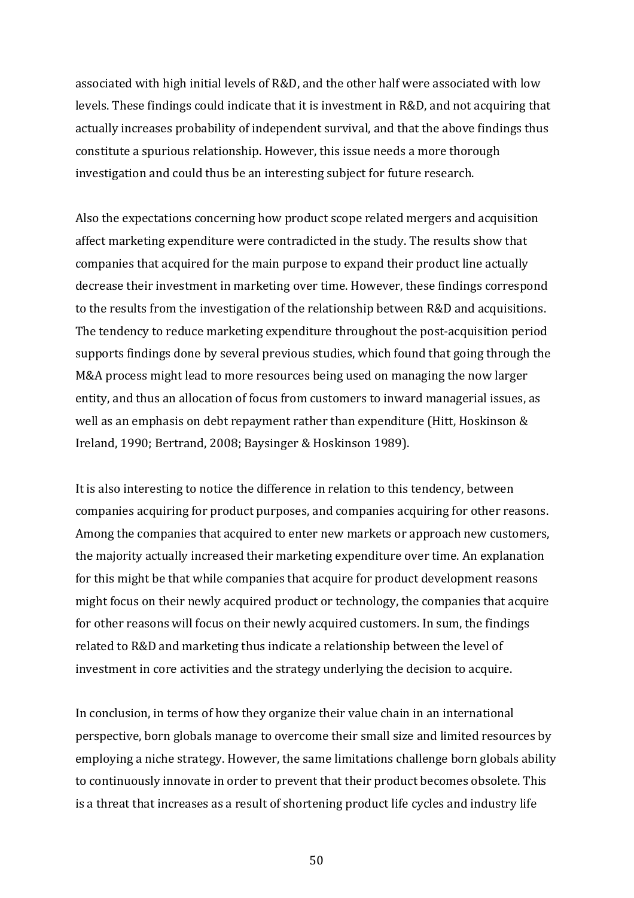associated with high initial levels of R&D, and the other half were associated with low levels. These findings could indicate that it is investment in R&D, and not acquiring that actually increases probability of independent survival, and that the above findings thus constitute a spurious relationship. However, this issue needs a more thorough investigation and could thus be an interesting subject for future research.

Also the expectations concerning how product scope related mergers and acquisition affect marketing expenditure were contradicted in the study. The results show that companies that acquired for the main purpose to expand their product line actually decrease their investment in marketing over time. However, these findings correspond to the results from the investigation of the relationship between R&D and acquisitions. The tendency to reduce marketing expenditure throughout the post-acquisition period supports findings done by several previous studies, which found that going through the M&A process might lead to more resources being used on managing the now larger entity, and thus an allocation of focus from customers to inward managerial issues, as well as an emphasis on debt repayment rather than expenditure (Hitt, Hoskinson & Ireland, 1990; Bertrand, 2008; Baysinger & Hoskinson 1989).

It is also interesting to notice the difference in relation to this tendency, between companies acquiring for product purposes, and companies acquiring for other reasons. Among the companies that acquired to enter new markets or approach new customers, the majority actually increased their marketing expenditure over time. An explanation for this might be that while companies that acquire for product development reasons might focus on their newly acquired product or technology, the companies that acquire for other reasons will focus on their newly acquired customers. In sum, the findings related to R&D and marketing thus indicate a relationship between the level of investment in core activities and the strategy underlying the decision to acquire.

In conclusion, in terms of how they organize their value chain in an international perspective, born globals manage to overcome their small size and limited resources by employing a niche strategy. However, the same limitations challenge born globals ability to continuously innovate in order to prevent that their product becomes obsolete. This is a threat that increases as a result of shortening product life cycles and industry life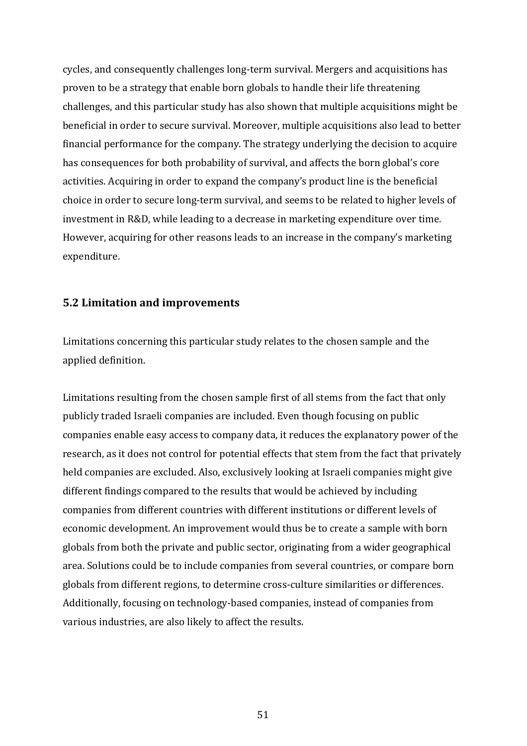cycles, and consequently challenges long-term survival. Mergers and acquisitions has proven to be a strategy that enable born globals to handle their life threatening challenges, and this particular study has also shown that multiple acquisitions might be beneficial in order to secure survival. Moreover, multiple acquisitions also lead to better financial performance for the company. The strategy underlying the decision to acquire has consequences for both probability of survival, and affects the born global's core activities. Acquiring in order to expand the company's product line is the beneficial choice in order to secure long-term survival, and seems to be related to higher levels of investment in R&D, while leading to a decrease in marketing expenditure over time. However, acquiring for other reasons leads to an increase in the company's marketing expenditure.

## 5.2 Limitation and improvements

Limitations concerning this particular study relates to the chosen sample and the applied definition.

Limitations resulting from the chosen sample first of all stems from the fact that only publicly traded Israeli companies are included. Even though focusing on public companies enable easy access to company data, it reduces the explanatory power of the research, as it does not control for potential effects that stem from the fact that privately held companies are excluded. Also, exclusively looking at Israeli companies might give different findings compared to the results that would be achieved by including companies from different countries with different institutions or different levels of economic development. An improvement would thus be to create a sample with born globals from both the private and public sector, originating from a wider geographical area. Solutions could be to include companies from several countries, or compare born globals from different regions, to determine cross-culture similarities or differences. Additionally, focusing on technology-based companies, instead of companies from various industries, are also likely to affect the results.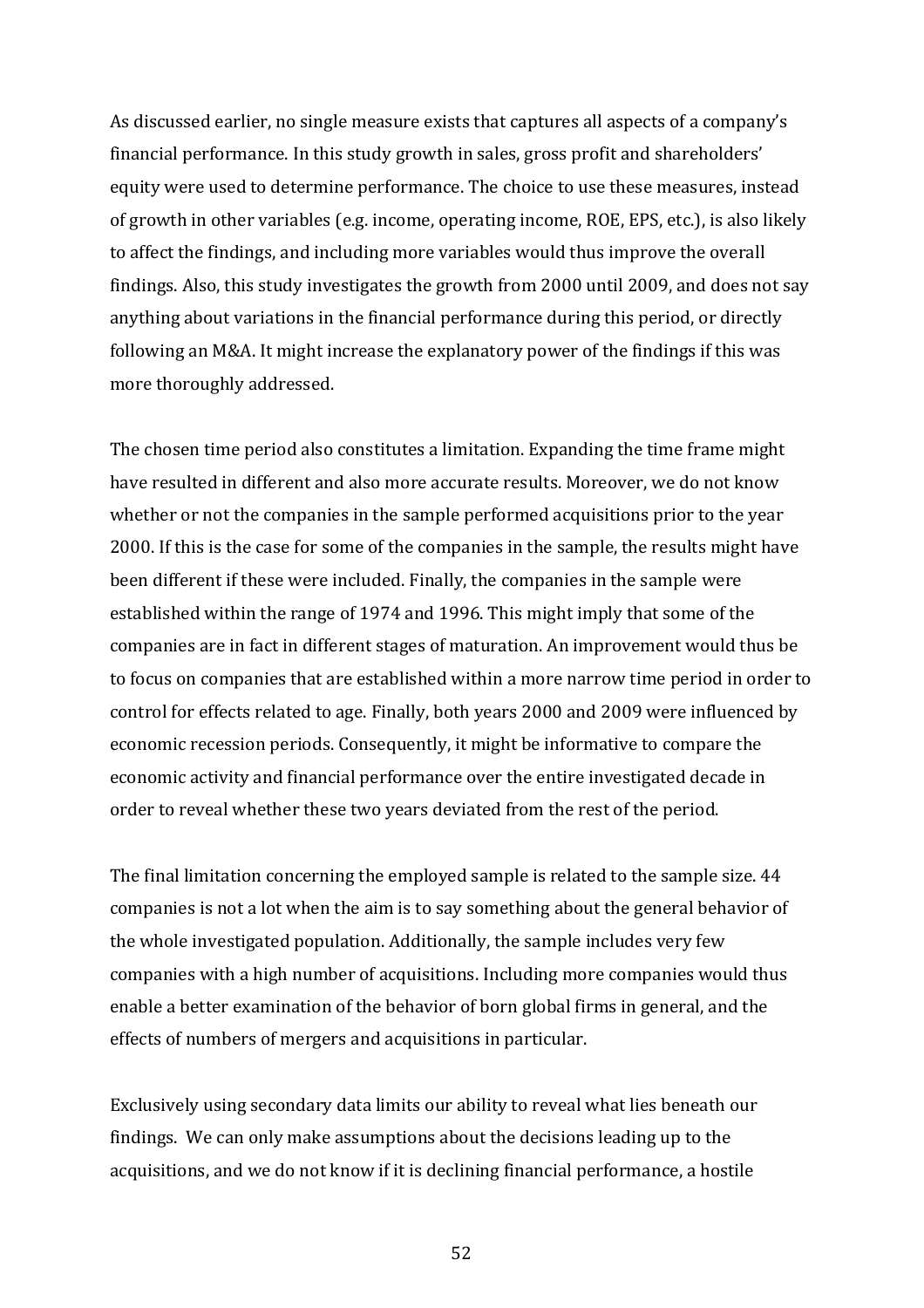As discussed earlier, no single measure exists that captures all aspects of a company's financial performance. In this study growth in sales, gross profit and shareholders' equity were used to determine performance. The choice to use these measures, instead of growth in other variables (e.g. income, operating income, ROE, EPS, etc.), is also likely to affect the findings, and including more variables would thus improve the overall findings. Also, this study investigates the growth from 2000 until 2009, and does not say anything about variations in the financial performance during this period, or directly following an M&A. It might increase the explanatory power of the findings if this was more thoroughly addressed.

The chosen time period also constitutes a limitation. Expanding the time frame might have resulted in different and also more accurate results. Moreover, we do not know whether or not the companies in the sample performed acquisitions prior to the year 2000. If this is the case for some of the companies in the sample, the results might have been different if these were included. Finally, the companies in the sample were established within the range of 1974 and 1996. This might imply that some of the companies are in fact in different stages of maturation. An improvement would thus be to focus on companies that are established within a more narrow time period in order to control for effects related to age. Finally, both years 2000 and 2009 were influenced by economic recession periods. Consequently, it might be informative to compare the economic activity and financial performance over the entire investigated decade in order to reveal whether these two years deviated from the rest of the period.

The final limitation concerning the employed sample is related to the sample size. 44 companies is not a lot when the aim is to say something about the general behavior of the whole investigated population. Additionally, the sample includes very few companies with a high number of acquisitions. Including more companies would thus enable a better examination of the behavior of born global firms in general, and the effects of numbers of mergers and acquisitions in particular.

Exclusively using secondary data limits our ability to reveal what lies beneath our findings. We can only make assumptions about the decisions leading up to the acquisitions, and we do not know if it is declining financial performance, a hostile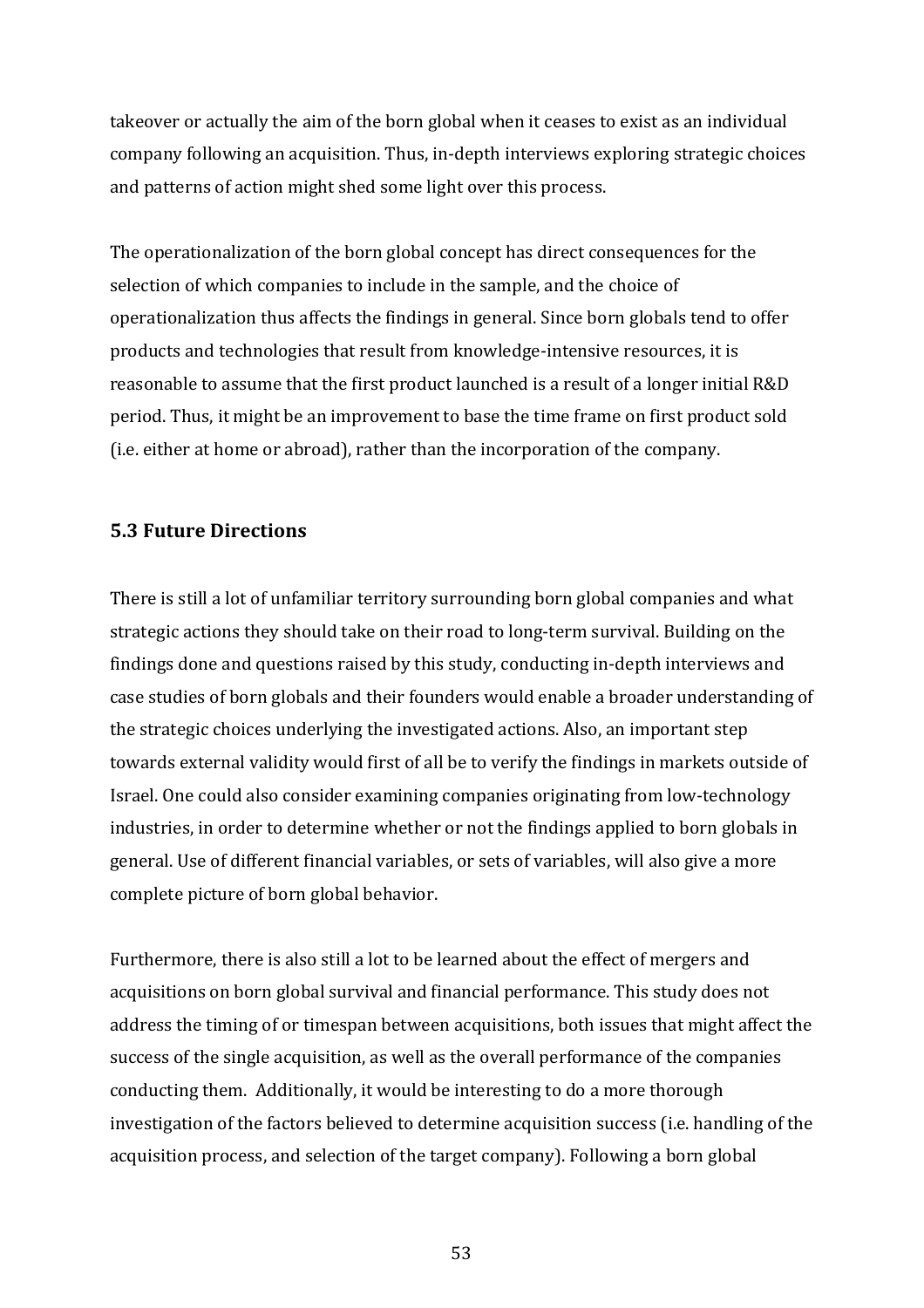takeover or actually the aim of the born global when it ceases to exist as an individual company following an acquisition. Thus, in-depth interviews exploring strategic choices and patterns of action might shed some light over this process.

The operationalization of the born global concept has direct consequences for the selection of which companies to include in the sample, and the choice of operationalization thus affects the findings in general. Since born globals tend to offer products and technologies that result from knowledge-intensive resources, it is reasonable to assume that the first product launched is a result of a longer initial R&D period. Thus, it might be an improvement to base the time frame on first product sold (i.e. either at home or abroad), rather than the incorporation of the company.

### 5.3 Future Directions

There is still a lot of unfamiliar territory surrounding born global companies and what strategic actions they should take on their road to long-term survival. Building on the findings done and questions raised by this study, conducting in-depth interviews and case studies of born globals and their founders would enable a broader understanding of the strategic choices underlying the investigated actions. Also, an important step towards external validity would first of all be to verify the findings in markets outside of Israel. One could also consider examining companies originating from low-technology industries, in order to determine whether or not the findings applied to born globals in general. Use of different financial variables, or sets of variables, will also give a more complete picture of born global behavior.

Furthermore, there is also still a lot to be learned about the effect of mergers and acquisitions on born global survival and financial performance. This study does not address the timing of or timespan between acquisitions, both issues that might affect the success of the single acquisition, as well as the overall performance of the companies conducting them. Additionally, it would be interesting to do a more thorough investigation of the factors believed to determine acquisition success (i.e. handling of the acquisition process, and selection of the target company). Following a born global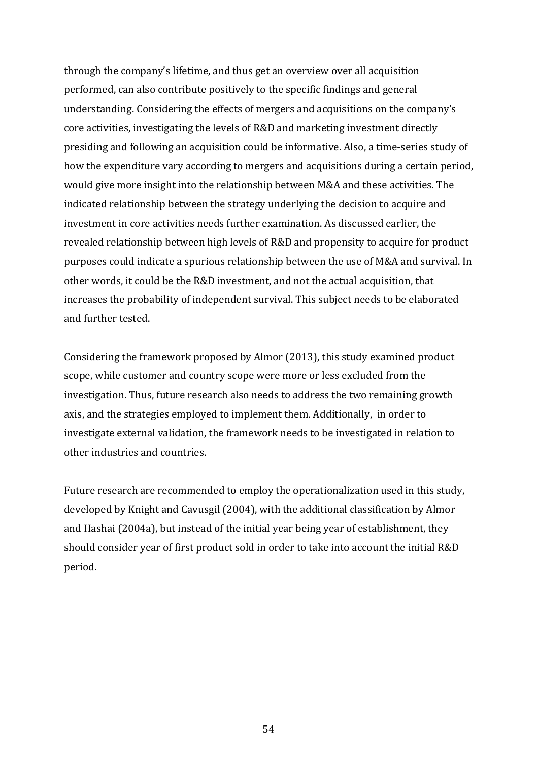through the company's lifetime, and thus get an overview over all acquisition performed, can also contribute positively to the specific findings and general understanding. Considering the effects of mergers and acquisitions on the company's core activities, investigating the levels of R&D and marketing investment directly presiding and following an acquisition could be informative. Also, a time-series study of how the expenditure vary according to mergers and acquisitions during a certain period, would give more insight into the relationship between M&A and these activities. The indicated relationship between the strategy underlying the decision to acquire and investment in core activities needs further examination. As discussed earlier, the revealed relationship between high levels of R&D and propensity to acquire for product purposes could indicate a spurious relationship between the use of M&A and survival. In other words, it could be the R&D investment, and not the actual acquisition, that increases the probability of independent survival. This subject needs to be elaborated and further tested.

Considering the framework proposed by Almor (2013), this study examined product scope, while customer and country scope were more or less excluded from the investigation. Thus, future research also needs to address the two remaining growth axis, and the strategies employed to implement them. Additionally, in order to investigate external validation, the framework needs to be investigated in relation to other industries and countries.

Future research are recommended to employ the operationalization used in this study, developed by Knight and Cavusgil (2004), with the additional classification by Almor and Hashai (2004a), but instead of the initial year being year of establishment, they should consider year of first product sold in order to take into account the initial R&D period.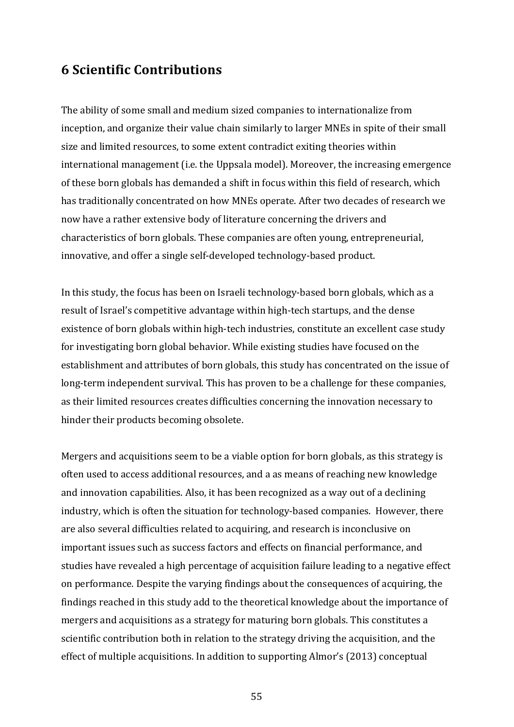# 6 Scientific Contributions

The ability of some small and medium sized companies to internationalize from inception, and organize their value chain similarly to larger MNEs in spite of their small size and limited resources, to some extent contradict exiting theories within international management (i.e. the Uppsala model). Moreover, the increasing emergence of these born globals has demanded a shift in focus within this field of research, which has traditionally concentrated on how MNEs operate. After two decades of research we now have a rather extensive body of literature concerning the drivers and characteristics of born globals. These companies are often young, entrepreneurial, innovative, and offer a single self-developed technology-based product.

In this study, the focus has been on Israeli technology-based born globals, which as a result of Israel's competitive advantage within high-tech startups, and the dense existence of born globals within high-tech industries, constitute an excellent case study for investigating born global behavior. While existing studies have focused on the establishment and attributes of born globals, this study has concentrated on the issue of long-term independent survival. This has proven to be a challenge for these companies, as their limited resources creates difficulties concerning the innovation necessary to hinder their products becoming obsolete.

Mergers and acquisitions seem to be a viable option for born globals, as this strategy is often used to access additional resources, and a as means of reaching new knowledge and innovation capabilities. Also, it has been recognized as a way out of a declining industry, which is often the situation for technology-based companies. However, there are also several difficulties related to acquiring, and research is inconclusive on important issues such as success factors and effects on financial performance, and studies have revealed a high percentage of acquisition failure leading to a negative effect on performance. Despite the varying findings about the consequences of acquiring, the findings reached in this study add to the theoretical knowledge about the importance of mergers and acquisitions as a strategy for maturing born globals. This constitutes a scientific contribution both in relation to the strategy driving the acquisition, and the effect of multiple acquisitions. In addition to supporting Almor's (2013) conceptual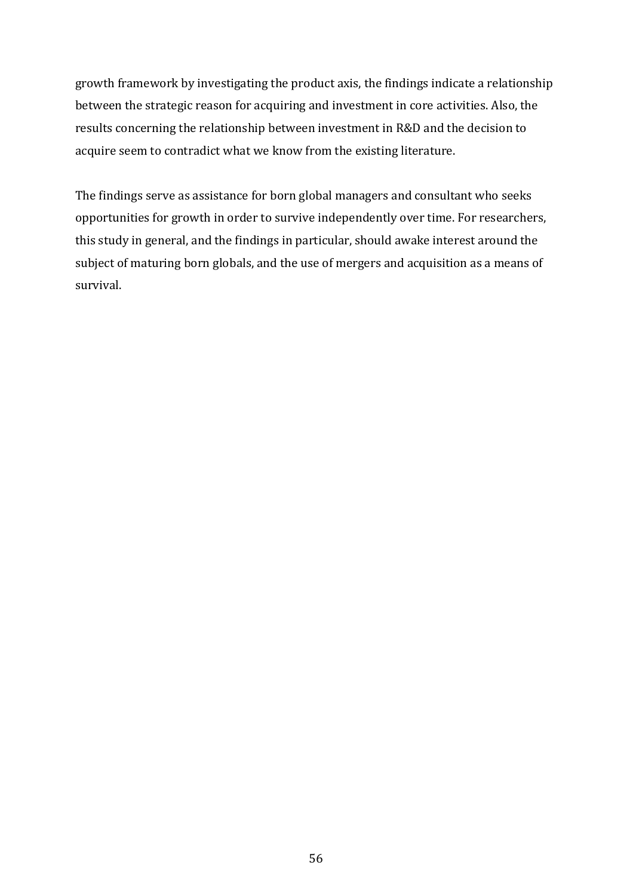growth framework by investigating the product axis, the findings indicate a relationship between the strategic reason for acquiring and investment in core activities. Also, the results concerning the relationship between investment in R&D and the decision to acquire seem to contradict what we know from the existing literature.

The findings serve as assistance for born global managers and consultant who seeks opportunities for growth in order to survive independently over time. For researchers, this study in general, and the findings in particular, should awake interest around the subject of maturing born globals, and the use of mergers and acquisition as a means of survival.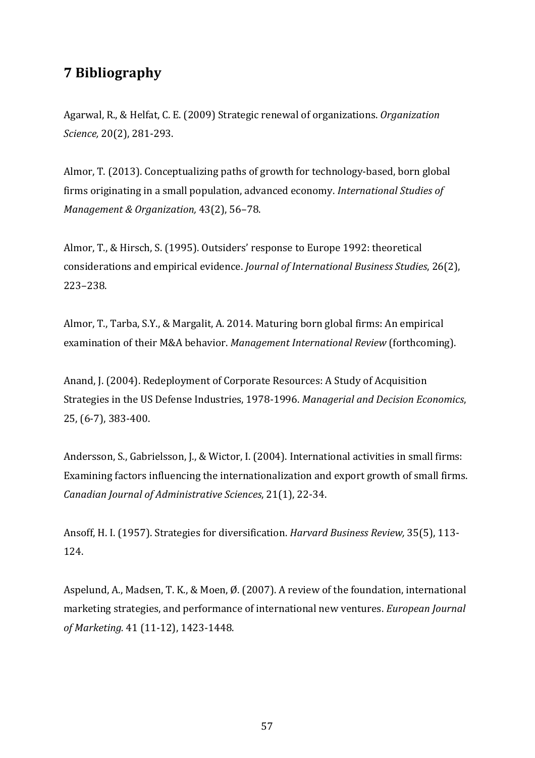# 7 Bibliography

Agarwal, R., & Helfat, C. E. (2009) Strategic renewal of organizations. *Organization Science,* 20(2), 281-293.

Almor, T. (2013). Conceptualizing paths of growth for technology-based, born global firms originating in a small population, advanced economy. *International Studies of Management & Organization,* 43(2), 56–78.

Almor, T., & Hirsch, S. (1995). Outsiders' response to Europe 1992: theoretical considerations and empirical evidence. *Journal of International Business Studies*, 26(2), 223–238.

Almor, T., Tarba, S.Y., & Margalit, A. 2014. Maturing born global firms: An empirical examination of their M&A behavior. *Management International Review* (forthcoming).

Anand, J. (2004). Redeployment of Corporate Resources: A Study of Acquisition Strategies in the US Defense Industries, 1978-1996. *Managerial and Decision Economics*, 25, (6-7), 383-400.

Andersson, S., Gabrielsson, J., & Wictor, I. (2004). International activities in small firms: Examining factors influencing the internationalization and export growth of small firms. *Canadian Journal of Administrative Sciences*, 21(1), 22-34.

Ansoff, H. I. (1957). Strategies for diversification. *Harvard Business Review,* 35(5), 113-124.

Aspelund, A., Madsen, T. K., & Moen, Ø. (2007). A review of the foundation, international marketing strategies, and performance of international new ventures. *European Journal of Marketing.* 41 (11-12), 1423-1448.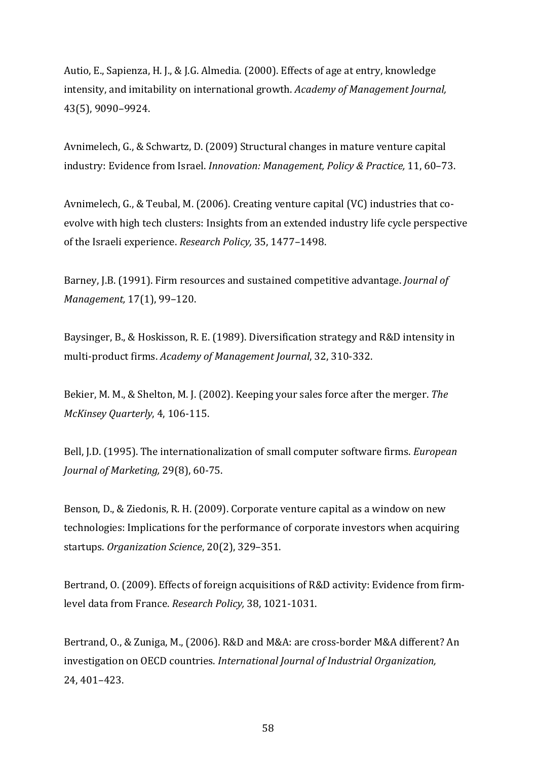Autio, E., Sapienza, H. J., & J.G. Almedia. (2000). Effects of age at entry, knowledge intensity, and imitability on international growth. *Academy of Management Journal,* 43(5), 9090–9924.

Avnimelech, G., & Schwartz, D. (2009) Structural changes in mature venture capital industry: Evidence from Israel. *Innovation: Management, Policy & Practice,* 11, 60–73.

Avnimelech, G., & Teubal, M. (2006). Creating venture capital (VC) industries that co-evolve with high tech clusters: Insights from an extended industry life cycle perspective of the Israeli experience. *Research Policy,* 35, 1477–1498.

Barney, J.B. (1991). Firm resources and sustained competitive advantage. *Journal of Management,* 17(1), 99–120.

Baysinger, B., & Hoskisson, R. E. (1989). Diversification strategy and R&D intensity in multi-product firms. *Academy of Management Journal*, 32, 310-332.

Bekier, M. M., & Shelton, M. J. (2002). Keeping your sales force after the merger. *The McKinsey Quarterly*, 4, 106-115.

Bell, J.D. (1995). The internationalization of small computer software firms. *European Journal of Marketing,* 29(8), 60-75.

Benson, D., & Ziedonis, R. H. (2009). Corporate venture capital as a window on new technologies: Implications for the performance of corporate investors when acquiring startups. *Organization Science*, 20(2), 329–351.

Bertrand, O. (2009). Effects of foreign acquisitions of R&D activity: Evidence from firm-level data from France. *Research Policy,* 38, 1021-1031.

Bertrand, O., & Zuniga, M., (2006). R&D and M&A: are cross-border M&A different? An investigation on OECD countries. *International Journal of Industrial Organization,* 24, 401–423.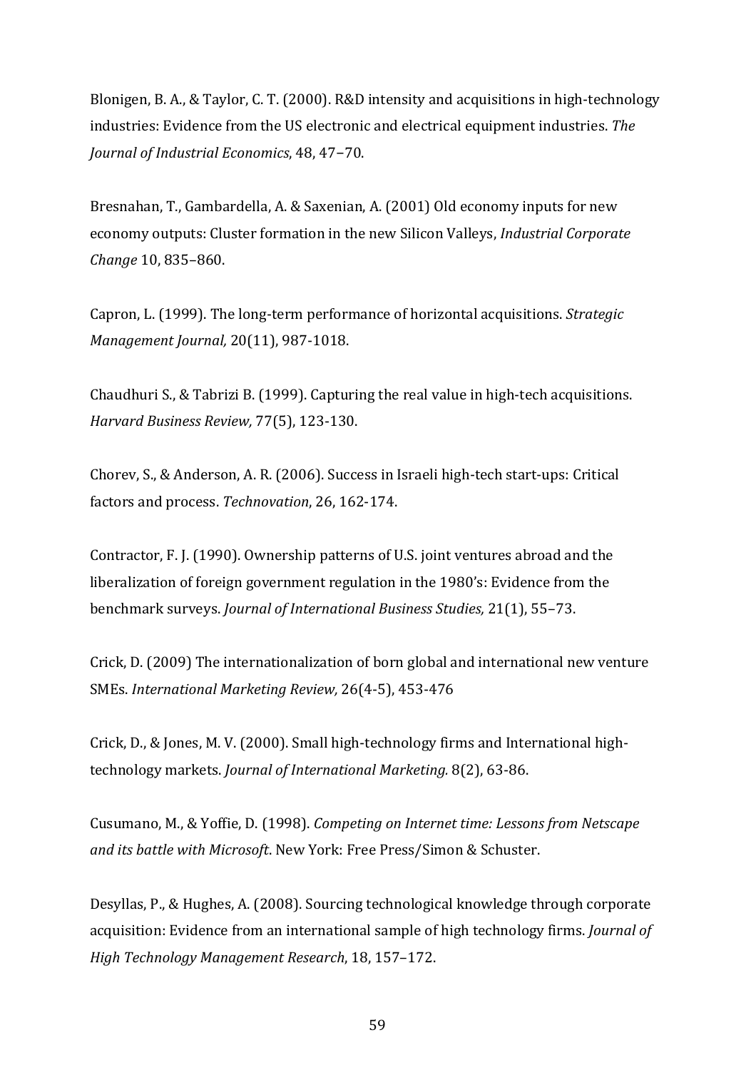Blonigen, B. A., & Taylor, C. T. (2000). R&D intensity and acquisitions in high-technology industries: Evidence from the US electronic and electrical equipment industries. *The Journal of Industrial Economics*, 48, 47–70.

Bresnahan, T., Gambardella, A. & Saxenian, A. (2001) Old economy inputs for new economy outputs: Cluster formation in the new Silicon Valleys, *Industrial Corporate Change* 10, 835–860.

Capron, L. (1999). The long-term performance of horizontal acquisitions. *Strategic Management Journal,* 20(11), 987-1018.

Chaudhuri S., & Tabrizi B. (1999). Capturing the real value in high-tech acquisitions. *Harvard Business Review,* 77(5), 123-130.

Chorev, S., & Anderson, A. R. (2006). Success in Israeli high-tech start-ups: Critical factors and process. *Technovation*, 26, 162-174.

Contractor, F. J. (1990). Ownership patterns of U.S. joint ventures abroad and the liberalization of foreign government regulation in the 1980's: Evidence from the benchmark surveys. *Journal of International Business Studies,* 21(1), 55–73.

Crick, D. (2009) The internationalization of born global and international new venture SMEs. *International Marketing Review,* 26(4-5), 453-476

Crick, D., & Jones, M. V. (2000). Small high-technology firms and International high-technology markets. *Journal of International Marketing.* 8(2), 63-86.

Cusumano, M., & Yoffie, D. (1998). *Competing on Internet time: Lessons from Netscape and its battle with Microsoft*. New York: Free Press/Simon & Schuster.

Desyllas, P., & Hughes, A. (2008). Sourcing technological knowledge through corporate acquisition: Evidence from an international sample of high technology firms. *Journal of High Technology Management Research*, 18, 157–172.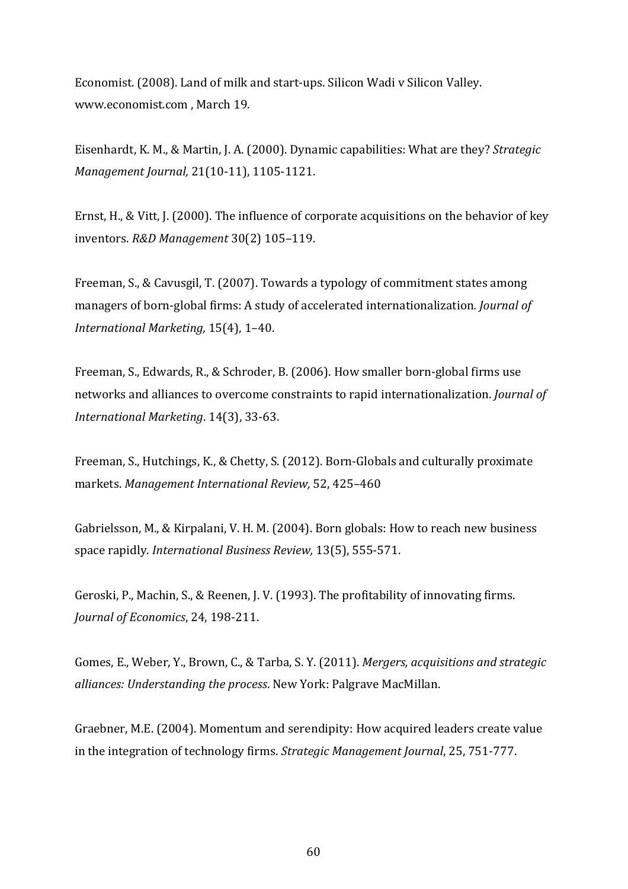Economist. (2008). Land of milk and start-ups. Silicon Wadi v Silicon Valley. www.economist.com , March 19.

Eisenhardt, K. M., & Martin, J. A. (2000). Dynamic capabilities: What are they? *Strategic Management Journal,* 21(10-11), 1105-1121.

Ernst, H., & Vitt, J. (2000). The influence of corporate acquisitions on the behavior of key inventors. *R&D Management* 30(2) 105–119.

Freeman, S., & Cavusgil, T. (2007). Towards a typology of commitment states among managers of born-global firms: A study of accelerated internationalization. *Journal of International Marketing,* 15(4), 1–40.

Freeman, S., Edwards, R., & Schroder, B. (2006). How smaller born-global firms use networks and alliances to overcome constraints to rapid internationalization. *Journal of International Marketing*. 14(3), 33-63.

Freeman, S., Hutchings, K., & Chetty, S. (2012). Born-Globals and culturally proximate markets. *Management International Review,* 52, 425–460

Gabrielsson, M., & Kirpalani, V. H. M. (2004). Born globals: How to reach new business space rapidly. *International Business Review,* 13(5), 555-571.

Geroski, P., Machin, S., & Reenen, J. V. (1993). The profitability of innovating firms. *Journal of Economics*, 24, 198-211.

Gomes, E., Weber, Y., Brown, C., & Tarba, S. Y. (2011). *Mergers, acquisitions and strategic alliances: Understanding the process*. New York: Palgrave MacMillan.

Graebner, M.E. (2004). Momentum and serendipity: How acquired leaders create value in the integration of technology firms. *Strategic Management Journal*, 25, 751-777.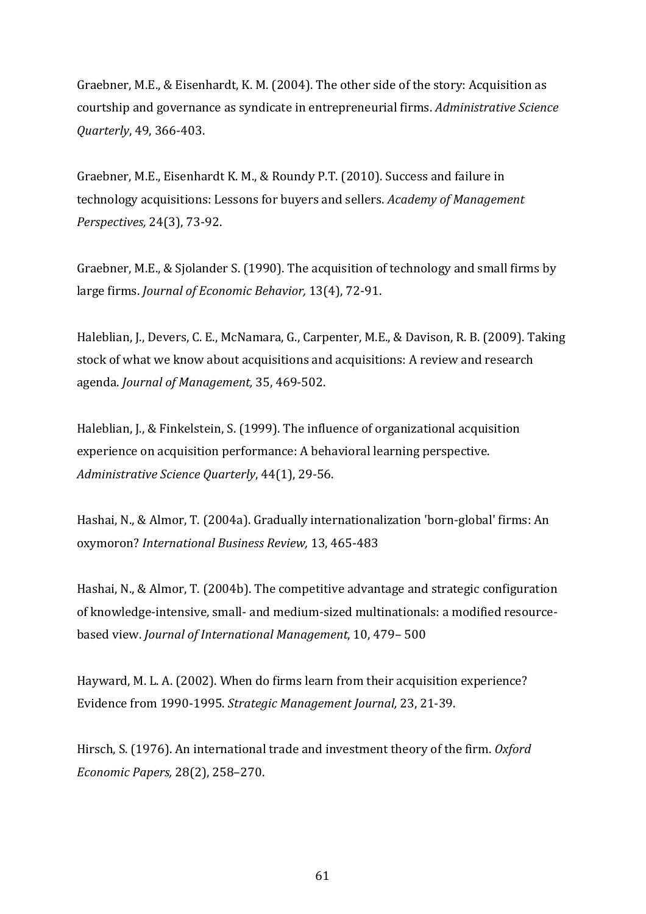Graebner, M.E., & Eisenhardt, K. M. (2004). The other side of the story: Acquisition as courtship and governance as syndicate in entrepreneurial firms. *Administrative Science Quarterly*, 49, 366-403.

Graebner, M.E., Eisenhardt K. M., & Roundy P.T. (2010). Success and failure in technology acquisitions: Lessons for buyers and sellers. *Academy of Management Perspectives,* 24(3), 73-92.

Graebner, M.E., & Sjolander S. (1990). The acquisition of technology and small firms by large firms. *Journal of Economic Behavior,* 13(4), 72-91.

Haleblian, J., Devers, C. E., McNamara, G., Carpenter, M.E., & Davison, R. B. (2009). Taking stock of what we know about acquisitions and acquisitions: A review and research agenda. *Journal of Management,* 35, 469-502.

Haleblian, J., & Finkelstein, S. (1999). The influence of organizational acquisition experience on acquisition performance: A behavioral learning perspective. *Administrative Science Quarterly*, 44(1), 29-56.

Hashai, N., & Almor, T. (2004a). Gradually internationalization 'born-global' firms: An oxymoron? *International Business Review,* 13, 465-483

Hashai, N., & Almor, T. (2004b). The competitive advantage and strategic configuration of knowledge-intensive, small- and medium-sized multinationals: a modified resource-based view. *Journal of International Management*, 10, 479– 500

Hayward, M. L. A. (2002). When do firms learn from their acquisition experience? Evidence from 1990-1995. *Strategic Management Journal,* 23, 21-39.

Hirsch, S. (1976). An international trade and investment theory of the firm. *Oxford Economic Papers,* 28(2), 258–270.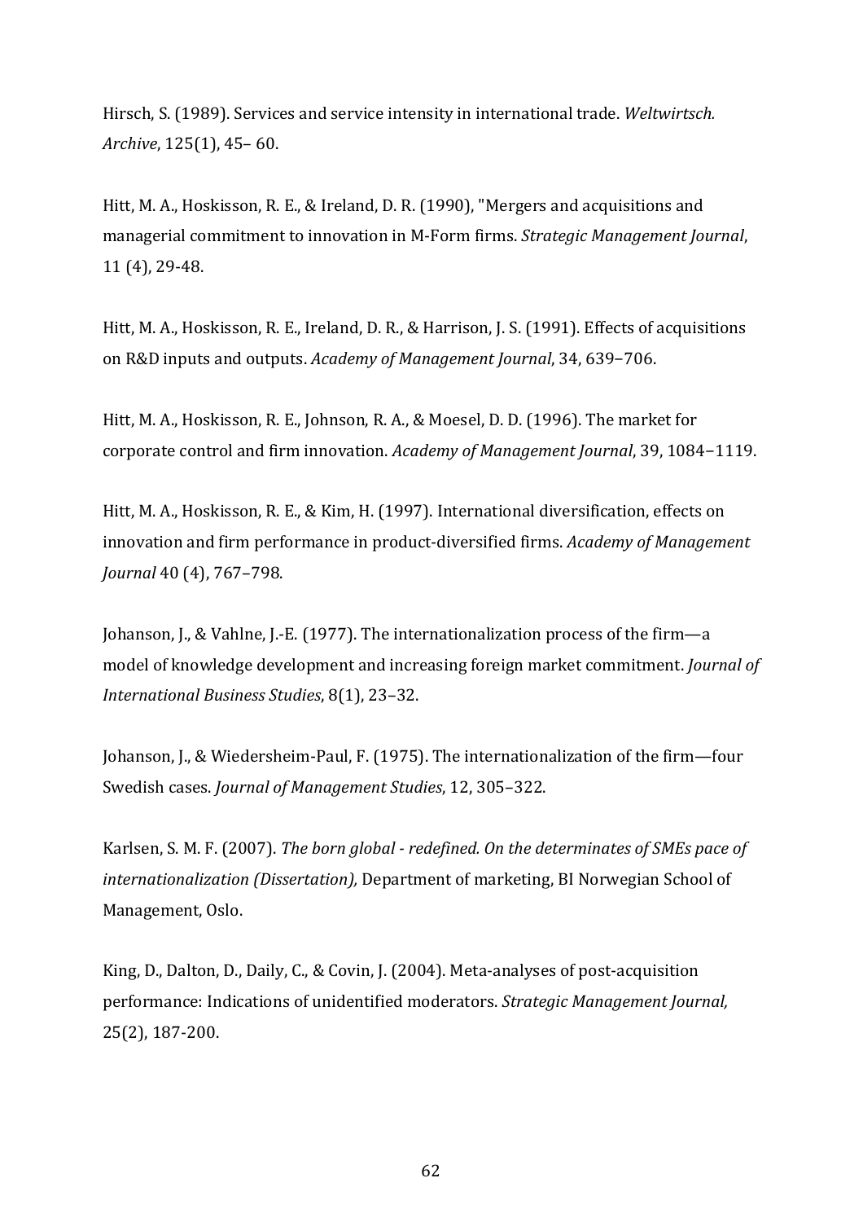Hirsch, S. (1989). Services and service intensity in international trade. *Weltwirtsch. Archive*, 125(1), 45– 60.

Hitt, M. A., Hoskisson, R. E., & Ireland, D. R. (1990), "Mergers and acquisitions and managerial commitment to innovation in M-Form firms. *Strategic Management Journal*, 11 (4), 29-48.

Hitt, M. A., Hoskisson, R. E., Ireland, D. R., & Harrison, J. S. (1991). Effects of acquisitions on R&D inputs and outputs. *Academy of Management Journal*, 34, 639–706.

Hitt, M. A., Hoskisson, R. E., Johnson, R. A., & Moesel, D. D. (1996). The market for corporate control and firm innovation. *Academy of Management Journal*, 39, 1084−1119.

Hitt, M. A., Hoskisson, R. E., & Kim, H. (1997). International diversification, effects on innovation and firm performance in product-diversified firms. *Academy of Management Journal* 40 (4), 767–798.

Johanson, J., & Vahlne, J.-E. (1977). The internationalization process of the firm—a model of knowledge development and increasing foreign market commitment. *Journal of International Business Studies*, 8(1), 23–32.

Johanson, J., & Wiedersheim-Paul, F. (1975). The internationalization of the firm—four Swedish cases. *Journal of Management Studies*, 12, 305–322.

Karlsen, S. M. F. (2007). *The born global - redefined. On the determinates of SMEs pace of internationalization (Dissertation),* Department of marketing, BI Norwegian School of Management, Oslo.

King, D., Dalton, D., Daily, C., & Covin, J. (2004). Meta-analyses of post-acquisition performance: Indications of unidentified moderators. *Strategic Management Journal,* 25(2), 187-200.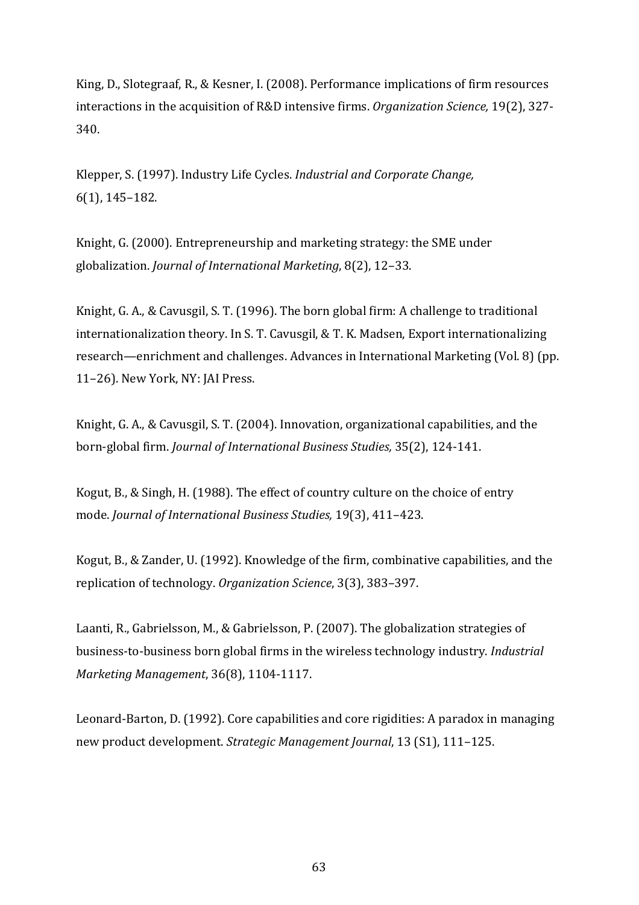King, D., Slotegraaf, R., & Kesner, I. (2008). Performance implications of firm resources interactions in the acquisition of R&D intensive firms. *Organization Science,* 19(2), 327-340.

Klepper, S. (1997). Industry Life Cycles. *Industrial and Corporate Change,* 6(1), 145–182.

Knight, G. (2000). Entrepreneurship and marketing strategy: the SME under globalization. *Journal of International Marketing*, 8(2), 12–33.

Knight, G. A., & Cavusgil, S. T. (1996). The born global firm: A challenge to traditional internationalization theory. In S. T. Cavusgil, & T. K. Madsen, Export internationalizing research—enrichment and challenges. Advances in International Marketing (Vol. 8) (pp. 11–26). New York, NY: JAI Press.

Knight, G. A., & Cavusgil, S. T. (2004). Innovation, organizational capabilities, and the born-global firm. *Journal of International Business Studies,* 35(2), 124-141.

Kogut, B., & Singh, H. (1988). The effect of country culture on the choice of entry mode. *Journal of International Business Studies,* 19(3), 411–423.

Kogut, B., & Zander, U. (1992). Knowledge of the firm, combinative capabilities, and the replication of technology. *Organization Science*, 3(3), 383–397.

Laanti, R., Gabrielsson, M., & Gabrielsson, P. (2007). The globalization strategies of business-to-business born global firms in the wireless technology industry. *Industrial Marketing Management*, 36(8), 1104-1117.

Leonard-Barton, D. (1992). Core capabilities and core rigidities: A paradox in managing new product development. *Strategic Management Journal*, 13 (S1), 111–125.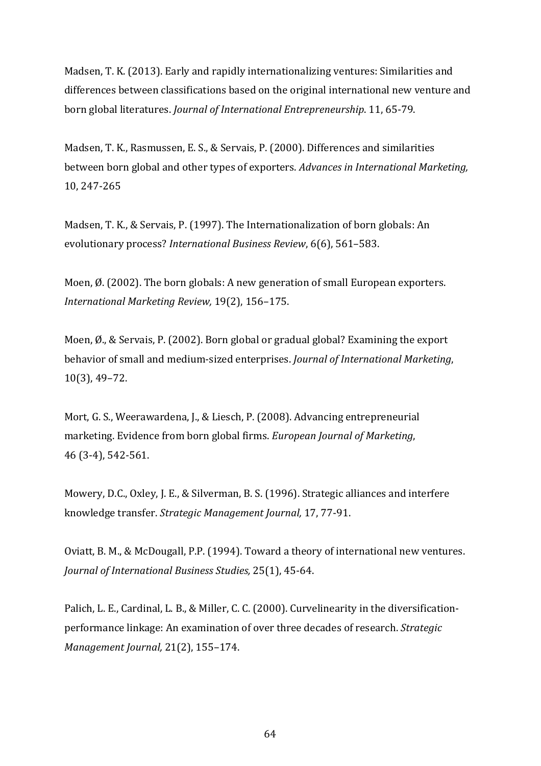Madsen, T. K. (2013). Early and rapidly internationalizing ventures: Similarities and differences between classifications based on the original international new venture and born global literatures. *Journal of International Entrepreneurship*. 11, 65-79.

Madsen, T. K., Rasmussen, E. S., & Servais, P. (2000). Differences and similarities between born global and other types of exporters. *Advances in International Marketing,* 10, 247-265

Madsen, T. K., & Servais, P. (1997). The Internationalization of born globals: An evolutionary process? *International Business Review*, 6(6), 561–583.

Moen, Ø. (2002). The born globals: A new generation of small European exporters. *International Marketing Review,* 19(2), 156–175.

Moen, Ø., & Servais, P. (2002). Born global or gradual global? Examining the export behavior of small and medium-sized enterprises. *Journal of International Marketing*, 10(3), 49–72.

Mort, G. S., Weerawardena, J., & Liesch, P. (2008). Advancing entrepreneurial marketing. Evidence from born global firms. *European Journal of Marketing*, 46 (3-4), 542-561.

Mowery, D.C., Oxley, J. E., & Silverman, B. S. (1996). Strategic alliances and interfere knowledge transfer. *Strategic Management Journal,* 17, 77-91.

Oviatt, B. M., & McDougall, P.P. (1994). Toward a theory of international new ventures. *Journal of International Business Studies,* 25(1), 45-64.

Palich, L. E., Cardinal, L. B., & Miller, C. C. (2000). Curvelinearity in the diversification-performance linkage: An examination of over three decades of research. *Strategic Management Journal,* 21(2), 155–174.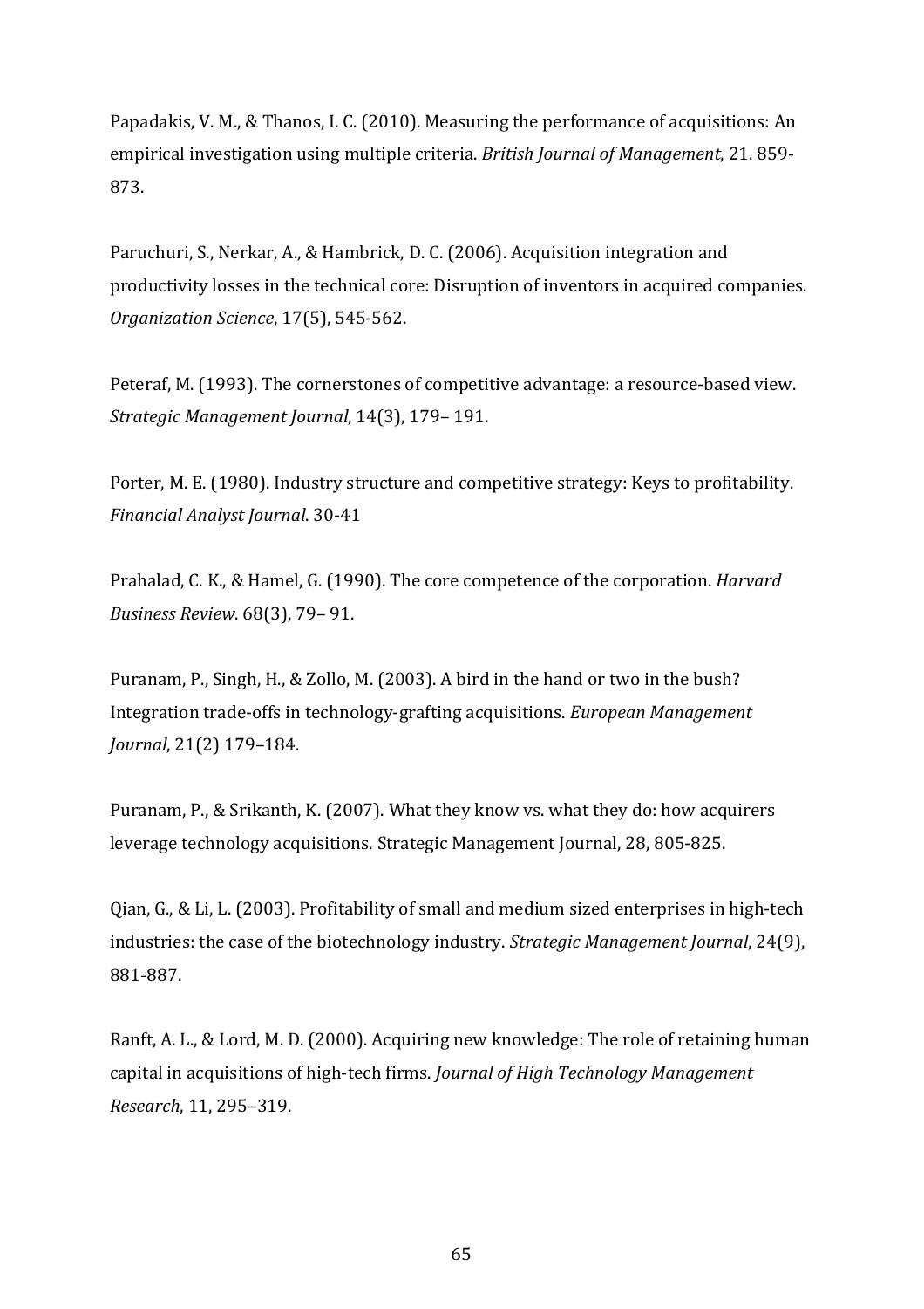Papadakis, V. M., & Thanos, I. C. (2010). Measuring the performance of acquisitions: An empirical investigation using multiple criteria. *British Journal of Management*, 21. 859-873.

Paruchuri, S., Nerkar, A., & Hambrick, D. C. (2006). Acquisition integration and productivity losses in the technical core: Disruption of inventors in acquired companies. *Organization Science*, 17(5), 545-562.

Peteraf, M. (1993). The cornerstones of competitive advantage: a resource-based view. *Strategic Management Journal*, 14(3), 179– 191.

Porter, M. E. (1980). Industry structure and competitive strategy: Keys to profitability. *Financial Analyst Journal*. 30-41

Prahalad, C. K., & Hamel, G. (1990). The core competence of the corporation. *Harvard Business Review*. 68(3), 79– 91.

Puranam, P., Singh, H., & Zollo, M. (2003). A bird in the hand or two in the bush? Integration trade-offs in technology-grafting acquisitions. *European Management Journal*, 21(2) 179–184.

Puranam, P., & Srikanth, K. (2007). What they know vs. what they do: how acquirers leverage technology acquisitions. Strategic Management Journal, 28, 805-825.

Qian, G., & Li, L. (2003). Profitability of small and medium sized enterprises in high-tech industries: the case of the biotechnology industry. *Strategic Management Journal*, 24(9), 881-887.

Ranft, A. L., & Lord, M. D. (2000). Acquiring new knowledge: The role of retaining human capital in acquisitions of high-tech firms. *Journal of High Technology Management Research*, 11, 295–319.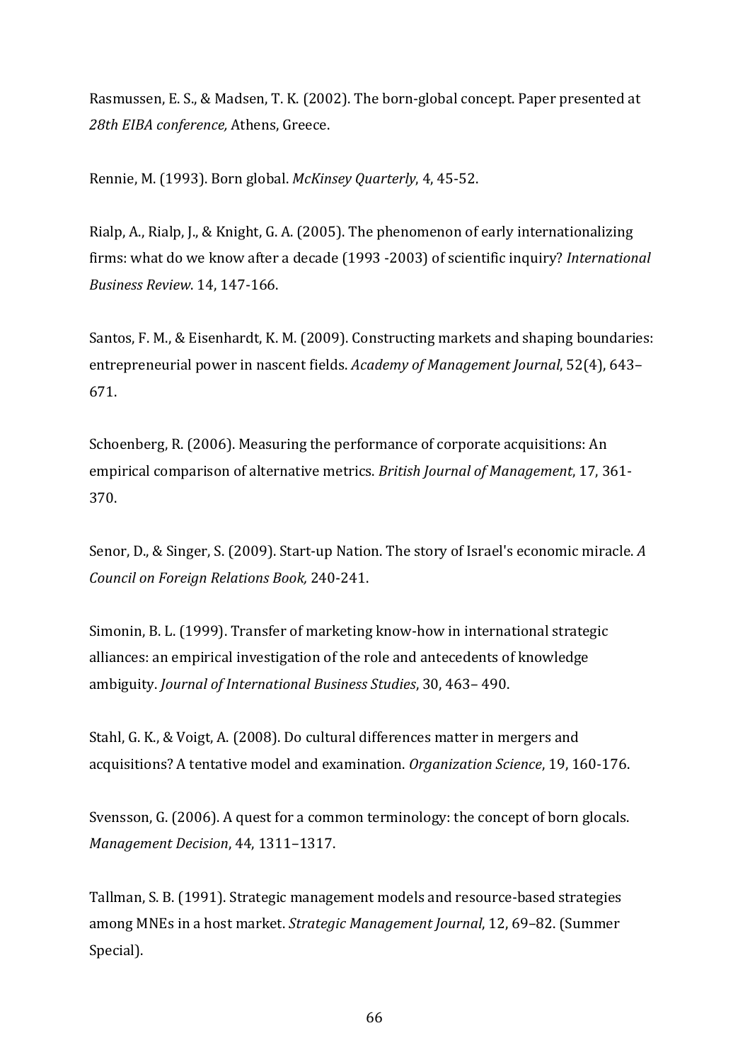Rasmussen, E. S., & Madsen, T. K. (2002). The born-global concept. Paper presented at *28th EIBA conference,* Athens, Greece.

Rennie, M. (1993). Born global. *McKinsey Quarterly*, 4, 45-52.

Rialp, A., Rialp, J., & Knight, G. A. (2005). The phenomenon of early internationalizing firms: what do we know after a decade (1993 -2003) of scientific inquiry? *International Business Review*. 14, 147-166.

Santos, F. M., & Eisenhardt, K. M. (2009). Constructing markets and shaping boundaries: entrepreneurial power in nascent fields. *Academy of Management Journal*, 52(4), 643–671.

Schoenberg, R. (2006). Measuring the performance of corporate acquisitions: An empirical comparison of alternative metrics. *British Journal of Management*, 17, 361-370.

Senor, D., & Singer, S. (2009). Start-up Nation. The story of Israel's economic miracle. *A Council on Foreign Relations Book,* 240-241.

Simonin, B. L. (1999). Transfer of marketing know-how in international strategic alliances: an empirical investigation of the role and antecedents of knowledge ambiguity. *Journal of International Business Studies*, 30, 463– 490.

Stahl, G. K., & Voigt, A. (2008). Do cultural differences matter in mergers and acquisitions? A tentative model and examination. *Organization Science*, 19, 160-176.

Svensson, G. (2006). A quest for a common terminology: the concept of born glocals. *Management Decision*, 44, 1311–1317.

Tallman, S. B. (1991). Strategic management models and resource-based strategies among MNEs in a host market. *Strategic Management Journal*, 12, 69–82. (Summer Special).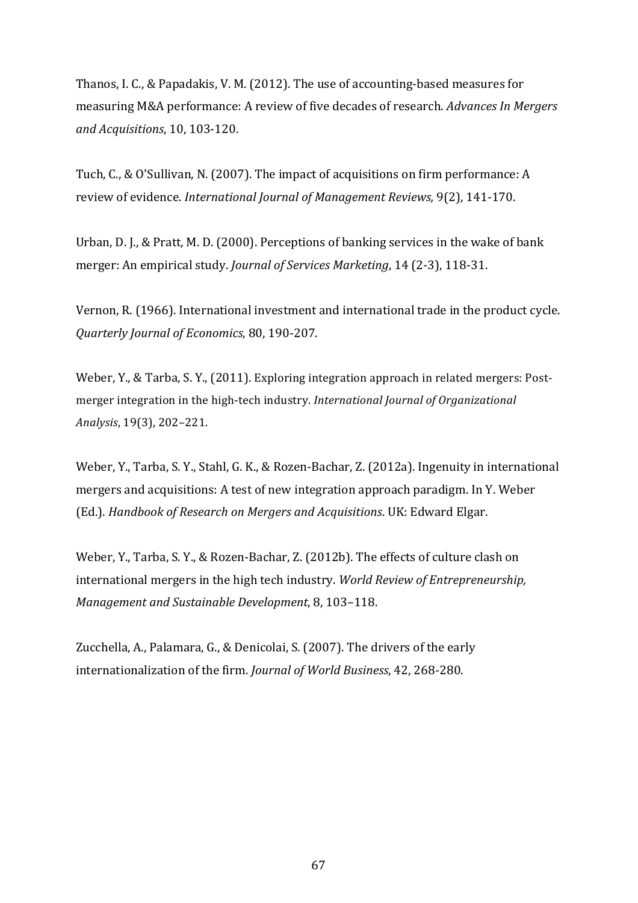Thanos, I. C., & Papadakis, V. M. (2012). The use of accounting-based measures for measuring M&A performance: A review of five decades of research. *Advances In Mergers and Acquisitions*, 10, 103-120.

Tuch, C., & O'Sullivan, N. (2007). The impact of acquisitions on firm performance: A review of evidence. *International Journal of Management Reviews,* 9(2), 141-170.

Urban, D. J., & Pratt, M. D. (2000). Perceptions of banking services in the wake of bank merger: An empirical study. *Journal of Services Marketing*, 14 (2-3), 118-31.

Vernon, R. (1966). International investment and international trade in the product cycle. *Quarterly Journal of Economics*, 80, 190-207.

Weber, Y., & Tarba, S. Y., (2011). Exploring integration approach in related mergers: Post-merger integration in the high-tech industry. *International Journal of Organizational Analysis*, 19(3), 202–221.

Weber, Y., Tarba, S. Y., Stahl, G. K., & Rozen-Bachar, Z. (2012a). Ingenuity in international mergers and acquisitions: A test of new integration approach paradigm. In Y. Weber (Ed.). *Handbook of Research on Mergers and Acquisitions*. UK: Edward Elgar.

Weber, Y., Tarba, S. Y., & Rozen-Bachar, Z. (2012b). The effects of culture clash on international mergers in the high tech industry. *World Review of Entrepreneurship, Management and Sustainable Development*, 8, 103–118.

Zucchella, A., Palamara, G., & Denicolai, S. (2007). The drivers of the early internationalization of the firm. *Journal of World Business*, 42, 268-280.